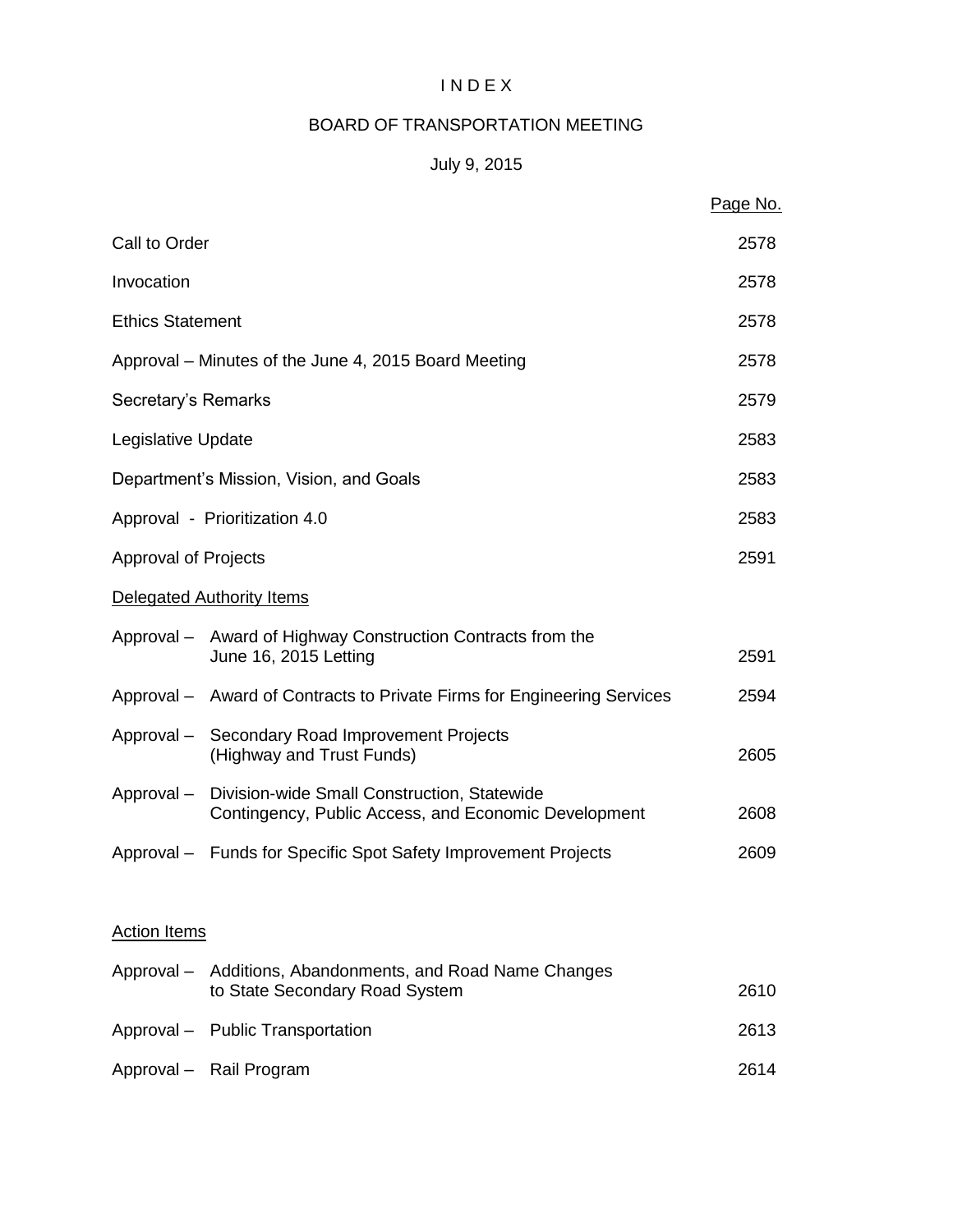# I N D E X

## BOARD OF TRANSPORTATION MEETING

### July 9, 2015

| | Page No. |
|---|---|
| Call to Order | 2578 |
| Invocation | 2578 |
| Ethics Statement | 2578 |
| Approval – Minutes of the June 4, 2015 Board Meeting | 2578 |
| Secretary's Remarks | 2579 |
| Legislative Update | 2583 |
| Department's Mission, Vision, and Goals | 2583 |
| Approval - Prioritization 4.0 | 2583 |
| Approval of Projects | 2591 |
| Delegated Authority Items | |
| Approval – Award of Highway Construction Contracts from the June 16, 2015 Letting | 2591 |
| Approval – Award of Contracts to Private Firms for Engineering Services | 2594 |
| Approval – Secondary Road Improvement Projects (Highway and Trust Funds) | 2605 |
| Approval – Division-wide Small Construction, Statewide Contingency, Public Access, and Economic Development | 2608 |
| Approval – Funds for Specific Spot Safety Improvement Projects | 2609 |
| Action Items | |
| Approval – Additions, Abandonments, and Road Name Changes to State Secondary Road System | 2610 |
| Approval – Public Transportation | 2613 |
| Approval – Rail Program | 2614 |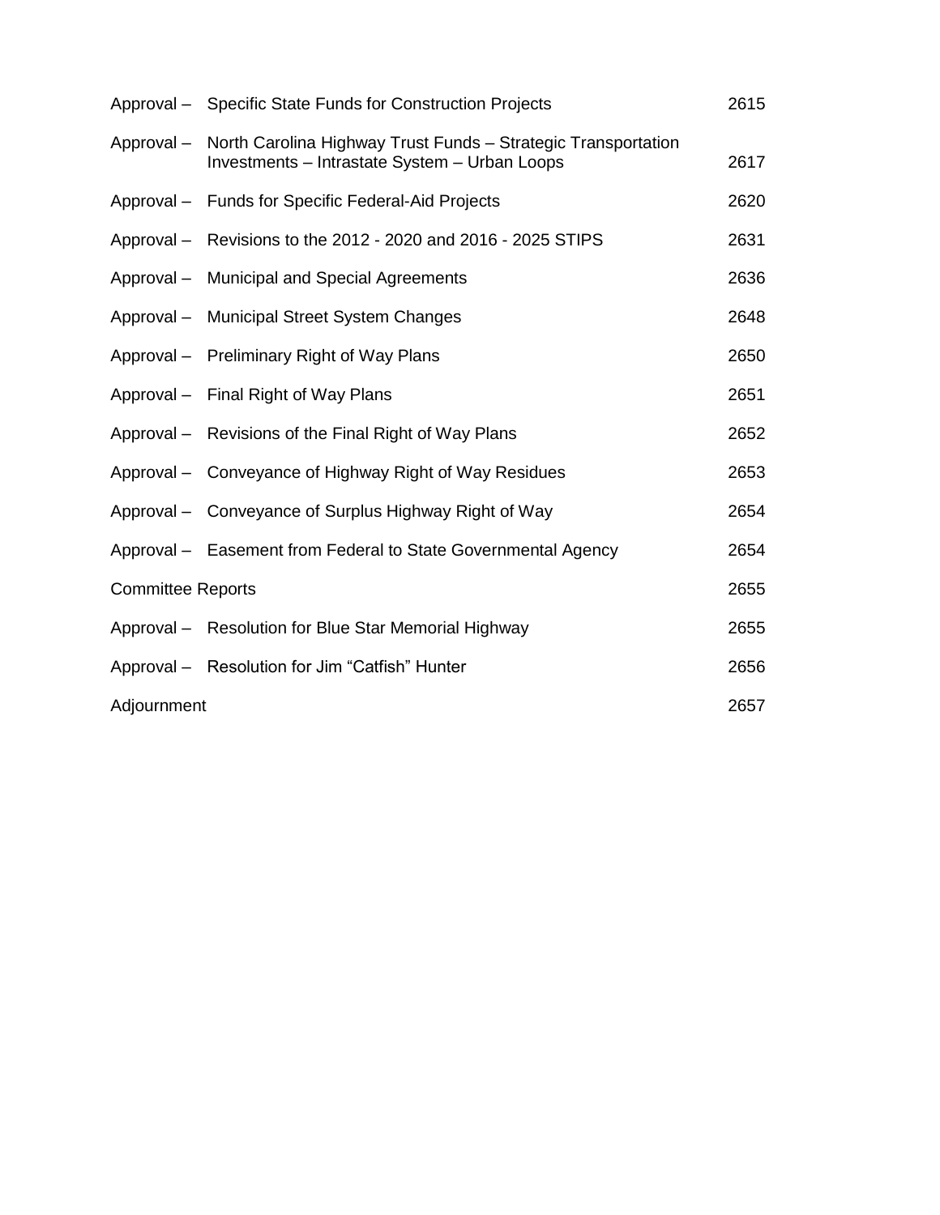| | | |
|---|---|---|
| Approval – | Specific State Funds for Construction Projects | 2615 |
| Approval – | North Carolina Highway Trust Funds – Strategic Transportation Investments – Intrastate System – Urban Loops | 2617 |
| Approval – | Funds for Specific Federal-Aid Projects | 2620 |
| Approval – | Revisions to the 2012 - 2020 and 2016 - 2025 STIPS | 2631 |
| Approval – | Municipal and Special Agreements | 2636 |
| Approval – | Municipal Street System Changes | 2648 |
| Approval – | Preliminary Right of Way Plans | 2650 |
| Approval – | Final Right of Way Plans | 2651 |
| Approval – | Revisions of the Final Right of Way Plans | 2652 |
| Approval – | Conveyance of Highway Right of Way Residues | 2653 |
| Approval – | Conveyance of Surplus Highway Right of Way | 2654 |
| Approval – | Easement from Federal to State Governmental Agency | 2654 |
| Committee Reports | | 2655 |
| Approval – | Resolution for Blue Star Memorial Highway | 2655 |
| Approval – | Resolution for Jim "Catfish" Hunter | 2656 |
| Adjournment | | 2657 |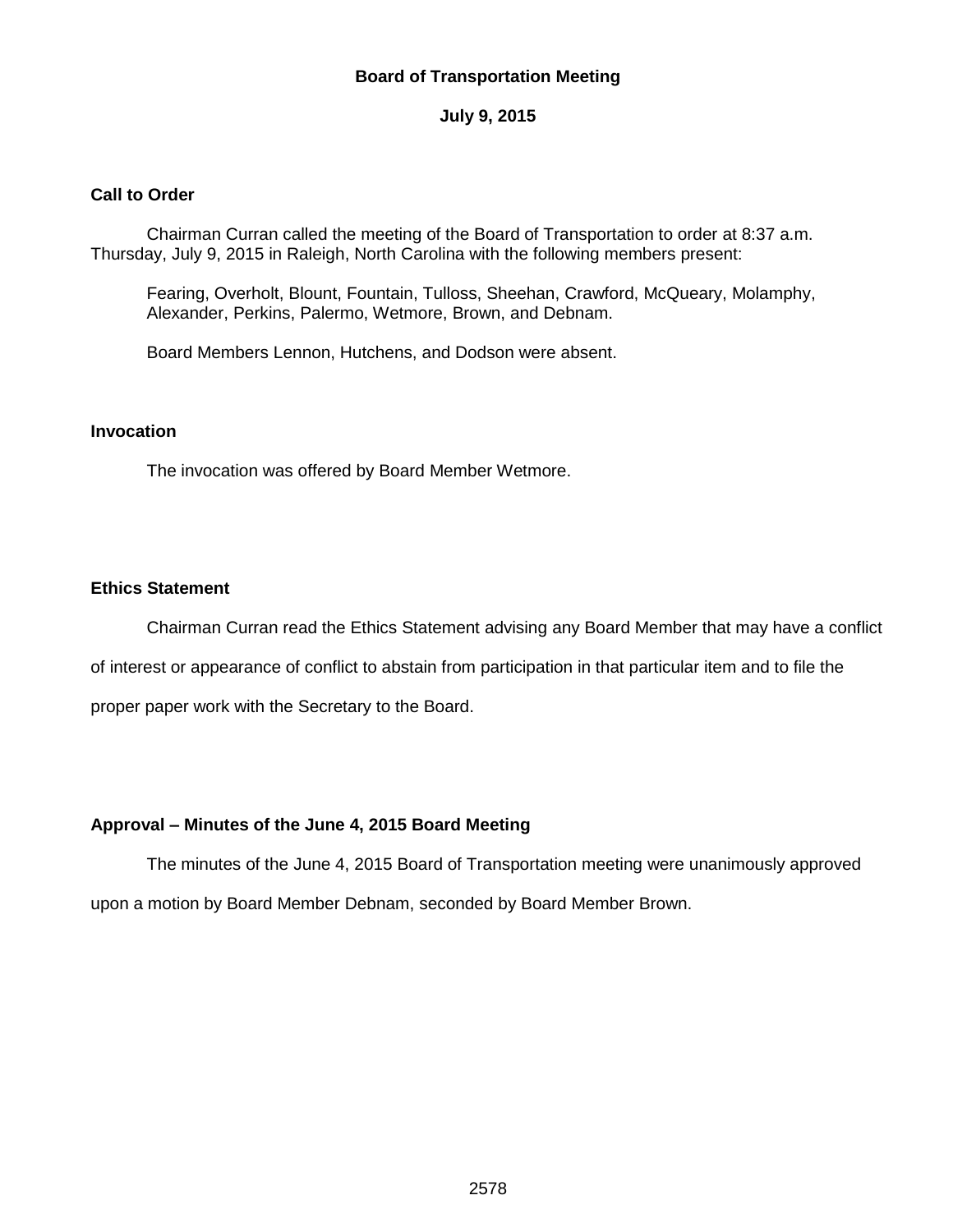**Board of Transportation Meeting**

**July 9, 2015**

**Call to Order**

Chairman Curran called the meeting of the Board of Transportation to order at 8:37 a.m. Thursday, July 9, 2015 in Raleigh, North Carolina with the following members present:

Fearing, Overholt, Blount, Fountain, Tulloss, Sheehan, Crawford, McQueary, Molamphy, Alexander, Perkins, Palermo, Wetmore, Brown, and Debnam.

Board Members Lennon, Hutchens, and Dodson were absent.

**Invocation**

The invocation was offered by Board Member Wetmore.

**Ethics Statement**

Chairman Curran read the Ethics Statement advising any Board Member that may have a conflict of interest or appearance of conflict to abstain from participation in that particular item and to file the proper paper work with the Secretary to the Board.

**Approval – Minutes of the June 4, 2015 Board Meeting**

The minutes of the June 4, 2015 Board of Transportation meeting were unanimously approved upon a motion by Board Member Debnam, seconded by Board Member Brown.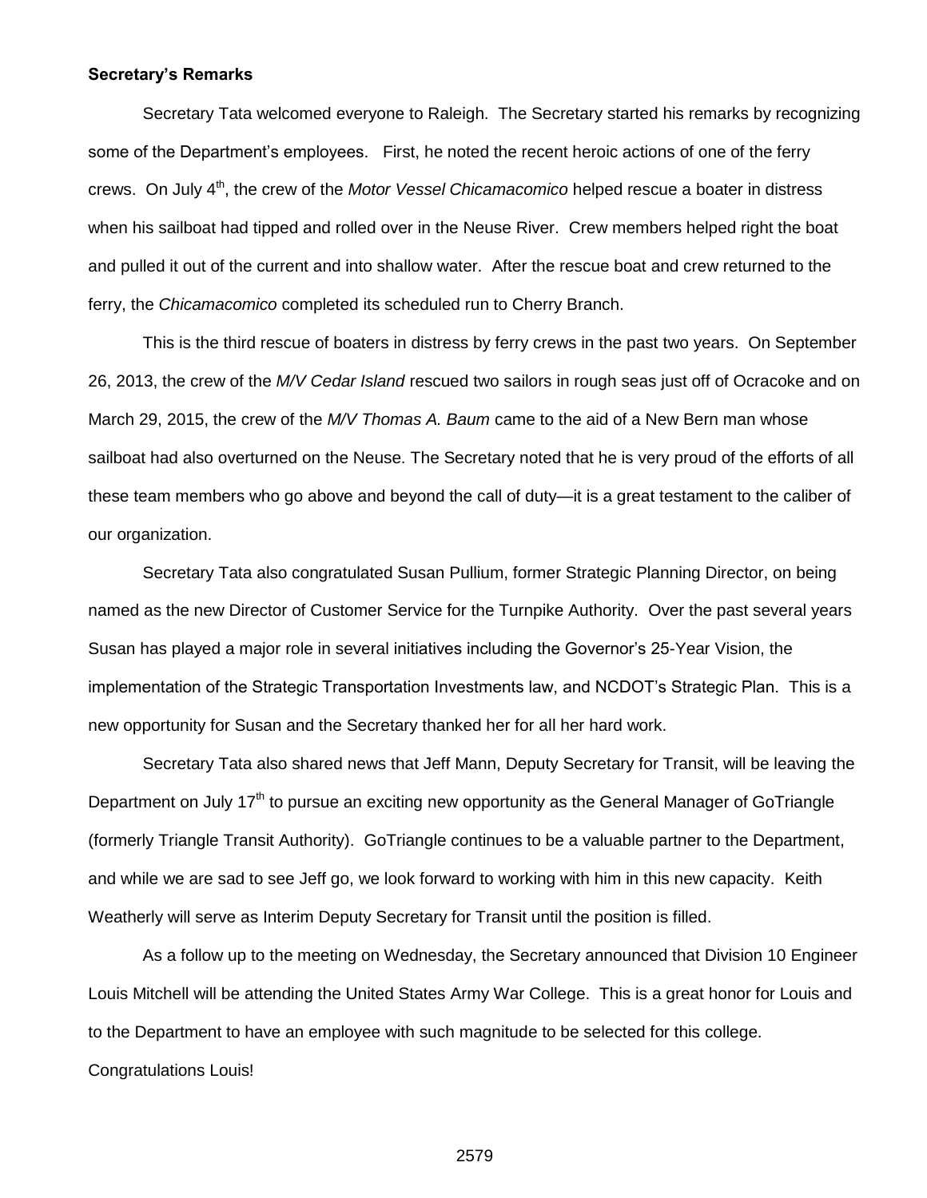**Secretary's Remarks**

Secretary Tata welcomed everyone to Raleigh. The Secretary started his remarks by recognizing some of the Department's employees. First, he noted the recent heroic actions of one of the ferry crews. On July 4th, the crew of the *Motor Vessel Chicamacomico* helped rescue a boater in distress when his sailboat had tipped and rolled over in the Neuse River. Crew members helped right the boat and pulled it out of the current and into shallow water. After the rescue boat and crew returned to the ferry, the *Chicamacomico* completed its scheduled run to Cherry Branch.

This is the third rescue of boaters in distress by ferry crews in the past two years. On September 26, 2013, the crew of the *M/V Cedar Island* rescued two sailors in rough seas just off of Ocracoke and on March 29, 2015, the crew of the *M/V Thomas A. Baum* came to the aid of a New Bern man whose sailboat had also overturned on the Neuse. The Secretary noted that he is very proud of the efforts of all these team members who go above and beyond the call of duty—it is a great testament to the caliber of our organization.

Secretary Tata also congratulated Susan Pullium, former Strategic Planning Director, on being named as the new Director of Customer Service for the Turnpike Authority. Over the past several years Susan has played a major role in several initiatives including the Governor's 25-Year Vision, the implementation of the Strategic Transportation Investments law, and NCDOT's Strategic Plan. This is a new opportunity for Susan and the Secretary thanked her for all her hard work.

Secretary Tata also shared news that Jeff Mann, Deputy Secretary for Transit, will be leaving the Department on July 17th to pursue an exciting new opportunity as the General Manager of GoTriangle (formerly Triangle Transit Authority). GoTriangle continues to be a valuable partner to the Department, and while we are sad to see Jeff go, we look forward to working with him in this new capacity. Keith Weatherly will serve as Interim Deputy Secretary for Transit until the position is filled.

As a follow up to the meeting on Wednesday, the Secretary announced that Division 10 Engineer Louis Mitchell will be attending the United States Army War College. This is a great honor for Louis and to the Department to have an employee with such magnitude to be selected for this college. Congratulations Louis!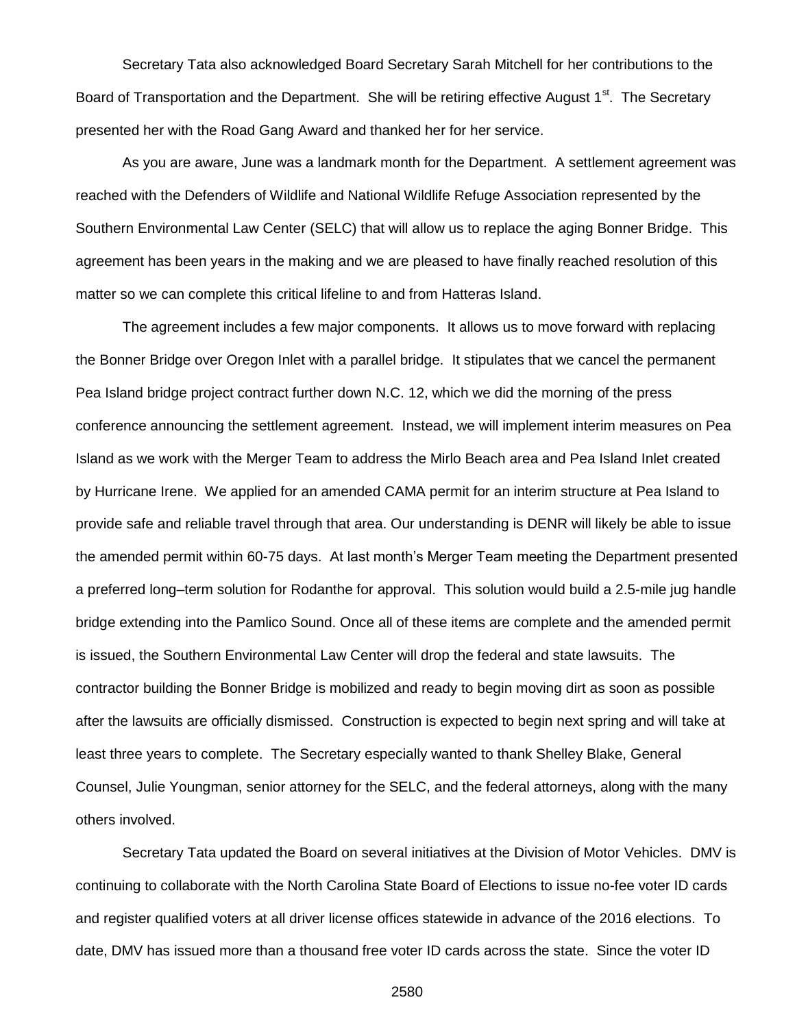Secretary Tata also acknowledged Board Secretary Sarah Mitchell for her contributions to the Board of Transportation and the Department. She will be retiring effective August 1st. The Secretary presented her with the Road Gang Award and thanked her for her service.

As you are aware, June was a landmark month for the Department. A settlement agreement was reached with the Defenders of Wildlife and National Wildlife Refuge Association represented by the Southern Environmental Law Center (SELC) that will allow us to replace the aging Bonner Bridge. This agreement has been years in the making and we are pleased to have finally reached resolution of this matter so we can complete this critical lifeline to and from Hatteras Island.

The agreement includes a few major components. It allows us to move forward with replacing the Bonner Bridge over Oregon Inlet with a parallel bridge. It stipulates that we cancel the permanent Pea Island bridge project contract further down N.C. 12, which we did the morning of the press conference announcing the settlement agreement. Instead, we will implement interim measures on Pea Island as we work with the Merger Team to address the Mirlo Beach area and Pea Island Inlet created by Hurricane Irene. We applied for an amended CAMA permit for an interim structure at Pea Island to provide safe and reliable travel through that area. Our understanding is DENR will likely be able to issue the amended permit within 60-75 days. At last month's Merger Team meeting the Department presented a preferred long–term solution for Rodanthe for approval. This solution would build a 2.5-mile jug handle bridge extending into the Pamlico Sound. Once all of these items are complete and the amended permit is issued, the Southern Environmental Law Center will drop the federal and state lawsuits. The contractor building the Bonner Bridge is mobilized and ready to begin moving dirt as soon as possible after the lawsuits are officially dismissed. Construction is expected to begin next spring and will take at least three years to complete. The Secretary especially wanted to thank Shelley Blake, General Counsel, Julie Youngman, senior attorney for the SELC, and the federal attorneys, along with the many others involved.

Secretary Tata updated the Board on several initiatives at the Division of Motor Vehicles. DMV is continuing to collaborate with the North Carolina State Board of Elections to issue no-fee voter ID cards and register qualified voters at all driver license offices statewide in advance of the 2016 elections. To date, DMV has issued more than a thousand free voter ID cards across the state. Since the voter ID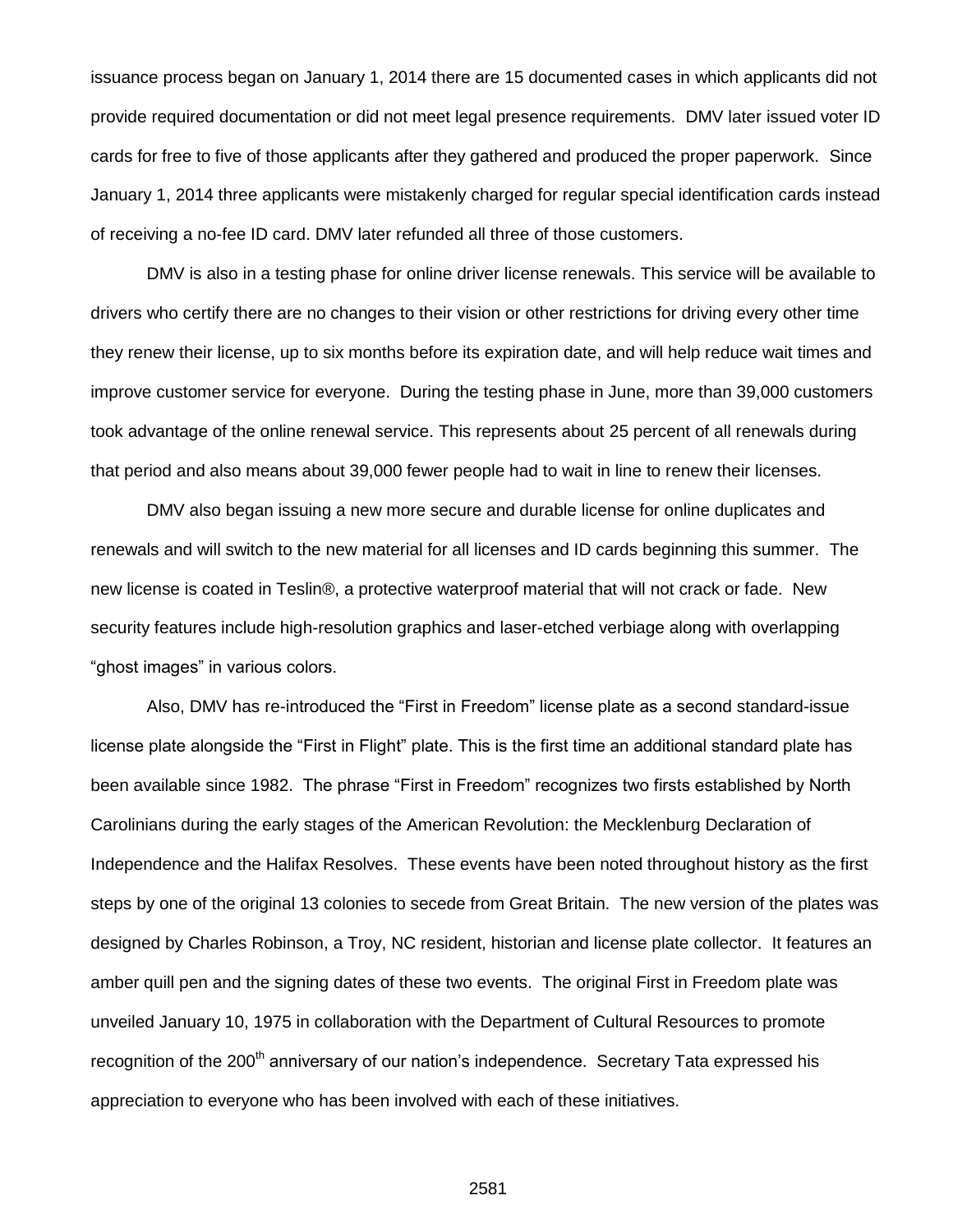issuance process began on January 1, 2014 there are 15 documented cases in which applicants did not provide required documentation or did not meet legal presence requirements. DMV later issued voter ID cards for free to five of those applicants after they gathered and produced the proper paperwork. Since January 1, 2014 three applicants were mistakenly charged for regular special identification cards instead of receiving a no-fee ID card. DMV later refunded all three of those customers.

DMV is also in a testing phase for online driver license renewals. This service will be available to drivers who certify there are no changes to their vision or other restrictions for driving every other time they renew their license, up to six months before its expiration date, and will help reduce wait times and improve customer service for everyone. During the testing phase in June, more than 39,000 customers took advantage of the online renewal service. This represents about 25 percent of all renewals during that period and also means about 39,000 fewer people had to wait in line to renew their licenses.

DMV also began issuing a new more secure and durable license for online duplicates and renewals and will switch to the new material for all licenses and ID cards beginning this summer. The new license is coated in Teslin®, a protective waterproof material that will not crack or fade. New security features include high-resolution graphics and laser-etched verbiage along with overlapping "ghost images" in various colors.

Also, DMV has re-introduced the "First in Freedom" license plate as a second standard-issue license plate alongside the "First in Flight" plate. This is the first time an additional standard plate has been available since 1982. The phrase "First in Freedom" recognizes two firsts established by North Carolinians during the early stages of the American Revolution: the Mecklenburg Declaration of Independence and the Halifax Resolves. These events have been noted throughout history as the first steps by one of the original 13 colonies to secede from Great Britain. The new version of the plates was designed by Charles Robinson, a Troy, NC resident, historian and license plate collector. It features an amber quill pen and the signing dates of these two events. The original First in Freedom plate was unveiled January 10, 1975 in collaboration with the Department of Cultural Resources to promote recognition of the 200th anniversary of our nation's independence. Secretary Tata expressed his appreciation to everyone who has been involved with each of these initiatives.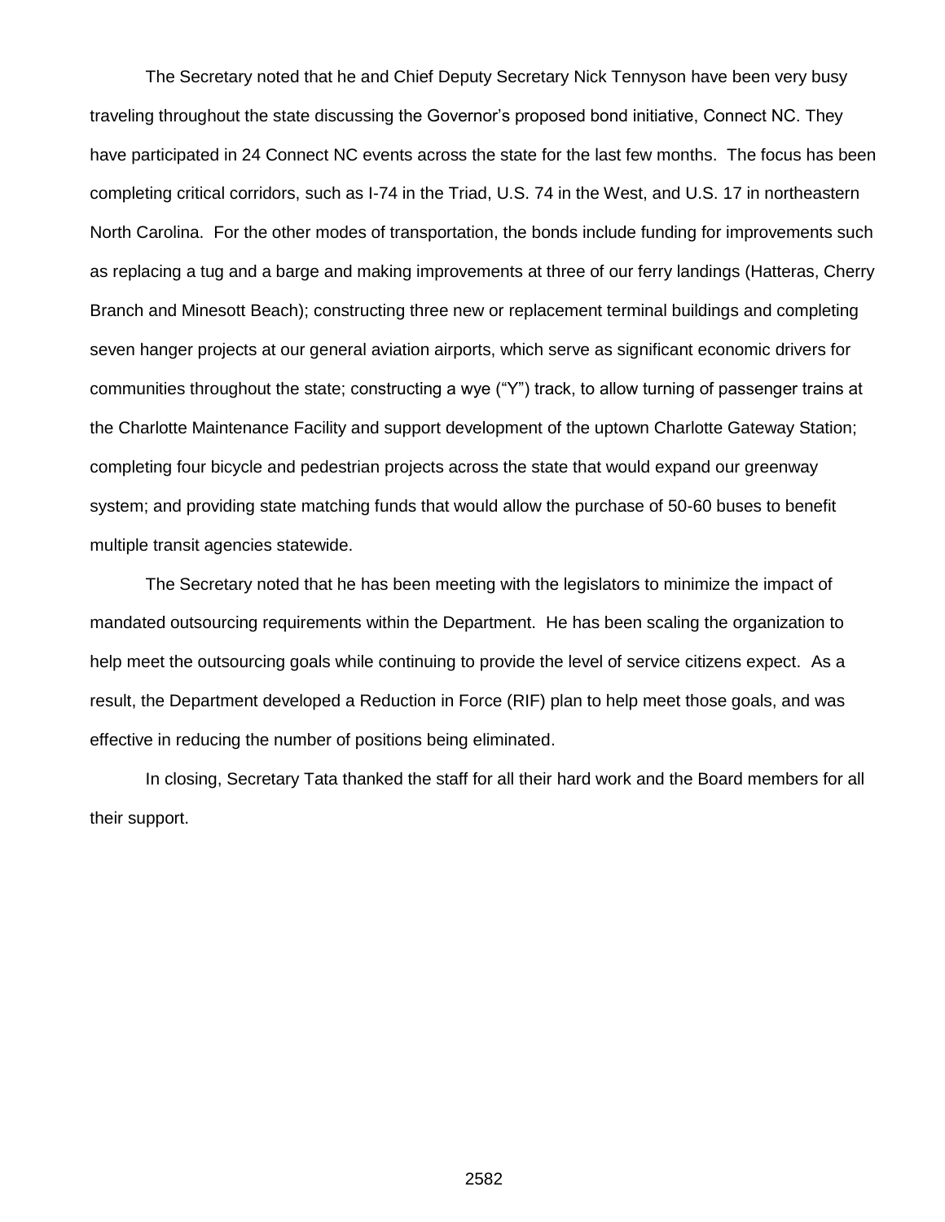The Secretary noted that he and Chief Deputy Secretary Nick Tennyson have been very busy traveling throughout the state discussing the Governor's proposed bond initiative, Connect NC. They have participated in 24 Connect NC events across the state for the last few months. The focus has been completing critical corridors, such as I-74 in the Triad, U.S. 74 in the West, and U.S. 17 in northeastern North Carolina. For the other modes of transportation, the bonds include funding for improvements such as replacing a tug and a barge and making improvements at three of our ferry landings (Hatteras, Cherry Branch and Minesott Beach); constructing three new or replacement terminal buildings and completing seven hanger projects at our general aviation airports, which serve as significant economic drivers for communities throughout the state; constructing a wye ("Y") track, to allow turning of passenger trains at the Charlotte Maintenance Facility and support development of the uptown Charlotte Gateway Station; completing four bicycle and pedestrian projects across the state that would expand our greenway system; and providing state matching funds that would allow the purchase of 50-60 buses to benefit multiple transit agencies statewide.

The Secretary noted that he has been meeting with the legislators to minimize the impact of mandated outsourcing requirements within the Department. He has been scaling the organization to help meet the outsourcing goals while continuing to provide the level of service citizens expect. As a result, the Department developed a Reduction in Force (RIF) plan to help meet those goals, and was effective in reducing the number of positions being eliminated.

In closing, Secretary Tata thanked the staff for all their hard work and the Board members for all their support.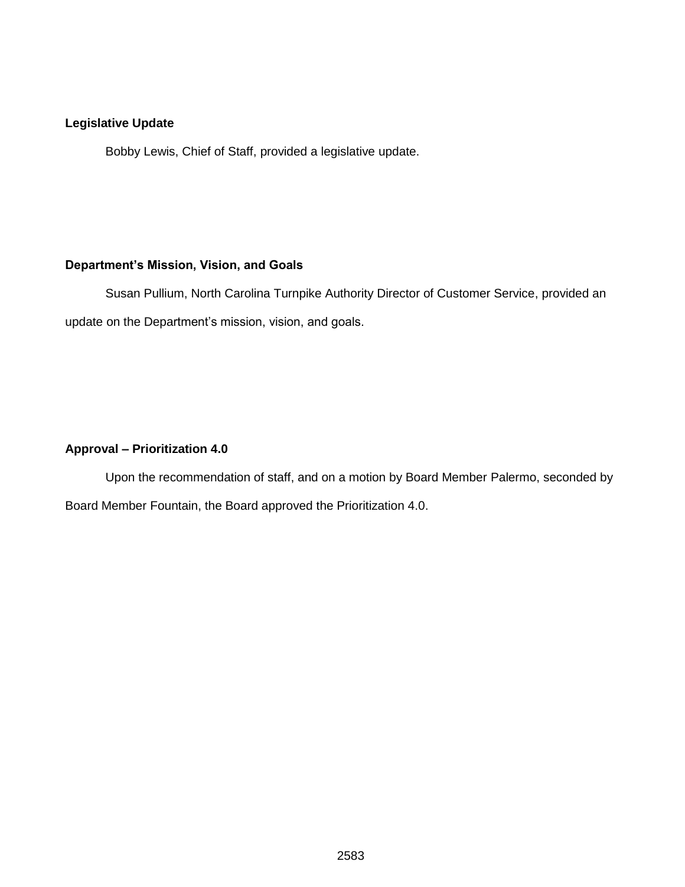**Legislative Update**

Bobby Lewis, Chief of Staff, provided a legislative update.

**Department's Mission, Vision, and Goals**

Susan Pullium, North Carolina Turnpike Authority Director of Customer Service, provided an update on the Department's mission, vision, and goals.

**Approval – Prioritization 4.0**

Upon the recommendation of staff, and on a motion by Board Member Palermo, seconded by Board Member Fountain, the Board approved the Prioritization 4.0.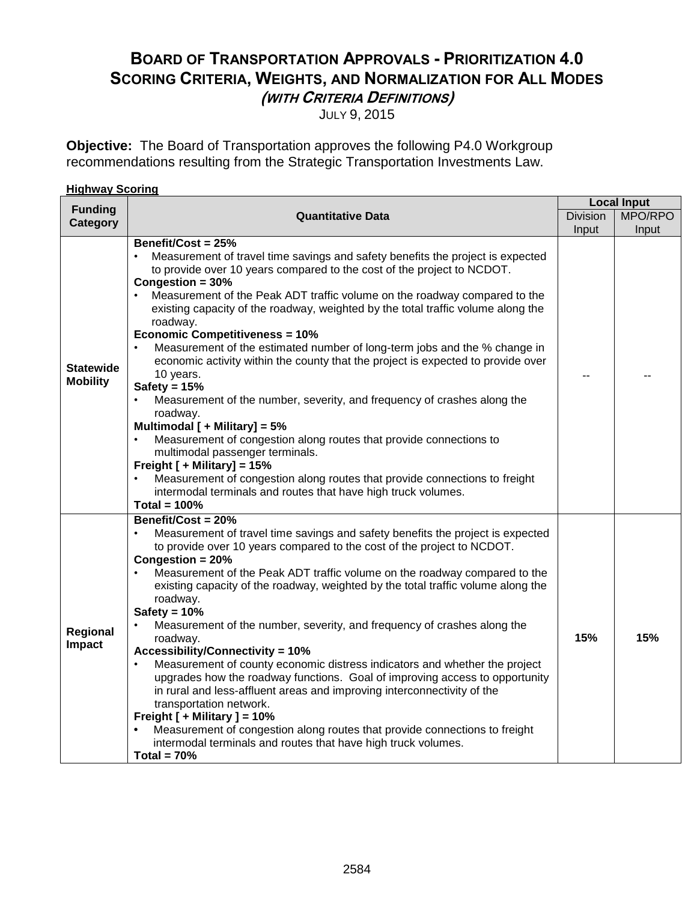# Board of Transportation Approvals - Prioritization 4.0
## Scoring Criteria, Weights, and Normalization for All Modes
### *(with Criteria Definitions)*

July 9, 2015

**Objective:** The Board of Transportation approves the following P4.0 Workgroup recommendations resulting from the Strategic Transportation Investments Law.

**Highway Scoring**

| Funding Category | Quantitative Data | Local Input | |
|---|---|---|---|
| | | Division Input | MPO/RPO Input |
| **Statewide Mobility** | **Benefit/Cost = 25%**<br>• Measurement of travel time savings and safety benefits the project is expected to provide over 10 years compared to the cost of the project to NCDOT.<br>**Congestion = 30%**<br>• Measurement of the Peak ADT traffic volume on the roadway compared to the existing capacity of the roadway, weighted by the total traffic volume along the roadway.<br>**Economic Competitiveness = 10%**<br>• Measurement of the estimated number of long-term jobs and the % change in economic activity within the county that the project is expected to provide over 10 years.<br>**Safety = 15%**<br>• Measurement of the number, severity, and frequency of crashes along the roadway.<br>**Multimodal [ + Military] = 5%**<br>• Measurement of congestion along routes that provide connections to multimodal passenger terminals.<br>**Freight [ + Military] = 15%**<br>• Measurement of congestion along routes that provide connections to freight intermodal terminals and routes that have high truck volumes.<br>**Total = 100%** | -- | -- |
| **Regional Impact** | **Benefit/Cost = 20%**<br>• Measurement of travel time savings and safety benefits the project is expected to provide over 10 years compared to the cost of the project to NCDOT.<br>**Congestion = 20%**<br>• Measurement of the Peak ADT traffic volume on the roadway compared to the existing capacity of the roadway, weighted by the total traffic volume along the roadway.<br>**Safety = 10%**<br>• Measurement of the number, severity, and frequency of crashes along the roadway.<br>**Accessibility/Connectivity = 10%**<br>• Measurement of county economic distress indicators and whether the project upgrades how the roadway functions. Goal of improving access to opportunity in rural and less-affluent areas and improving interconnectivity of the transportation network.<br>**Freight [ + Military ] = 10%**<br>• Measurement of congestion along routes that provide connections to freight intermodal terminals and routes that have high truck volumes.<br>**Total = 70%** | **15%** | **15%** |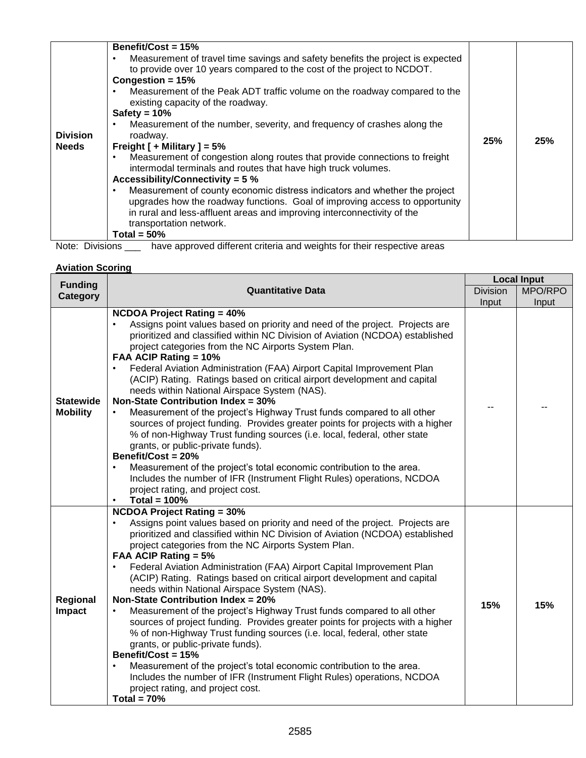| | | | |
|---|---|---|---|
| **Division Needs** | **Benefit/Cost = 15%**<br>• Measurement of travel time savings and safety benefits the project is expected to provide over 10 years compared to the cost of the project to NCDOT.<br>**Congestion = 15%**<br>• Measurement of the Peak ADT traffic volume on the roadway compared to the existing capacity of the roadway.<br>**Safety = 10%**<br>• Measurement of the number, severity, and frequency of crashes along the roadway.<br>**Freight [ + Military ] = 5%**<br>• Measurement of congestion along routes that provide connections to freight intermodal terminals and routes that have high truck volumes.<br>**Accessibility/Connectivity = 5 %**<br>• Measurement of county economic distress indicators and whether the project upgrades how the roadway functions. Goal of improving access to opportunity in rural and less-affluent areas and improving interconnectivity of the transportation network.<br>**Total = 50%** | **25%** | **25%** |

Note: Divisions ___ have approved different criteria and weights for their respective areas

**Aviation Scoring**

| **Funding Category** | **Quantitative Data** | **Local Input** | |
|---|---|---|---|
| | | Division Input | MPO/RPO Input |
| **Statewide Mobility** | **NCDOA Project Rating = 40%**<br>• Assigns point values based on priority and need of the project. Projects are prioritized and classified within NC Division of Aviation (NCDOA) established project categories from the NC Airports System Plan.<br>**FAA ACIP Rating = 10%**<br>• Federal Aviation Administration (FAA) Airport Capital Improvement Plan (ACIP) Rating. Ratings based on critical airport development and capital needs within National Airspace System (NAS).<br>**Non-State Contribution Index = 30%**<br>• Measurement of the project's Highway Trust funds compared to all other sources of project funding. Provides greater points for projects with a higher % of non-Highway Trust funding sources (i.e. local, federal, other state grants, or public-private funds).<br>**Benefit/Cost = 20%**<br>• Measurement of the project's total economic contribution to the area. Includes the number of IFR (Instrument Flight Rules) operations, NCDOA project rating, and project cost.<br>• **Total = 100%** | -- | -- |
| **Regional Impact** | **NCDOA Project Rating = 30%**<br>• Assigns point values based on priority and need of the project. Projects are prioritized and classified within NC Division of Aviation (NCDOA) established project categories from the NC Airports System Plan.<br>**FAA ACIP Rating = 5%**<br>• Federal Aviation Administration (FAA) Airport Capital Improvement Plan (ACIP) Rating. Ratings based on critical airport development and capital needs within National Airspace System (NAS).<br>**Non-State Contribution Index = 20%**<br>• Measurement of the project's Highway Trust funds compared to all other sources of project funding. Provides greater points for projects with a higher % of non-Highway Trust funding sources (i.e. local, federal, other state grants, or public-private funds).<br>**Benefit/Cost = 15%**<br>• Measurement of the project's total economic contribution to the area. Includes the number of IFR (Instrument Flight Rules) operations, NCDOA project rating, and project cost.<br>**Total = 70%** | **15%** | **15%** |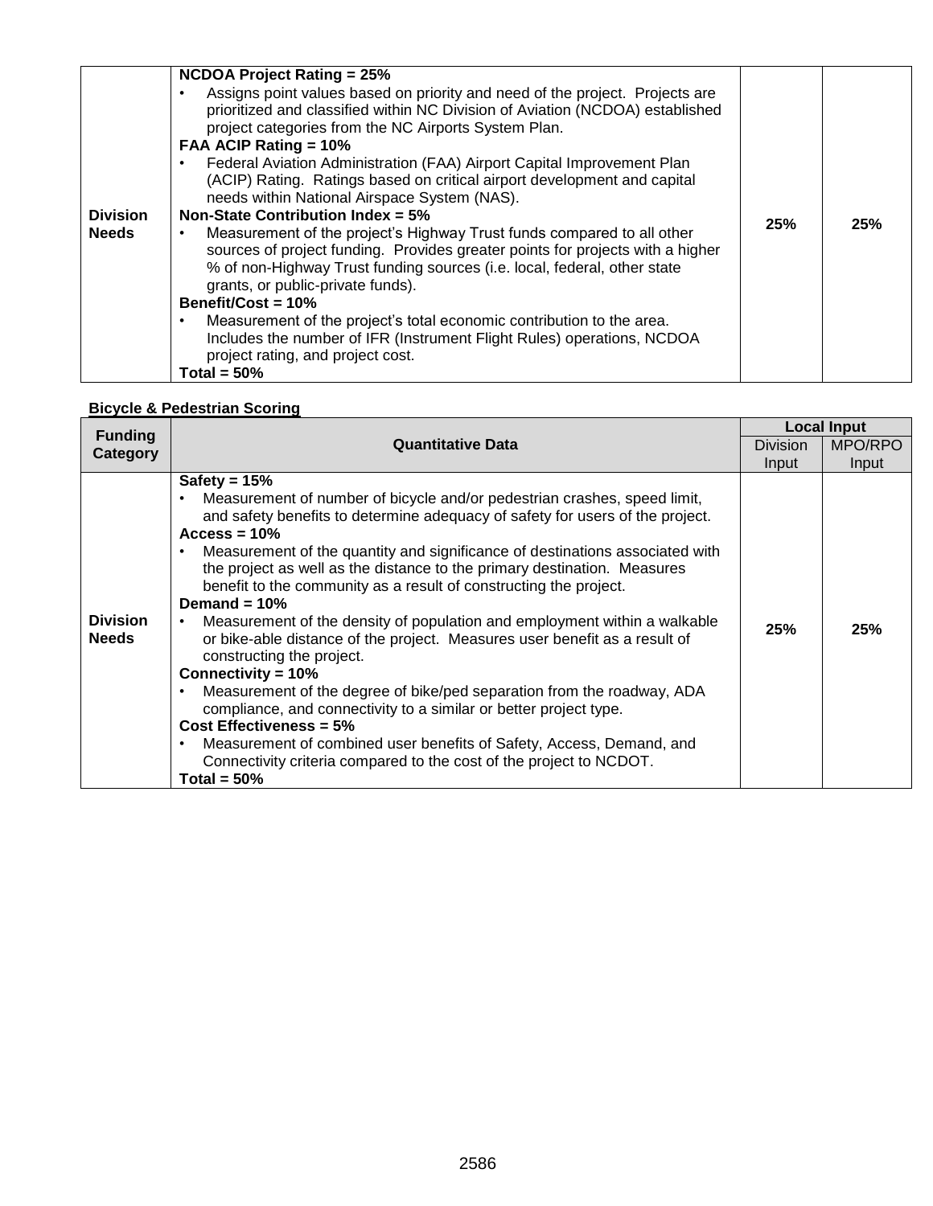| | | | |
|---|---|---|---|
| **Division Needs** | **NCDOA Project Rating = 25%**<br>• Assigns point values based on priority and need of the project. Projects are prioritized and classified within NC Division of Aviation (NCDOA) established project categories from the NC Airports System Plan.<br>**FAA ACIP Rating = 10%**<br>• Federal Aviation Administration (FAA) Airport Capital Improvement Plan (ACIP) Rating. Ratings based on critical airport development and capital needs within National Airspace System (NAS).<br>**Non-State Contribution Index = 5%**<br>• Measurement of the project's Highway Trust funds compared to all other sources of project funding. Provides greater points for projects with a higher % of non-Highway Trust funding sources (i.e. local, federal, other state grants, or public-private funds).<br>**Benefit/Cost = 10%**<br>• Measurement of the project's total economic contribution to the area. Includes the number of IFR (Instrument Flight Rules) operations, NCDOA project rating, and project cost.<br>**Total = 50%** | **25%** | **25%** |

**Bicycle & Pedestrian Scoring**

| Funding Category | Quantitative Data | Local Input | |
|---|---|---|---|
| | | Division Input | MPO/RPO Input |
| **Division Needs** | **Safety = 15%**<br>• Measurement of number of bicycle and/or pedestrian crashes, speed limit, and safety benefits to determine adequacy of safety for users of the project.<br>**Access = 10%**<br>• Measurement of the quantity and significance of destinations associated with the project as well as the distance to the primary destination. Measures benefit to the community as a result of constructing the project.<br>**Demand = 10%**<br>• Measurement of the density of population and employment within a walkable or bike-able distance of the project. Measures user benefit as a result of constructing the project.<br>**Connectivity = 10%**<br>• Measurement of the degree of bike/ped separation from the roadway, ADA compliance, and connectivity to a similar or better project type.<br>**Cost Effectiveness = 5%**<br>• Measurement of combined user benefits of Safety, Access, Demand, and Connectivity criteria compared to the cost of the project to NCDOT.<br>**Total = 50%** | **25%** | **25%** |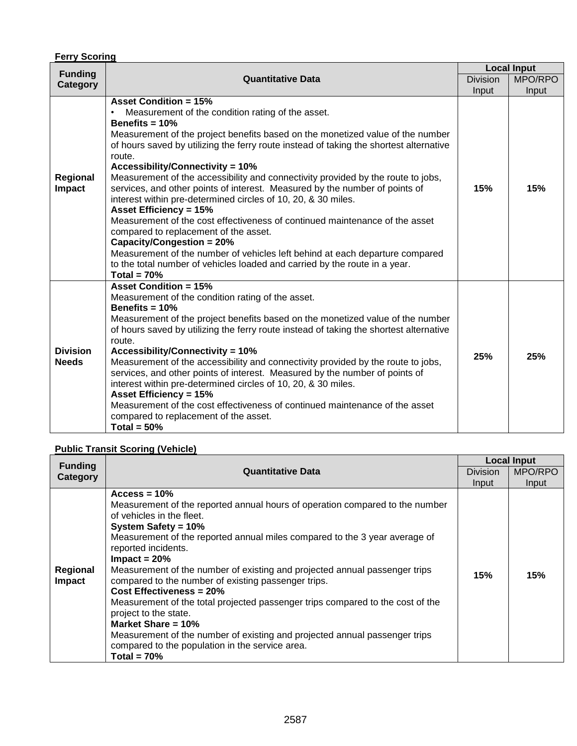**Ferry Scoring**

| Funding Category | Quantitative Data | Local Input | |
|---|---|---|---|
| | | Division Input | MPO/RPO Input |
| Regional Impact | **Asset Condition = 15%**<br>• Measurement of the condition rating of the asset.<br>**Benefits = 10%**<br>Measurement of the project benefits based on the monetized value of the number of hours saved by utilizing the ferry route instead of taking the shortest alternative route.<br>**Accessibility/Connectivity = 10%**<br>Measurement of the accessibility and connectivity provided by the route to jobs, services, and other points of interest. Measured by the number of points of interest within pre-determined circles of 10, 20, & 30 miles.<br>**Asset Efficiency = 15%**<br>Measurement of the cost effectiveness of continued maintenance of the asset compared to replacement of the asset.<br>**Capacity/Congestion = 20%**<br>Measurement of the number of vehicles left behind at each departure compared to the total number of vehicles loaded and carried by the route in a year.<br>**Total = 70%** | **15%** | **15%** |
| Division Needs | **Asset Condition = 15%**<br>Measurement of the condition rating of the asset.<br>**Benefits = 10%**<br>Measurement of the project benefits based on the monetized value of the number of hours saved by utilizing the ferry route instead of taking the shortest alternative route.<br>**Accessibility/Connectivity = 10%**<br>Measurement of the accessibility and connectivity provided by the route to jobs, services, and other points of interest. Measured by the number of points of interest within pre-determined circles of 10, 20, & 30 miles.<br>**Asset Efficiency = 15%**<br>Measurement of the cost effectiveness of continued maintenance of the asset compared to replacement of the asset.<br>**Total = 50%** | **25%** | **25%** |

**Public Transit Scoring (Vehicle)**

| Funding Category | Quantitative Data | Local Input | |
|---|---|---|---|
| | | Division Input | MPO/RPO Input |
| Regional Impact | **Access = 10%**<br>Measurement of the reported annual hours of operation compared to the number of vehicles in the fleet.<br>**System Safety = 10%**<br>Measurement of the reported annual miles compared to the 3 year average of reported incidents.<br>**Impact = 20%**<br>Measurement of the number of existing and projected annual passenger trips compared to the number of existing passenger trips.<br>**Cost Effectiveness = 20%**<br>Measurement of the total projected passenger trips compared to the cost of the project to the state.<br>**Market Share = 10%**<br>Measurement of the number of existing and projected annual passenger trips compared to the population in the service area.<br>**Total = 70%** | **15%** | **15%** |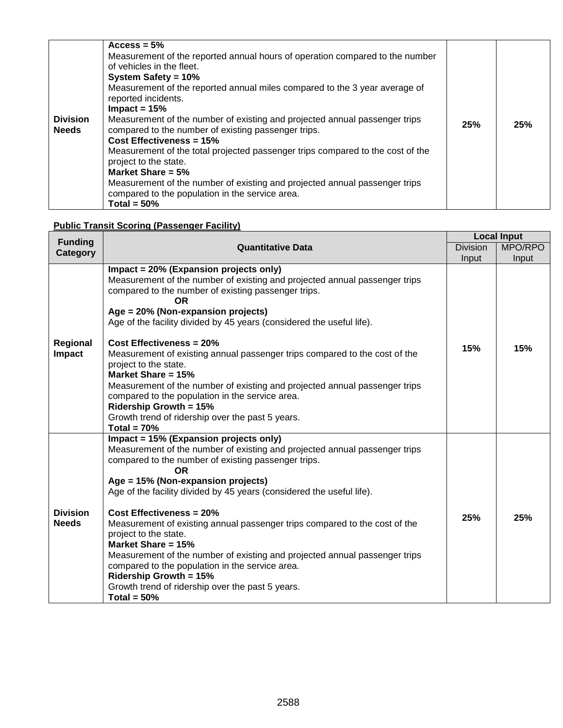| | | | |
|---|---|---|---|
| **Division Needs** | **Access = 5%**<br>Measurement of the reported annual hours of operation compared to the number of vehicles in the fleet.<br>**System Safety = 10%**<br>Measurement of the reported annual miles compared to the 3 year average of reported incidents.<br>**Impact = 15%**<br>Measurement of the number of existing and projected annual passenger trips compared to the number of existing passenger trips.<br>**Cost Effectiveness = 15%**<br>Measurement of the total projected passenger trips compared to the cost of the project to the state.<br>**Market Share = 5%**<br>Measurement of the number of existing and projected annual passenger trips compared to the population in the service area.<br>**Total = 50%** | **25%** | **25%** |

**Public Transit Scoring (Passenger Facility)**

| Funding Category | Quantitative Data | Local Input | |
|---|---|---|---|
| | | Division Input | MPO/RPO Input |
| **Regional Impact** | **Impact = 20% (Expansion projects only)**<br>Measurement of the number of existing and projected annual passenger trips compared to the number of existing passenger trips.<br>**OR**<br>**Age = 20% (Non-expansion projects)**<br>Age of the facility divided by 45 years (considered the useful life).<br><br>**Cost Effectiveness = 20%**<br>Measurement of existing annual passenger trips compared to the cost of the project to the state.<br>**Market Share = 15%**<br>Measurement of the number of existing and projected annual passenger trips compared to the population in the service area.<br>**Ridership Growth = 15%**<br>Growth trend of ridership over the past 5 years.<br>**Total = 70%** | **15%** | **15%** |
| **Division Needs** | **Impact = 15% (Expansion projects only)**<br>Measurement of the number of existing and projected annual passenger trips compared to the number of existing passenger trips.<br>**OR**<br>**Age = 15% (Non-expansion projects)**<br>Age of the facility divided by 45 years (considered the useful life).<br><br>**Cost Effectiveness = 20%**<br>Measurement of existing annual passenger trips compared to the cost of the project to the state.<br>**Market Share = 15%**<br>Measurement of the number of existing and projected annual passenger trips compared to the population in the service area.<br>**Ridership Growth = 15%**<br>Growth trend of ridership over the past 5 years.<br>**Total = 50%** | **25%** | **25%** |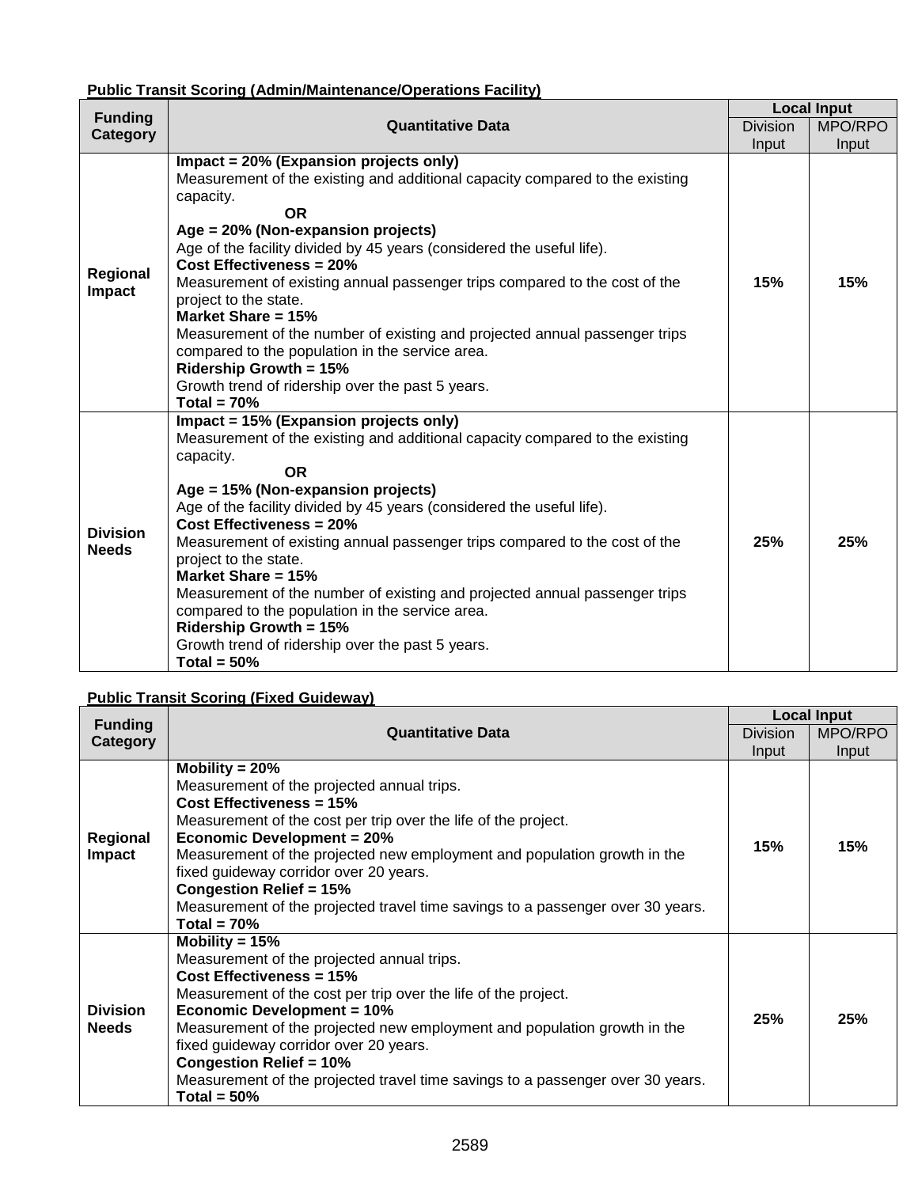**Public Transit Scoring (Admin/Maintenance/Operations Facility)**

| Funding Category | Quantitative Data | Local Input | |
|---|---|---|---|
| | | Division Input | MPO/RPO Input |
| **Regional Impact** | **Impact = 20% (Expansion projects only)**<br>Measurement of the existing and additional capacity compared to the existing capacity.<br>**OR**<br>**Age = 20% (Non-expansion projects)**<br>Age of the facility divided by 45 years (considered the useful life).<br>**Cost Effectiveness = 20%**<br>Measurement of existing annual passenger trips compared to the cost of the project to the state.<br>**Market Share = 15%**<br>Measurement of the number of existing and projected annual passenger trips compared to the population in the service area.<br>**Ridership Growth = 15%**<br>Growth trend of ridership over the past 5 years.<br>**Total = 70%** | **15%** | **15%** |
| **Division Needs** | **Impact = 15% (Expansion projects only)**<br>Measurement of the existing and additional capacity compared to the existing capacity.<br>**OR**<br>**Age = 15% (Non-expansion projects)**<br>Age of the facility divided by 45 years (considered the useful life).<br>**Cost Effectiveness = 20%**<br>Measurement of existing annual passenger trips compared to the cost of the project to the state.<br>**Market Share = 15%**<br>Measurement of the number of existing and projected annual passenger trips compared to the population in the service area.<br>**Ridership Growth = 15%**<br>Growth trend of ridership over the past 5 years.<br>**Total = 50%** | **25%** | **25%** |

**Public Transit Scoring (Fixed Guideway)**

| Funding Category | Quantitative Data | Local Input | |
|---|---|---|---|
| | | Division Input | MPO/RPO Input |
| **Regional Impact** | **Mobility = 20%**<br>Measurement of the projected annual trips.<br>**Cost Effectiveness = 15%**<br>Measurement of the cost per trip over the life of the project.<br>**Economic Development = 20%**<br>Measurement of the projected new employment and population growth in the fixed guideway corridor over 20 years.<br>**Congestion Relief = 15%**<br>Measurement of the projected travel time savings to a passenger over 30 years.<br>**Total = 70%** | **15%** | **15%** |
| **Division Needs** | **Mobility = 15%**<br>Measurement of the projected annual trips.<br>**Cost Effectiveness = 15%**<br>Measurement of the cost per trip over the life of the project.<br>**Economic Development = 10%**<br>Measurement of the projected new employment and population growth in the fixed guideway corridor over 20 years.<br>**Congestion Relief = 10%**<br>Measurement of the projected travel time savings to a passenger over 30 years.<br>**Total = 50%** | **25%** | **25%** |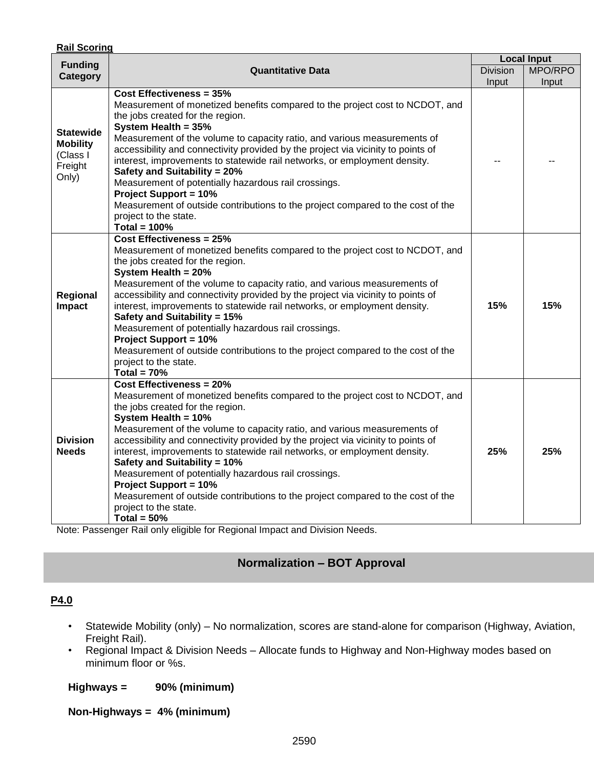**Rail Scoring**

| Funding Category | Quantitative Data | Local Input | |
|---|---|---|---|
| | | Division Input | MPO/RPO Input |
| **Statewide Mobility** (Class I Freight Only) | **Cost Effectiveness = 35%**<br>Measurement of monetized benefits compared to the project cost to NCDOT, and the jobs created for the region.<br>**System Health = 35%**<br>Measurement of the volume to capacity ratio, and various measurements of accessibility and connectivity provided by the project via vicinity to points of interest, improvements to statewide rail networks, or employment density.<br>**Safety and Suitability = 20%**<br>Measurement of potentially hazardous rail crossings.<br>**Project Support = 10%**<br>Measurement of outside contributions to the project compared to the cost of the project to the state.<br>**Total = 100%** | -- | -- |
| **Regional Impact** | **Cost Effectiveness = 25%**<br>Measurement of monetized benefits compared to the project cost to NCDOT, and the jobs created for the region.<br>**System Health = 20%**<br>Measurement of the volume to capacity ratio, and various measurements of accessibility and connectivity provided by the project via vicinity to points of interest, improvements to statewide rail networks, or employment density.<br>**Safety and Suitability = 15%**<br>Measurement of potentially hazardous rail crossings.<br>**Project Support = 10%**<br>Measurement of outside contributions to the project compared to the cost of the project to the state.<br>**Total = 70%** | **15%** | **15%** |
| **Division Needs** | **Cost Effectiveness = 20%**<br>Measurement of monetized benefits compared to the project cost to NCDOT, and the jobs created for the region.<br>**System Health = 10%**<br>Measurement of the volume to capacity ratio, and various measurements of accessibility and connectivity provided by the project via vicinity to points of interest, improvements to statewide rail networks, or employment density.<br>**Safety and Suitability = 10%**<br>Measurement of potentially hazardous rail crossings.<br>**Project Support = 10%**<br>Measurement of outside contributions to the project compared to the cost of the project to the state.<br>**Total = 50%** | **25%** | **25%** |

Note: Passenger Rail only eligible for Regional Impact and Division Needs.

## Normalization – BOT Approval

**P4.0**

- Statewide Mobility (only) – No normalization, scores are stand-alone for comparison (Highway, Aviation, Freight Rail).
- Regional Impact & Division Needs – Allocate funds to Highway and Non-Highway modes based on minimum floor or %s.

**Highways = 90% (minimum)**

**Non-Highways = 4% (minimum)**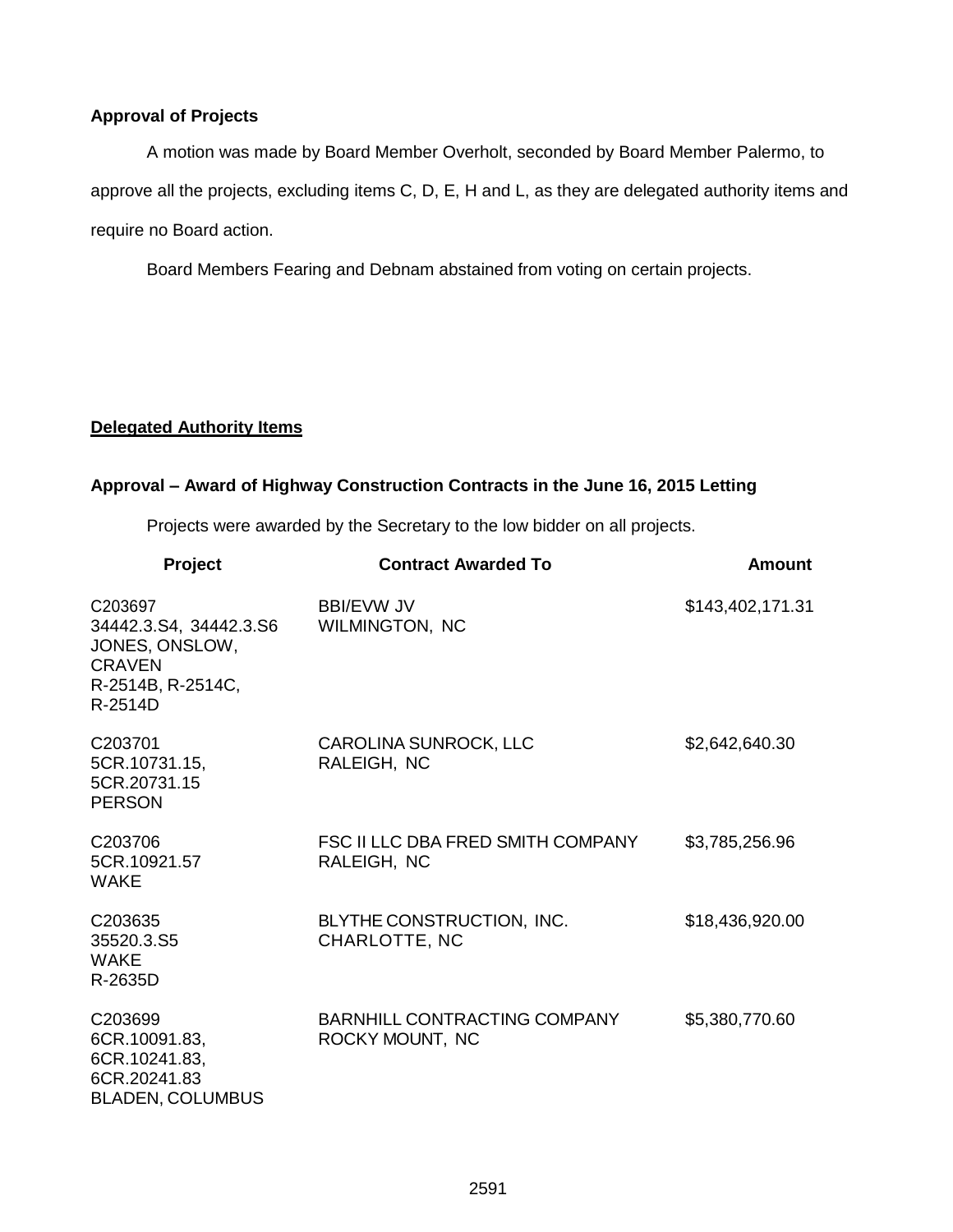**Approval of Projects**

A motion was made by Board Member Overholt, seconded by Board Member Palermo, to approve all the projects, excluding items C, D, E, H and L, as they are delegated authority items and require no Board action.

Board Members Fearing and Debnam abstained from voting on certain projects.

**Delegated Authority Items**

**Approval – Award of Highway Construction Contracts in the June 16, 2015 Letting**

Projects were awarded by the Secretary to the low bidder on all projects.

| Project | Contract Awarded To | Amount |
|---|---|---|
| C203697<br>34442.3.S4, 34442.3.S6<br>JONES, ONSLOW, CRAVEN<br>R-2514B, R-2514C, R-2514D | BBI/EVW JV<br>WILMINGTON, NC | $143,402,171.31 |
| C203701<br>5CR.10731.15, 5CR.20731.15<br>PERSON | CAROLINA SUNROCK, LLC<br>RALEIGH, NC | $2,642,640.30 |
| C203706<br>5CR.10921.57<br>WAKE | FSC II LLC DBA FRED SMITH COMPANY<br>RALEIGH, NC | $3,785,256.96 |
| C203635<br>35520.3.S5<br>WAKE<br>R-2635D | BLYTHE CONSTRUCTION, INC.<br>CHARLOTTE, NC | $18,436,920.00 |
| C203699<br>6CR.10091.83, 6CR.10241.83, 6CR.20241.83<br>BLADEN, COLUMBUS | BARNHILL CONTRACTING COMPANY<br>ROCKY MOUNT, NC | $5,380,770.60 |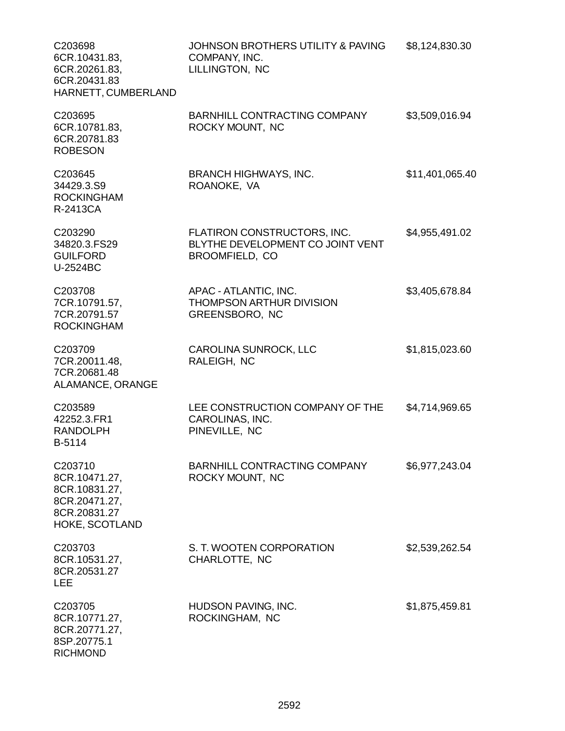| | | |
|---|---|---|
| C203698<br>6CR.10431.83,<br>6CR.20261.83,<br>6CR.20431.83<br>HARNETT, CUMBERLAND | JOHNSON BROTHERS UTILITY & PAVING COMPANY, INC.<br>LILLINGTON, NC | $8,124,830.30 |
| C203695<br>6CR.10781.83,<br>6CR.20781.83<br>ROBESON | BARNHILL CONTRACTING COMPANY<br>ROCKY MOUNT, NC | $3,509,016.94 |
| C203645<br>34429.3.S9<br>ROCKINGHAM<br>R-2413CA | BRANCH HIGHWAYS, INC.<br>ROANOKE, VA | $11,401,065.40 |
| C203290<br>34820.3.FS29<br>GUILFORD<br>U-2524BC | FLATIRON CONSTRUCTORS, INC.<br>BLYTHE DEVELOPMENT CO JOINT VENT<br>BROOMFIELD, CO | $4,955,491.02 |
| C203708<br>7CR.10791.57,<br>7CR.20791.57<br>ROCKINGHAM | APAC - ATLANTIC, INC.<br>THOMPSON ARTHUR DIVISION<br>GREENSBORO, NC | $3,405,678.84 |
| C203709<br>7CR.20011.48,<br>7CR.20681.48<br>ALAMANCE, ORANGE | CAROLINA SUNROCK, LLC<br>RALEIGH, NC | $1,815,023.60 |
| C203589<br>42252.3.FR1<br>RANDOLPH<br>B-5114 | LEE CONSTRUCTION COMPANY OF THE CAROLINAS, INC.<br>PINEVILLE, NC | $4,714,969.65 |
| C203710<br>8CR.10471.27,<br>8CR.10831.27,<br>8CR.20471.27,<br>8CR.20831.27<br>HOKE, SCOTLAND | BARNHILL CONTRACTING COMPANY<br>ROCKY MOUNT, NC | $6,977,243.04 |
| C203703<br>8CR.10531.27,<br>8CR.20531.27<br>LEE | S. T. WOOTEN CORPORATION<br>CHARLOTTE, NC | $2,539,262.54 |
| C203705<br>8CR.10771.27,<br>8CR.20771.27,<br>8SP.20775.1<br>RICHMOND | HUDSON PAVING, INC.<br>ROCKINGHAM, NC | $1,875,459.81 |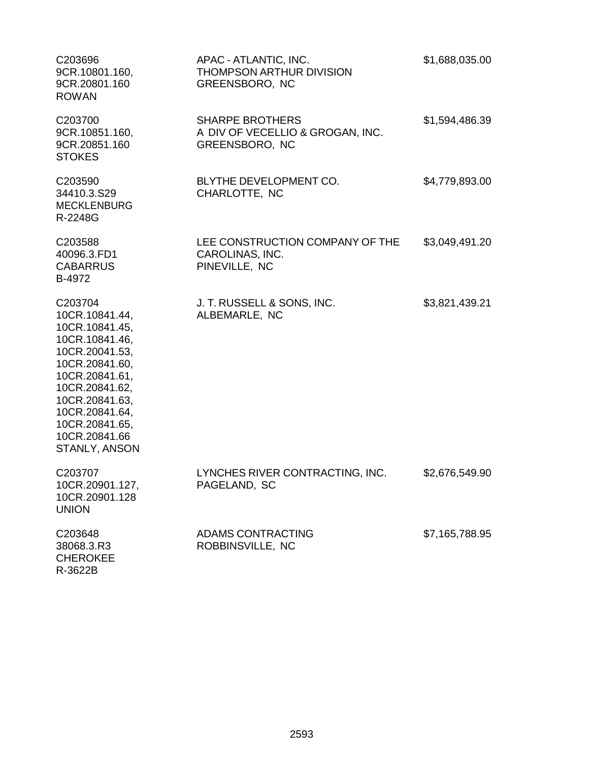| | | |
|---|---|---|
| C203696<br>9CR.10801.160,<br>9CR.20801.160<br>ROWAN | APAC - ATLANTIC, INC.<br>THOMPSON ARTHUR DIVISION<br>GREENSBORO, NC | $1,688,035.00 |
| C203700<br>9CR.10851.160,<br>9CR.20851.160<br>STOKES | SHARPE BROTHERS<br>A DIV OF VECELLIO & GROGAN, INC.<br>GREENSBORO, NC | $1,594,486.39 |
| C203590<br>34410.3.S29<br>MECKLENBURG<br>R-2248G | BLYTHE DEVELOPMENT CO.<br>CHARLOTTE, NC | $4,779,893.00 |
| C203588<br>40096.3.FD1<br>CABARRUS<br>B-4972 | LEE CONSTRUCTION COMPANY OF THE<br>CAROLINAS, INC.<br>PINEVILLE, NC | $3,049,491.20 |
| C203704<br>10CR.10841.44,<br>10CR.10841.45,<br>10CR.10841.46,<br>10CR.20041.53,<br>10CR.20841.60,<br>10CR.20841.61,<br>10CR.20841.62,<br>10CR.20841.63,<br>10CR.20841.64,<br>10CR.20841.65,<br>10CR.20841.66<br>STANLY, ANSON | J. T. RUSSELL & SONS, INC.<br>ALBEMARLE, NC | $3,821,439.21 |
| C203707<br>10CR.20901.127,<br>10CR.20901.128<br>UNION | LYNCHES RIVER CONTRACTING, INC.<br>PAGELAND, SC | $2,676,549.90 |
| C203648<br>38068.3.R3<br>CHEROKEE<br>R-3622B | ADAMS CONTRACTING<br>ROBBINSVILLE, NC | $7,165,788.95 |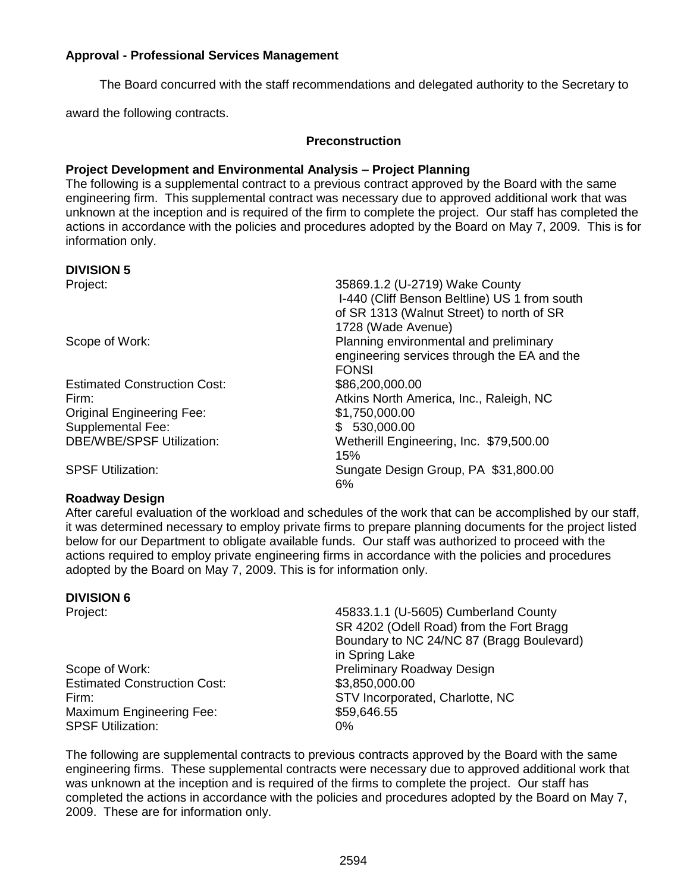**Approval - Professional Services Management**

The Board concurred with the staff recommendations and delegated authority to the Secretary to award the following contracts.

**Preconstruction**

**Project Development and Environmental Analysis – Project Planning**

The following is a supplemental contract to a previous contract approved by the Board with the same engineering firm. This supplemental contract was necessary due to approved additional work that was unknown at the inception and is required of the firm to complete the project. Our staff has completed the actions in accordance with the policies and procedures adopted by the Board on May 7, 2009. This is for information only.

**DIVISION 5**

| | |
|---|---|
| Project: | 35869.1.2 (U-2719) Wake County I-440 (Cliff Benson Beltline) US 1 from south of SR 1313 (Walnut Street) to north of SR 1728 (Wade Avenue) |
| Scope of Work: | Planning environmental and preliminary engineering services through the EA and the FONSI |
| Estimated Construction Cost: | $86,200,000.00 |
| Firm: | Atkins North America, Inc., Raleigh, NC |
| Original Engineering Fee: | $1,750,000.00 |
| Supplemental Fee: | $ 530,000.00 |
| DBE/WBE/SPSF Utilization: | Wetherill Engineering, Inc. $79,500.00 15% |
| SPSF Utilization: | Sungate Design Group, PA $31,800.00 6% |

**Roadway Design**

After careful evaluation of the workload and schedules of the work that can be accomplished by our staff, it was determined necessary to employ private firms to prepare planning documents for the project listed below for our Department to obligate available funds. Our staff was authorized to proceed with the actions required to employ private engineering firms in accordance with the policies and procedures adopted by the Board on May 7, 2009. This is for information only.

**DIVISION 6**

| | |
|---|---|
| Project: | 45833.1.1 (U-5605) Cumberland County SR 4202 (Odell Road) from the Fort Bragg Boundary to NC 24/NC 87 (Bragg Boulevard) in Spring Lake |
| Scope of Work: | Preliminary Roadway Design |
| Estimated Construction Cost: | $3,850,000.00 |
| Firm: | STV Incorporated, Charlotte, NC |
| Maximum Engineering Fee: | $59,646.55 |
| SPSF Utilization: | 0% |

The following are supplemental contracts to previous contracts approved by the Board with the same engineering firms. These supplemental contracts were necessary due to approved additional work that was unknown at the inception and is required of the firms to complete the project. Our staff has completed the actions in accordance with the policies and procedures adopted by the Board on May 7, 2009. These are for information only.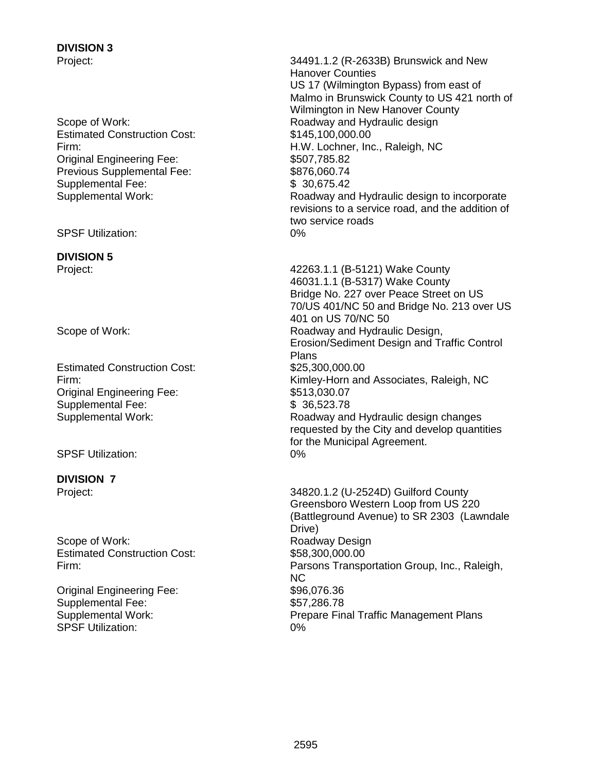**DIVISION 3**

Project: 34491.1.2 (R-2633B) Brunswick and New Hanover Counties
US 17 (Wilmington Bypass) from east of Malmo in Brunswick County to US 421 north of Wilmington in New Hanover County

Scope of Work: Roadway and Hydraulic design

Estimated Construction Cost: $145,100,000.00

Firm: H.W. Lochner, Inc., Raleigh, NC

Original Engineering Fee: $507,785.82

Previous Supplemental Fee: $876,060.74

Supplemental Fee: $ 30,675.42

Supplemental Work: Roadway and Hydraulic design to incorporate revisions to a service road, and the addition of two service roads

SPSF Utilization: 0%

**DIVISION 5**

Project: 42263.1.1 (B-5121) Wake County
46031.1.1 (B-5317) Wake County
Bridge No. 227 over Peace Street on US 70/US 401/NC 50 and Bridge No. 213 over US 401 on US 70/NC 50

Scope of Work: Roadway and Hydraulic Design, Erosion/Sediment Design and Traffic Control Plans

Estimated Construction Cost: $25,300,000.00

Firm: Kimley-Horn and Associates, Raleigh, NC

Original Engineering Fee: $513,030.07

Supplemental Fee: $ 36,523.78

Supplemental Work: Roadway and Hydraulic design changes requested by the City and develop quantities for the Municipal Agreement.

SPSF Utilization: 0%

**DIVISION 7**

Project: 34820.1.2 (U-2524D) Guilford County
Greensboro Western Loop from US 220 (Battleground Avenue) to SR 2303 (Lawndale Drive)

Scope of Work: Roadway Design

Estimated Construction Cost: $58,300,000.00

Firm: Parsons Transportation Group, Inc., Raleigh, NC

Original Engineering Fee: $96,076.36

Supplemental Fee: $57,286.78

Supplemental Work: Prepare Final Traffic Management Plans

SPSF Utilization: 0%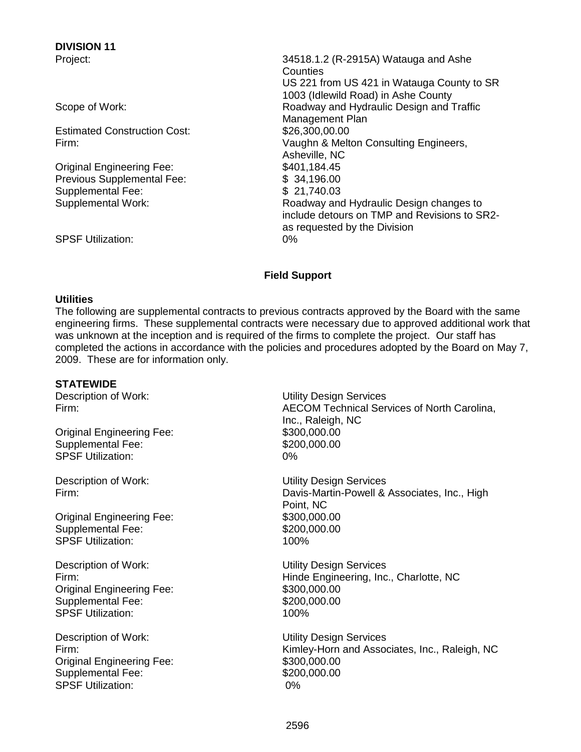**DIVISION 11**

Project: 34518.1.2 (R-2915A) Watauga and Ashe Counties
US 221 from US 421 in Watauga County to SR 1003 (Idlewild Road) in Ashe County

Scope of Work: Roadway and Hydraulic Design and Traffic Management Plan

Estimated Construction Cost: $26,300,00.00

Firm: Vaughn & Melton Consulting Engineers, Asheville, NC

Original Engineering Fee: $401,184.45

Previous Supplemental Fee: $ 34,196.00

Supplemental Fee: $ 21,740.03

Supplemental Work: Roadway and Hydraulic Design changes to include detours on TMP and Revisions to SR2-as requested by the Division

SPSF Utilization: 0%

## Field Support

### Utilities

The following are supplemental contracts to previous contracts approved by the Board with the same engineering firms. These supplemental contracts were necessary due to approved additional work that was unknown at the inception and is required of the firms to complete the project. Our staff has completed the actions in accordance with the policies and procedures adopted by the Board on May 7, 2009. These are for information only.

**STATEWIDE**

Description of Work: Utility Design Services

Firm: AECOM Technical Services of North Carolina, Inc., Raleigh, NC

Original Engineering Fee: $300,000.00

Supplemental Fee: $200,000.00

SPSF Utilization: 0%

Description of Work: Utility Design Services

Firm: Davis-Martin-Powell & Associates, Inc., High Point, NC

Original Engineering Fee: $300,000.00

Supplemental Fee: $200,000.00

SPSF Utilization: 100%

Description of Work: Utility Design Services

Firm: Hinde Engineering, Inc., Charlotte, NC

Original Engineering Fee: $300,000.00

Supplemental Fee: $200,000.00

SPSF Utilization: 100%

Description of Work: Utility Design Services

Firm: Kimley-Horn and Associates, Inc., Raleigh, NC

Original Engineering Fee: $300,000.00

Supplemental Fee: $200,000.00

SPSF Utilization: 0%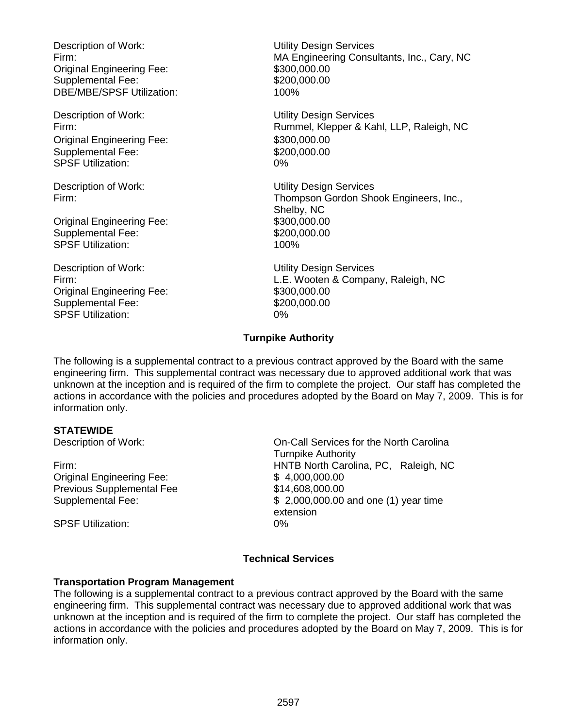Description of Work: Utility Design Services
Firm: MA Engineering Consultants, Inc., Cary, NC
Original Engineering Fee: $300,000.00
Supplemental Fee: $200,000.00
DBE/MBE/SPSF Utilization: 100%

Description of Work: Utility Design Services
Firm: Rummel, Klepper & Kahl, LLP, Raleigh, NC
Original Engineering Fee: $300,000.00
Supplemental Fee: $200,000.00
SPSF Utilization: 0%

Description of Work: Utility Design Services
Firm: Thompson Gordon Shook Engineers, Inc., Shelby, NC
Original Engineering Fee: $300,000.00
Supplemental Fee: $200,000.00
SPSF Utilization: 100%

Description of Work: Utility Design Services
Firm: L.E. Wooten & Company, Raleigh, NC
Original Engineering Fee: $300,000.00
Supplemental Fee: $200,000.00
SPSF Utilization: 0%

## Turnpike Authority

The following is a supplemental contract to a previous contract approved by the Board with the same engineering firm. This supplemental contract was necessary due to approved additional work that was unknown at the inception and is required of the firm to complete the project. Our staff has completed the actions in accordance with the policies and procedures adopted by the Board on May 7, 2009. This is for information only.

**STATEWIDE**

Description of Work: On-Call Services for the North Carolina Turnpike Authority
Firm: HNTB North Carolina, PC, Raleigh, NC
Original Engineering Fee: $ 4,000,000.00
Previous Supplemental Fee $14,608,000.00
Supplemental Fee: $ 2,000,000.00 and one (1) year time extension
SPSF Utilization: 0%

## Technical Services

**Transportation Program Management**

The following is a supplemental contract to a previous contract approved by the Board with the same engineering firm. This supplemental contract was necessary due to approved additional work that was unknown at the inception and is required of the firm to complete the project. Our staff has completed the actions in accordance with the policies and procedures adopted by the Board on May 7, 2009. This is for information only.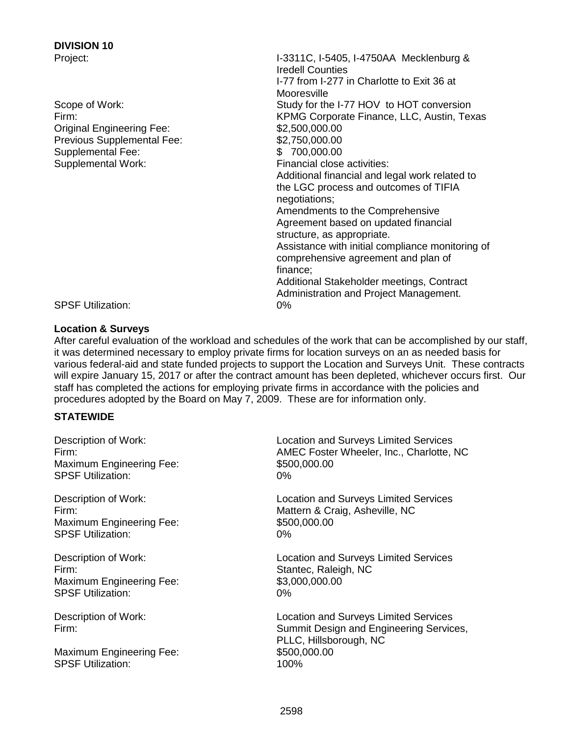**DIVISION 10**

Project: I-3311C, I-5405, I-4750AA Mecklenburg & Iredell Counties
I-77 from I-277 in Charlotte to Exit 36 at Mooresville

Scope of Work: Study for the I-77 HOV to HOT conversion

Firm: KPMG Corporate Finance, LLC, Austin, Texas

Original Engineering Fee: $2,500,000.00

Previous Supplemental Fee: $2,750,000.00

Supplemental Fee: $ 700,000.00

Supplemental Work: Financial close activities:
Additional financial and legal work related to the LGC process and outcomes of TIFIA negotiations;
Amendments to the Comprehensive Agreement based on updated financial structure, as appropriate.
Assistance with initial compliance monitoring of comprehensive agreement and plan of finance;
Additional Stakeholder meetings, Contract Administration and Project Management.

SPSF Utilization: 0%

**Location & Surveys**

After careful evaluation of the workload and schedules of the work that can be accomplished by our staff, it was determined necessary to employ private firms for location surveys on an as needed basis for various federal-aid and state funded projects to support the Location and Surveys Unit. These contracts will expire January 15, 2017 or after the contract amount has been depleted, whichever occurs first. Our staff has completed the actions for employing private firms in accordance with the policies and procedures adopted by the Board on May 7, 2009. These are for information only.

**STATEWIDE**

Description of Work: Location and Surveys Limited Services
Firm: AMEC Foster Wheeler, Inc., Charlotte, NC
Maximum Engineering Fee: $500,000.00
SPSF Utilization: 0%

Description of Work: Location and Surveys Limited Services
Firm: Mattern & Craig, Asheville, NC
Maximum Engineering Fee: $500,000.00
SPSF Utilization: 0%

Description of Work: Location and Surveys Limited Services
Firm: Stantec, Raleigh, NC
Maximum Engineering Fee: $3,000,000.00
SPSF Utilization: 0%

Description of Work: Location and Surveys Limited Services
Firm: Summit Design and Engineering Services, PLLC, Hillsborough, NC
Maximum Engineering Fee: $500,000.00
SPSF Utilization: 100%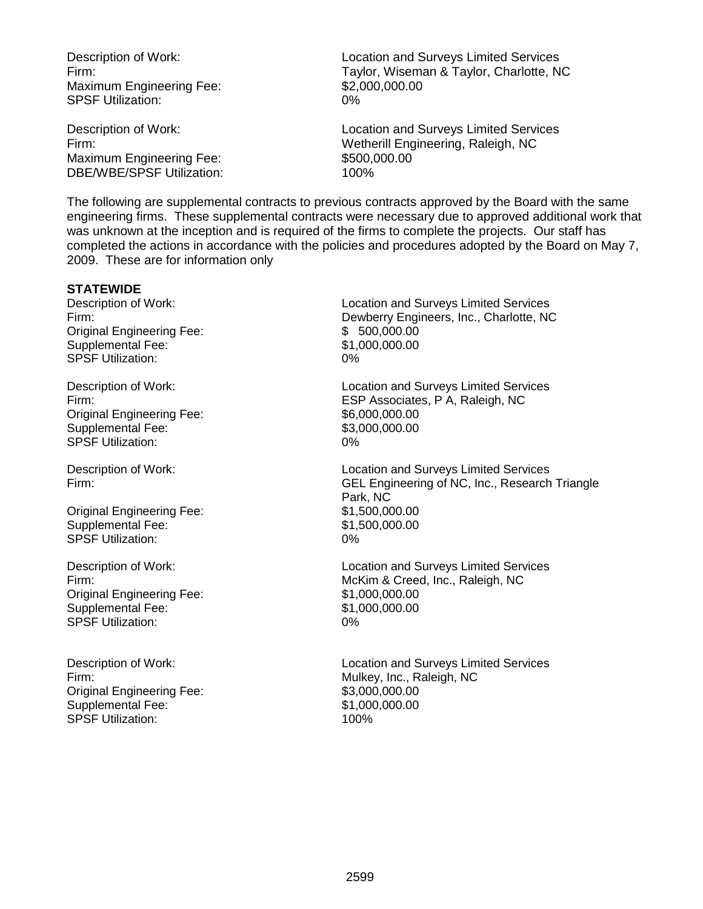Description of Work: Location and Surveys Limited Services
Firm: Taylor, Wiseman & Taylor, Charlotte, NC
Maximum Engineering Fee: $2,000,000.00
SPSF Utilization: 0%

Description of Work: Location and Surveys Limited Services
Firm: Wetherill Engineering, Raleigh, NC
Maximum Engineering Fee: $500,000.00
DBE/WBE/SPSF Utilization: 100%

The following are supplemental contracts to previous contracts approved by the Board with the same engineering firms. These supplemental contracts were necessary due to approved additional work that was unknown at the inception and is required of the firms to complete the projects. Our staff has completed the actions in accordance with the policies and procedures adopted by the Board on May 7, 2009. These are for information only

**STATEWIDE**

Description of Work: Location and Surveys Limited Services
Firm: Dewberry Engineers, Inc., Charlotte, NC
Original Engineering Fee: $ 500,000.00
Supplemental Fee: $1,000,000.00
SPSF Utilization: 0%

Description of Work: Location and Surveys Limited Services
Firm: ESP Associates, P A, Raleigh, NC
Original Engineering Fee: $6,000,000.00
Supplemental Fee: $3,000,000.00
SPSF Utilization: 0%

Description of Work: Location and Surveys Limited Services
Firm: GEL Engineering of NC, Inc., Research Triangle Park, NC
Original Engineering Fee: $1,500,000.00
Supplemental Fee: $1,500,000.00
SPSF Utilization: 0%

Description of Work: Location and Surveys Limited Services
Firm: McKim & Creed, Inc., Raleigh, NC
Original Engineering Fee: $1,000,000.00
Supplemental Fee: $1,000,000.00
SPSF Utilization: 0%

Description of Work: Location and Surveys Limited Services
Firm: Mulkey, Inc., Raleigh, NC
Original Engineering Fee: $3,000,000.00
Supplemental Fee: $1,000,000.00
SPSF Utilization: 100%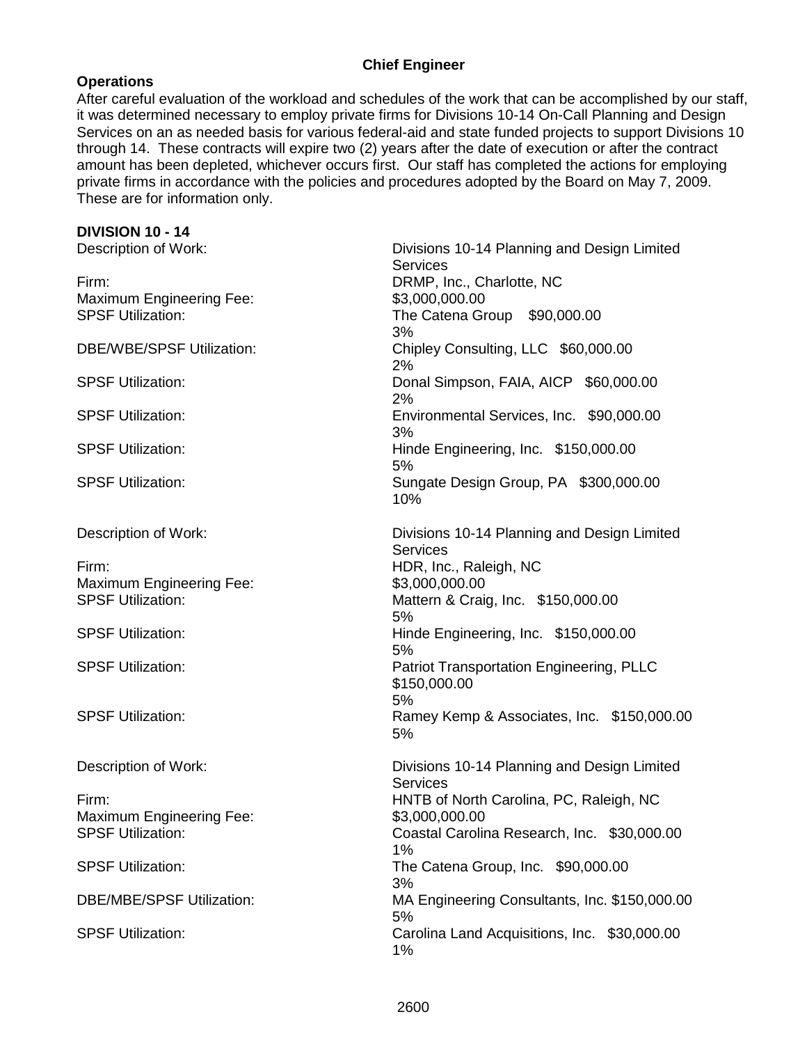## Chief Engineer

**Operations**

After careful evaluation of the workload and schedules of the work that can be accomplished by our staff, it was determined necessary to employ private firms for Divisions 10-14 On-Call Planning and Design Services on an as needed basis for various federal-aid and state funded projects to support Divisions 10 through 14. These contracts will expire two (2) years after the date of execution or after the contract amount has been depleted, whichever occurs first. Our staff has completed the actions for employing private firms in accordance with the policies and procedures adopted by the Board on May 7, 2009. These are for information only.

**DIVISION 10 - 14**

| | |
|---|---|
| Description of Work: | Divisions 10-14 Planning and Design Limited Services |
| Firm: | DRMP, Inc., Charlotte, NC |
| Maximum Engineering Fee: | $3,000,000.00 |
| SPSF Utilization: | The Catena Group $90,000.00<br>3% |
| DBE/WBE/SPSF Utilization: | Chipley Consulting, LLC $60,000.00<br>2% |
| SPSF Utilization: | Donal Simpson, FAIA, AICP $60,000.00<br>2% |
| SPSF Utilization: | Environmental Services, Inc. $90,000.00<br>3% |
| SPSF Utilization: | Hinde Engineering, Inc. $150,000.00<br>5% |
| SPSF Utilization: | Sungate Design Group, PA $300,000.00<br>10% |

| | |
|---|---|
| Description of Work: | Divisions 10-14 Planning and Design Limited Services |
| Firm: | HDR, Inc., Raleigh, NC |
| Maximum Engineering Fee: | $3,000,000.00 |
| SPSF Utilization: | Mattern & Craig, Inc. $150,000.00<br>5% |
| SPSF Utilization: | Hinde Engineering, Inc. $150,000.00<br>5% |
| SPSF Utilization: | Patriot Transportation Engineering, PLLC<br>$150,000.00<br>5% |
| SPSF Utilization: | Ramey Kemp & Associates, Inc. $150,000.00<br>5% |

| | |
|---|---|
| Description of Work: | Divisions 10-14 Planning and Design Limited Services |
| Firm: | HNTB of North Carolina, PC, Raleigh, NC |
| Maximum Engineering Fee: | $3,000,000.00 |
| SPSF Utilization: | Coastal Carolina Research, Inc. $30,000.00<br>1% |
| SPSF Utilization: | The Catena Group, Inc. $90,000.00<br>3% |
| DBE/MBE/SPSF Utilization: | MA Engineering Consultants, Inc. $150,000.00<br>5% |
| SPSF Utilization: | Carolina Land Acquisitions, Inc. $30,000.00<br>1% |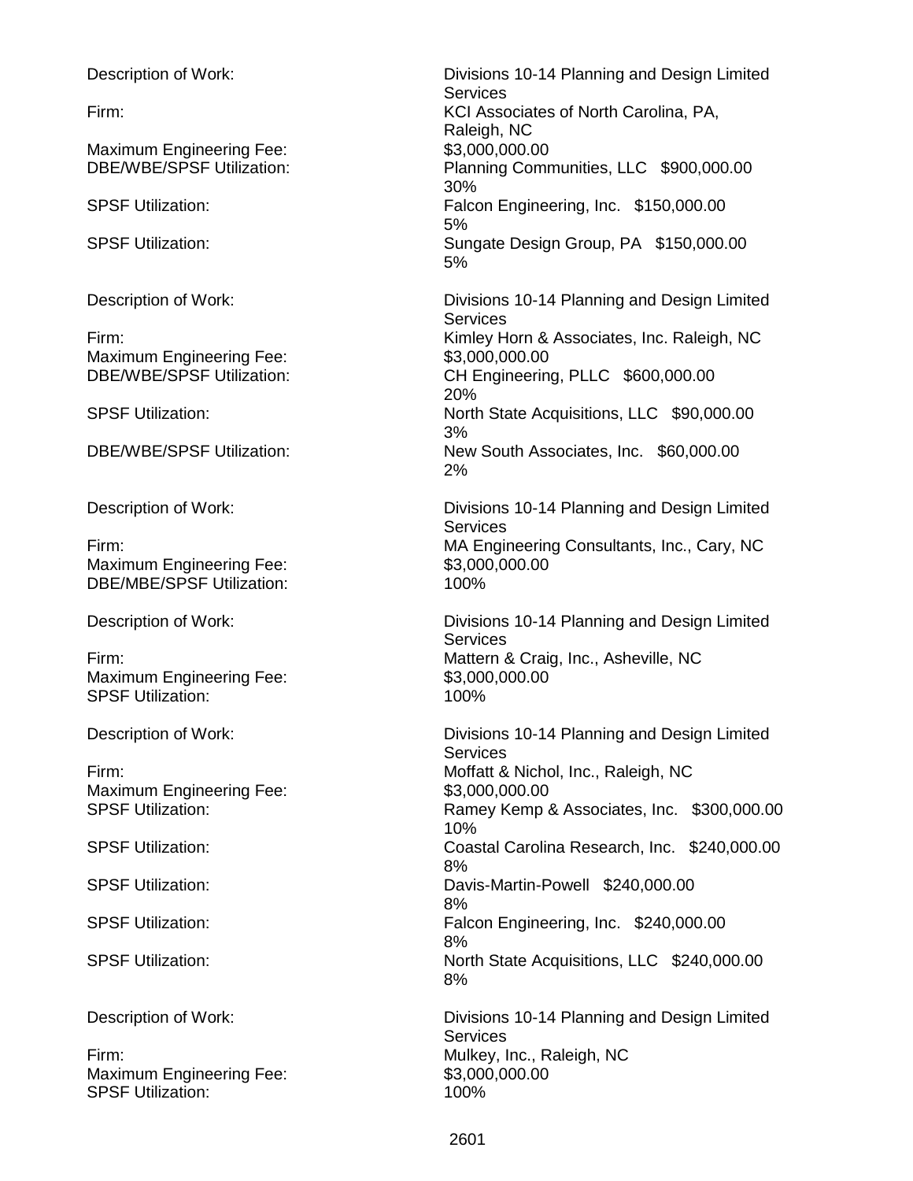Description of Work: Divisions 10-14 Planning and Design Limited Services
Firm: KCI Associates of North Carolina, PA, Raleigh, NC
Maximum Engineering Fee: $3,000,000.00
DBE/WBE/SPSF Utilization: Planning Communities, LLC $900,000.00 30%
SPSF Utilization: Falcon Engineering, Inc. $150,000.00 5%
SPSF Utilization: Sungate Design Group, PA $150,000.00 5%

Description of Work: Divisions 10-14 Planning and Design Limited Services
Firm: Kimley Horn & Associates, Inc. Raleigh, NC
Maximum Engineering Fee: $3,000,000.00
DBE/WBE/SPSF Utilization: CH Engineering, PLLC $600,000.00 20%
SPSF Utilization: North State Acquisitions, LLC $90,000.00 3%
DBE/WBE/SPSF Utilization: New South Associates, Inc. $60,000.00 2%

Description of Work: Divisions 10-14 Planning and Design Limited Services
Firm: MA Engineering Consultants, Inc., Cary, NC
Maximum Engineering Fee: $3,000,000.00
DBE/MBE/SPSF Utilization: 100%

Description of Work: Divisions 10-14 Planning and Design Limited Services
Firm: Mattern & Craig, Inc., Asheville, NC
Maximum Engineering Fee: $3,000,000.00
SPSF Utilization: 100%

Description of Work: Divisions 10-14 Planning and Design Limited Services
Firm: Moffatt & Nichol, Inc., Raleigh, NC
Maximum Engineering Fee: $3,000,000.00
SPSF Utilization: Ramey Kemp & Associates, Inc. $300,000.00 10%
SPSF Utilization: Coastal Carolina Research, Inc. $240,000.00 8%
SPSF Utilization: Davis-Martin-Powell $240,000.00 8%
SPSF Utilization: Falcon Engineering, Inc. $240,000.00 8%
SPSF Utilization: North State Acquisitions, LLC $240,000.00 8%

Description of Work: Divisions 10-14 Planning and Design Limited Services
Firm: Mulkey, Inc., Raleigh, NC
Maximum Engineering Fee: $3,000,000.00
SPSF Utilization: 100%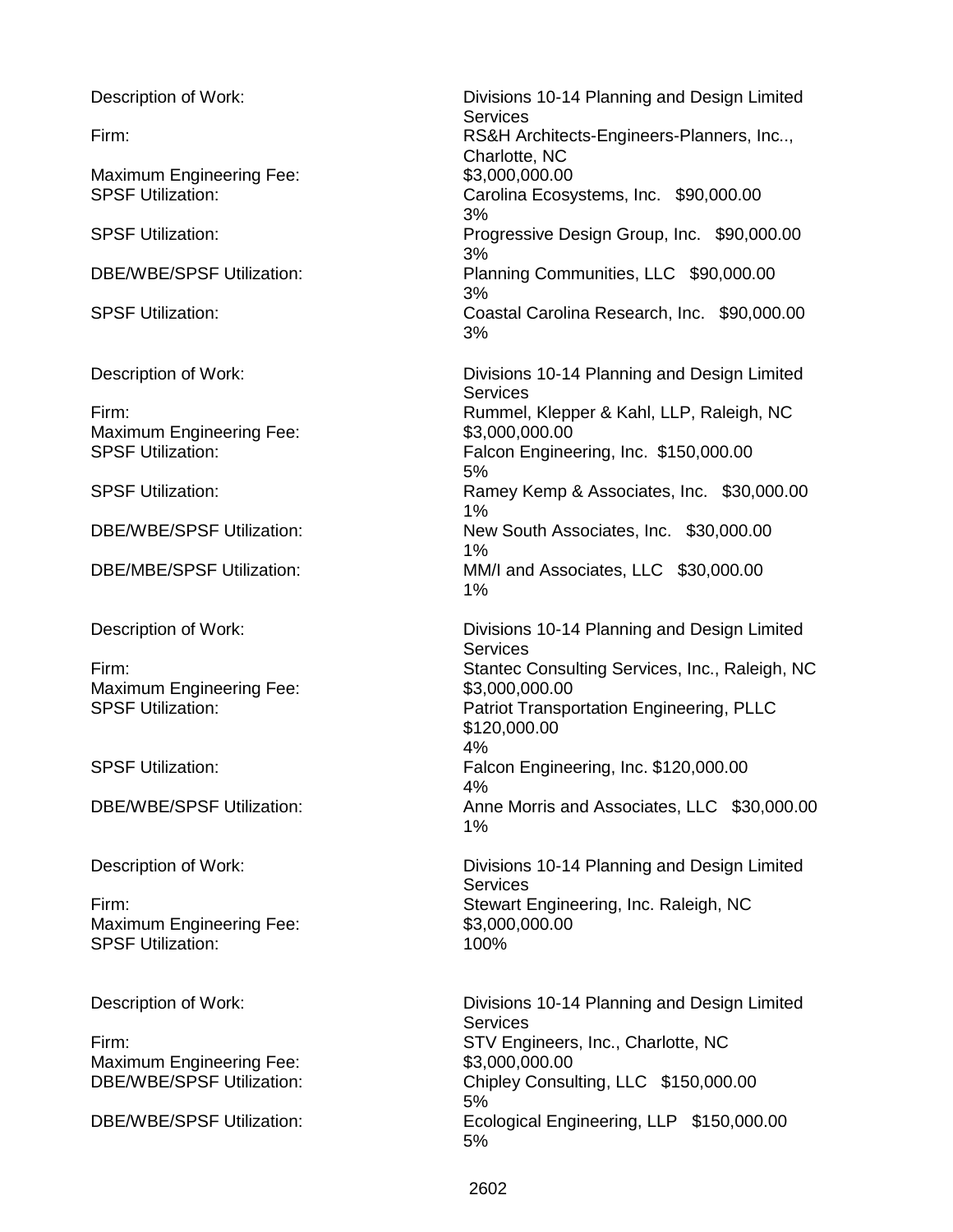Description of Work: Divisions 10-14 Planning and Design Limited Services
Firm: RS&H Architects-Engineers-Planners, Inc.., Charlotte, NC
Maximum Engineering Fee: $3,000,000.00
SPSF Utilization: Carolina Ecosystems, Inc. $90,000.00 3%
SPSF Utilization: Progressive Design Group, Inc. $90,000.00 3%
DBE/WBE/SPSF Utilization: Planning Communities, LLC $90,000.00 3%
SPSF Utilization: Coastal Carolina Research, Inc. $90,000.00 3%

Description of Work: Divisions 10-14 Planning and Design Limited Services
Firm: Rummel, Klepper & Kahl, LLP, Raleigh, NC
Maximum Engineering Fee: $3,000,000.00
SPSF Utilization: Falcon Engineering, Inc. 150,000.00 5%
SPSF Utilization: Ramey Kemp & Associates, Inc. $30,000.00 1%
DBE/WBE/SPSF Utilization: New South Associates, Inc. $30,000.00 1%
DBE/MBE/SPSF Utilization: MM/I and Associates, LLC $30,000.00 1%

Description of Work: Divisions 10-14 Planning and Design Limited Services
Firm: Stantec Consulting Services, Inc., Raleigh, NC
Maximum Engineering Fee: $3,000,000.00
SPSF Utilization: Patriot Transportation Engineering, PLLC $120,000.00 4%
SPSF Utilization: Falcon Engineering, Inc. $120,000.00 4%
DBE/WBE/SPSF Utilization: Anne Morris and Associates, LLC $30,000.00 1%

Description of Work: Divisions 10-14 Planning and Design Limited Services
Firm: Stewart Engineering, Inc. Raleigh, NC
Maximum Engineering Fee: $3,000,000.00
SPSF Utilization: 100%

Description of Work: Divisions 10-14 Planning and Design Limited Services
Firm: STV Engineers, Inc., Charlotte, NC
Maximum Engineering Fee: $3,000,000.00
DBE/WBE/SPSF Utilization: Chipley Consulting, LLC $150,000.00 5%
DBE/WBE/SPSF Utilization: Ecological Engineering, LLP $150,000.00 5%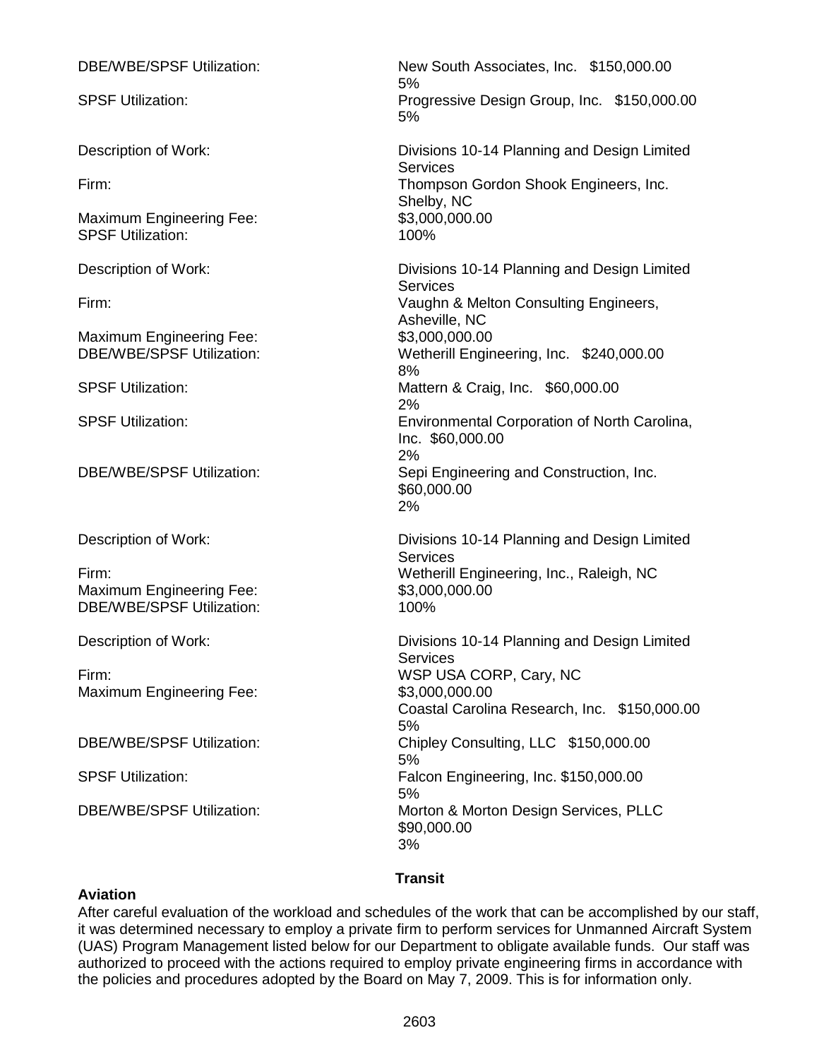DBE/WBE/SPSF Utilization: New South Associates, Inc. $150,000.00
5%

SPSF Utilization: Progressive Design Group, Inc. $150,000.00
5%

Description of Work: Divisions 10-14 Planning and Design Limited Services

Firm: Thompson Gordon Shook Engineers, Inc. Shelby, NC

Maximum Engineering Fee: $3,000,000.00

SPSF Utilization: 100%

Description of Work: Divisions 10-14 Planning and Design Limited Services

Firm: Vaughn & Melton Consulting Engineers, Asheville, NC

Maximum Engineering Fee: $3,000,000.00

DBE/WBE/SPSF Utilization: Wetherill Engineering, Inc. $240,000.00
8%

SPSF Utilization: Mattern & Craig, Inc. $60,000.00
2%

SPSF Utilization: Environmental Corporation of North Carolina, Inc. $60,000.00
2%

DBE/WBE/SPSF Utilization: Sepi Engineering and Construction, Inc. $60,000.00
2%

Description of Work: Divisions 10-14 Planning and Design Limited Services

Firm: Wetherill Engineering, Inc., Raleigh, NC

Maximum Engineering Fee: $3,000,000.00

DBE/WBE/SPSF Utilization: 100%

Description of Work: Divisions 10-14 Planning and Design Limited Services

Firm: WSP USA CORP, Cary, NC

Maximum Engineering Fee: $3,000,000.00
Coastal Carolina Research, Inc. $150,000.00
5%

DBE/WBE/SPSF Utilization: Chipley Consulting, LLC $150,000.00
5%

SPSF Utilization: Falcon Engineering, Inc. $150,000.00
5%

DBE/WBE/SPSF Utilization: Morton & Morton Design Services, PLLC $90,000.00
3%

## Transit

### Aviation

After careful evaluation of the workload and schedules of the work that can be accomplished by our staff, it was determined necessary to employ a private firm to perform services for Unmanned Aircraft System (UAS) Program Management listed below for our Department to obligate available funds. Our staff was authorized to proceed with the actions required to employ private engineering firms in accordance with the policies and procedures adopted by the Board on May 7, 2009. This is for information only.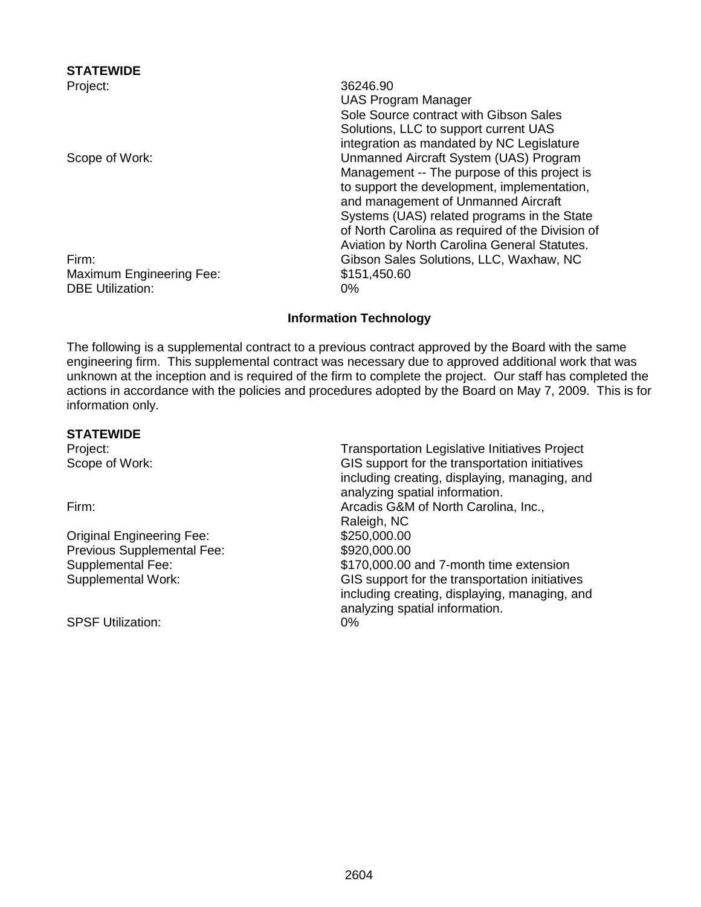**STATEWIDE**

| | |
|---|---|
| Project: | 36246.90<br>UAS Program Manager<br>Sole Source contract with Gibson Sales Solutions, LLC to support current UAS integration as mandated by NC Legislature |
| Scope of Work: | Unmanned Aircraft System (UAS) Program Management -- The purpose of this project is to support the development, implementation, and management of Unmanned Aircraft Systems (UAS) related programs in the State of North Carolina as required of the Division of Aviation by North Carolina General Statutes. |
| Firm: | Gibson Sales Solutions, LLC, Waxhaw, NC |
| Maximum Engineering Fee: | $151,450.60 |
| DBE Utilization: | 0% |

## Information Technology

The following is a supplemental contract to a previous contract approved by the Board with the same engineering firm. This supplemental contract was necessary due to approved additional work that was unknown at the inception and is required of the firm to complete the project. Our staff has completed the actions in accordance with the policies and procedures adopted by the Board on May 7, 2009. This is for information only.

**STATEWIDE**

| | |
|---|---|
| Project: | Transportation Legislative Initiatives Project |
| Scope of Work: | GIS support for the transportation initiatives including creating, displaying, managing, and analyzing spatial information. |
| Firm: | Arcadis G&M of North Carolina, Inc., Raleigh, NC |
| Original Engineering Fee: | $250,000.00 |
| Previous Supplemental Fee: | $920,000.00 |
| Supplemental Fee: | $170,000.00 and 7-month time extension |
| Supplemental Work: | GIS support for the transportation initiatives including creating, displaying, managing, and analyzing spatial information. |
| SPSF Utilization: | 0% |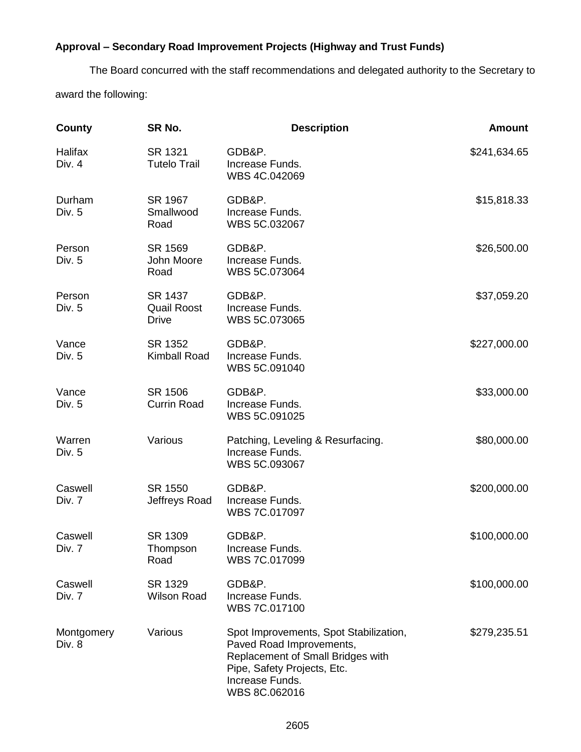**Approval – Secondary Road Improvement Projects (Highway and Trust Funds)**

The Board concurred with the staff recommendations and delegated authority to the Secretary to award the following:

| County | SR No. | Description | Amount |
|---|---|---|---|
| Halifax Div. 4 | SR 1321 Tutelo Trail | GDB&P. Increase Funds. WBS 4C.042069 | $241,634.65 |
| Durham Div. 5 | SR 1967 Smallwood Road | GDB&P. Increase Funds. WBS 5C.032067 | $15,818.33 |
| Person Div. 5 | SR 1569 John Moore Road | GDB&P. Increase Funds. WBS 5C.073064 | $26,500.00 |
| Person Div. 5 | SR 1437 Quail Roost Drive | GDB&P. Increase Funds. WBS 5C.073065 | $37,059.20 |
| Vance Div. 5 | SR 1352 Kimball Road | GDB&P. Increase Funds. WBS 5C.091040 | $227,000.00 |
| Vance Div. 5 | SR 1506 Currin Road | GDB&P. Increase Funds. WBS 5C.091025 | $33,000.00 |
| Warren Div. 5 | Various | Patching, Leveling & Resurfacing. Increase Funds. WBS 5C.093067 | $80,000.00 |
| Caswell Div. 7 | SR 1550 Jeffreys Road | GDB&P. Increase Funds. WBS 7C.017097 | $200,000.00 |
| Caswell Div. 7 | SR 1309 Thompson Road | GDB&P. Increase Funds. WBS 7C.017099 | $100,000.00 |
| Caswell Div. 7 | SR 1329 Wilson Road | GDB&P. Increase Funds. WBS 7C.017100 | $100,000.00 |
| Montgomery Div. 8 | Various | Spot Improvements, Spot Stabilization, Paved Road Improvements, Replacement of Small Bridges with Pipe, Safety Projects, Etc. Increase Funds. WBS 8C.062016 | $279,235.51 |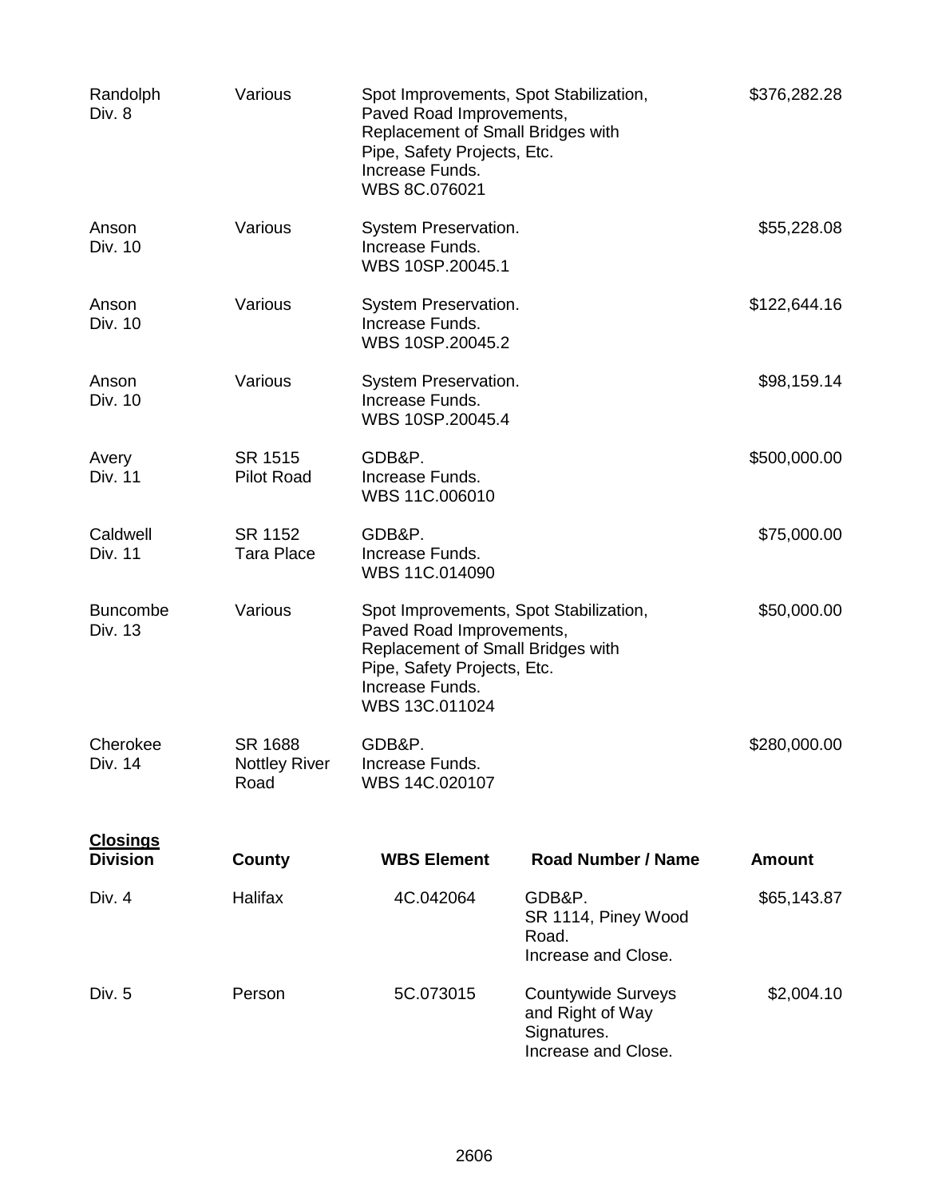| | | | |
|---|---|---|---|
| Randolph<br>Div. 8 | Various | Spot Improvements, Spot Stabilization, Paved Road Improvements, Replacement of Small Bridges with Pipe, Safety Projects, Etc.<br>Increase Funds.<br>WBS 8C.076021 | $376,282.28 |
| Anson<br>Div. 10 | Various | System Preservation.<br>Increase Funds.<br>WBS 10SP.20045.1 | $55,228.08 |
| Anson<br>Div. 10 | Various | System Preservation.<br>Increase Funds.<br>WBS 10SP.20045.2 | $122,644.16 |
| Anson<br>Div. 10 | Various | System Preservation.<br>Increase Funds.<br>WBS 10SP.20045.4 | $98,159.14 |
| Avery<br>Div. 11 | SR 1515<br>Pilot Road | GDB&P.<br>Increase Funds.<br>WBS 11C.006010 | $500,000.00 |
| Caldwell<br>Div. 11 | SR 1152<br>Tara Place | GDB&P.<br>Increase Funds.<br>WBS 11C.014090 | $75,000.00 |
| Buncombe<br>Div. 13 | Various | Spot Improvements, Spot Stabilization, Paved Road Improvements, Replacement of Small Bridges with Pipe, Safety Projects, Etc.<br>Increase Funds.<br>WBS 13C.011024 | $50,000.00 |
| Cherokee<br>Div. 14 | SR 1688<br>Nottley River Road | GDB&P.<br>Increase Funds.<br>WBS 14C.020107 | $280,000.00 |

**Closings**

| Division | County | WBS Element | Road Number / Name | Amount |
|---|---|---|---|---|
| Div. 4 | Halifax | 4C.042064 | GDB&P.<br>SR 1114, Piney Wood Road.<br>Increase and Close. | $65,143.87 |
| Div. 5 | Person | 5C.073015 | Countywide Surveys and Right of Way Signatures.<br>Increase and Close. | $2,004.10 |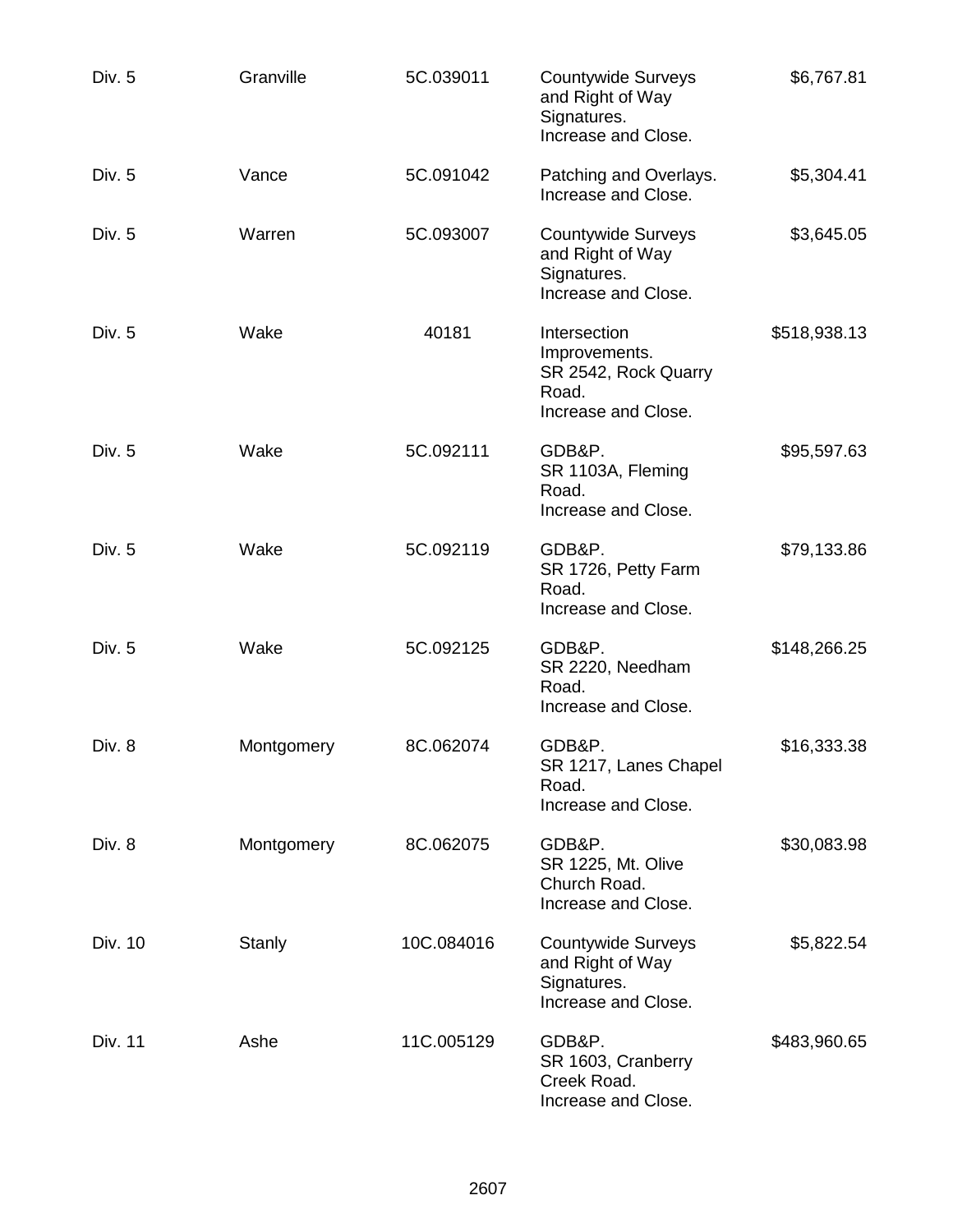| | | | | |
|---|---|---|---|---|
| Div. 5 | Granville | 5C.039011 | Countywide Surveys and Right of Way Signatures. Increase and Close. | $6,767.81 |
| Div. 5 | Vance | 5C.091042 | Patching and Overlays. Increase and Close. | $5,304.41 |
| Div. 5 | Warren | 5C.093007 | Countywide Surveys and Right of Way Signatures. Increase and Close. | $3,645.05 |
| Div. 5 | Wake | 40181 | Intersection Improvements. SR 2542, Rock Quarry Road. Increase and Close. | $518,938.13 |
| Div. 5 | Wake | 5C.092111 | GDB&P. SR 1103A, Fleming Road. Increase and Close. | $95,597.63 |
| Div. 5 | Wake | 5C.092119 | GDB&P. SR 1726, Petty Farm Road. Increase and Close. | $79,133.86 |
| Div. 5 | Wake | 5C.092125 | GDB&P. SR 2220, Needham Road. Increase and Close. | $148,266.25 |
| Div. 8 | Montgomery | 8C.062074 | GDB&P. SR 1217, Lanes Chapel Road. Increase and Close. | $16,333.38 |
| Div. 8 | Montgomery | 8C.062075 | GDB&P. SR 1225, Mt. Olive Church Road. Increase and Close. | $30,083.98 |
| Div. 10 | Stanly | 10C.084016 | Countywide Surveys and Right of Way Signatures. Increase and Close. | $5,822.54 |
| Div. 11 | Ashe | 11C.005129 | GDB&P. SR 1603, Cranberry Creek Road. Increase and Close. | $483,960.65 |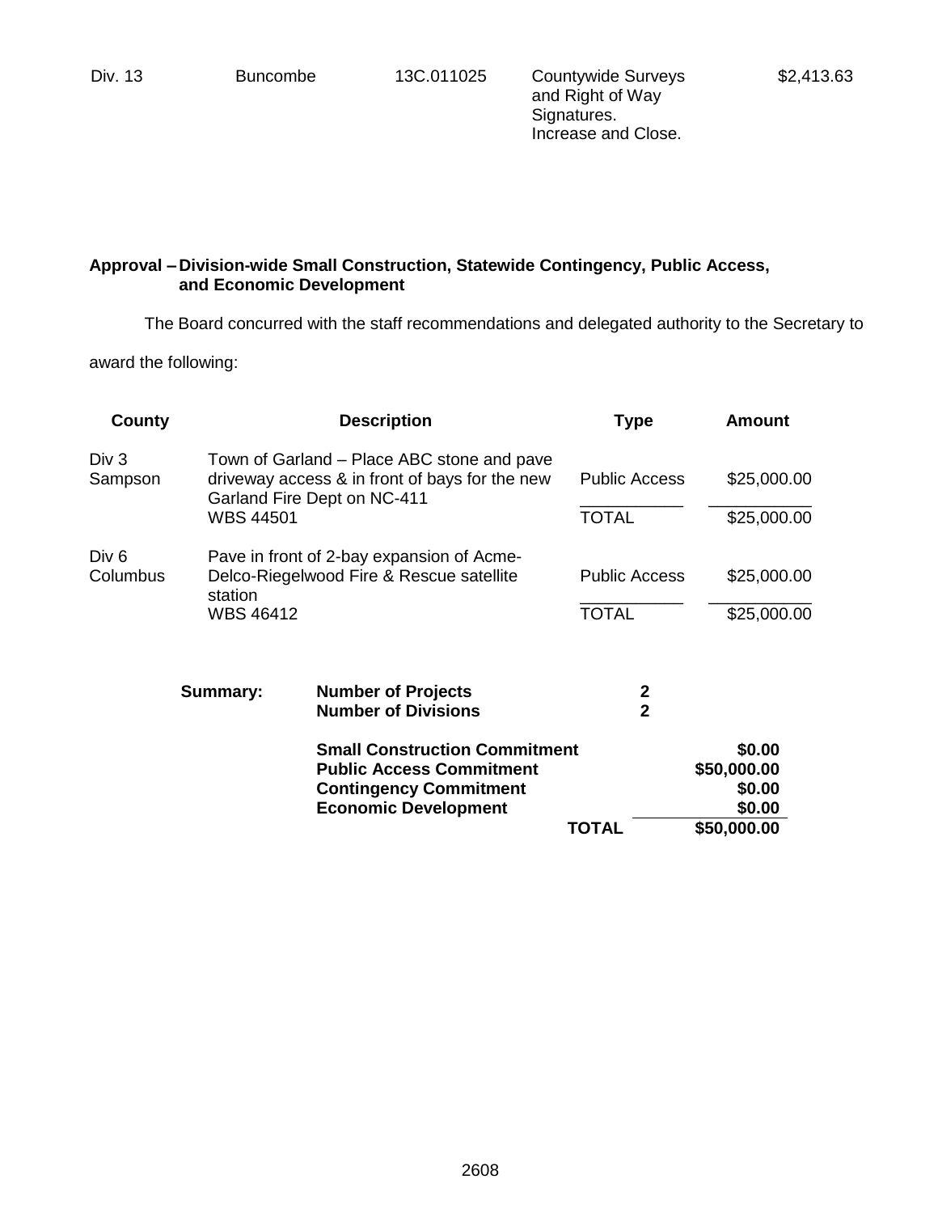| Div. 13 | Buncombe | 13C.011025 | Countywide Surveys and Right of Way Signatures. Increase and Close. | $2,413.63 |
|---|---|---|---|---|

**Approval – Division-wide Small Construction, Statewide Contingency, Public Access, and Economic Development**

The Board concurred with the staff recommendations and delegated authority to the Secretary to award the following:

| County | Description | Type | Amount |
|---|---|---|---|
| Div 3 Sampson | Town of Garland – Place ABC stone and pave driveway access & in front of bays for the new Garland Fire Dept on NC-411 | Public Access | $25,000.00 |
| | WBS 44501 | TOTAL | $25,000.00 |
| Div 6 Columbus | Pave in front of 2-bay expansion of Acme-Delco-Riegelwood Fire & Rescue satellite station | Public Access | $25,000.00 |
| | WBS 46412 | TOTAL | $25,000.00 |

| Summary: | | | |
|---|---|---|---|
| | **Number of Projects** | **2** | |
| | **Number of Divisions** | **2** | |
| | **Small Construction Commitment** | | **$0.00** |
| | **Public Access Commitment** | | **$50,000.00** |
| | **Contingency Commitment** | | **$0.00** |
| | **Economic Development** | | **$0.00** |
| | | **TOTAL** | **$50,000.00** |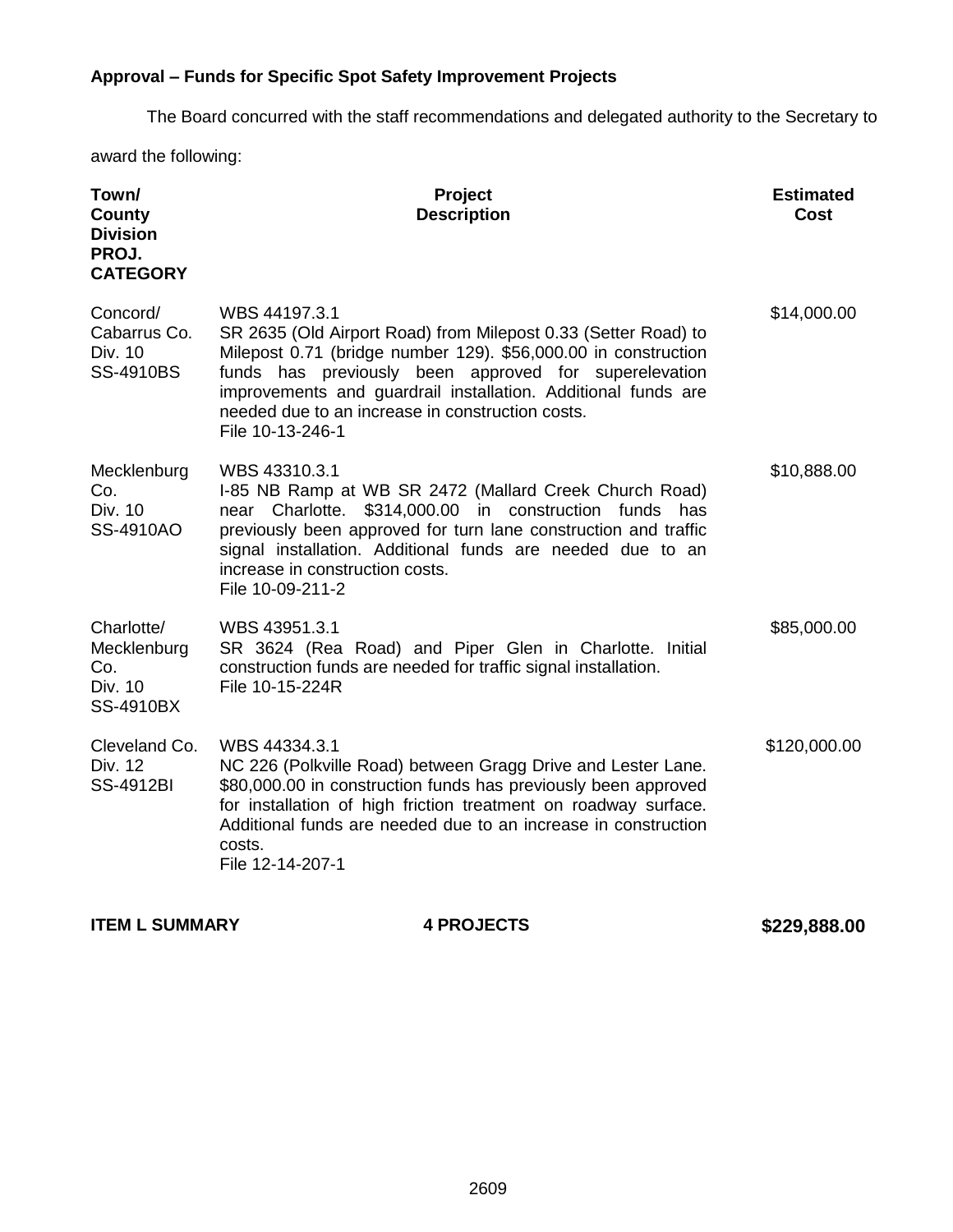**Approval – Funds for Specific Spot Safety Improvement Projects**

The Board concurred with the staff recommendations and delegated authority to the Secretary to award the following:

| Town/ County Division PROJ. CATEGORY | Project Description | Estimated Cost |
|---|---|---|
| Concord/ Cabarrus Co. Div. 10 SS-4910BS | WBS 44197.3.1 SR 2635 (Old Airport Road) from Milepost 0.33 (Setter Road) to Milepost 0.71 (bridge number 129). $56,000.00 in construction funds has previously been approved for superelevation improvements and guardrail installation. Additional funds are needed due to an increase in construction costs. File 10-13-246-1 | $14,000.00 |
| Mecklenburg Co. Div. 10 SS-4910AO | WBS 43310.3.1 I-85 NB Ramp at WB SR 2472 (Mallard Creek Church Road) near Charlotte. $314,000.00 in construction funds has previously been approved for turn lane construction and traffic signal installation. Additional funds are needed due to an increase in construction costs. File 10-09-211-2 | $10,888.00 |
| Charlotte/ Mecklenburg Co. Div. 10 SS-4910BX | WBS 43951.3.1 SR 3624 (Rea Road) and Piper Glen in Charlotte. Initial construction funds are needed for traffic signal installation. File 10-15-224R | $85,000.00 |
| Cleveland Co. Div. 12 SS-4912BI | WBS 44334.3.1 NC 226 (Polkville Road) between Gragg Drive and Lester Lane. $80,000.00 in construction funds has previously been approved for installation of high friction treatment on roadway surface. Additional funds are needed due to an increase in construction costs. File 12-14-207-1 | $120,000.00 |

**ITEM L SUMMARY** **4 PROJECTS** **$229,888.00**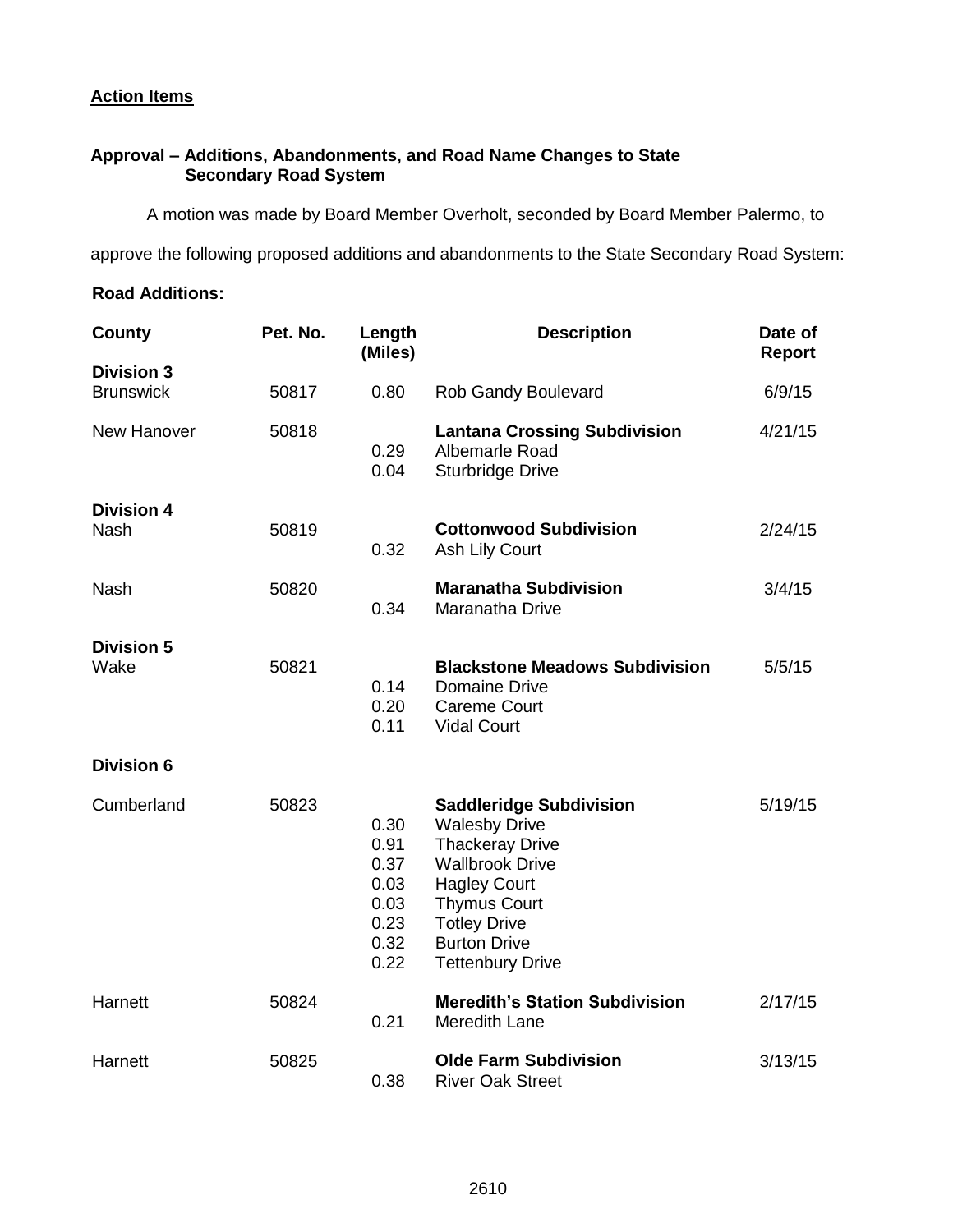**Action Items**

**Approval – Additions, Abandonments, and Road Name Changes to State Secondary Road System**

A motion was made by Board Member Overholt, seconded by Board Member Palermo, to approve the following proposed additions and abandonments to the State Secondary Road System:

**Road Additions:**

| County | Pet. No. | Length (Miles) | Description | Date of Report |
|---|---|---|---|---|
| **Division 3** | | | | |
| Brunswick | 50817 | 0.80 | Rob Gandy Boulevard | 6/9/15 |
| New Hanover | 50818 | | **Lantana Crossing Subdivision** | 4/21/15 |
| | | 0.29 | Albemarle Road | |
| | | 0.04 | Sturbridge Drive | |
| **Division 4** | | | | |
| Nash | 50819 | | **Cottonwood Subdivision** | 2/24/15 |
| | | 0.32 | Ash Lily Court | |
| Nash | 50820 | | **Maranatha Subdivision** | 3/4/15 |
| | | 0.34 | Maranatha Drive | |
| **Division 5** | | | | |
| Wake | 50821 | | **Blackstone Meadows Subdivision** | 5/5/15 |
| | | 0.14 | Domaine Drive | |
| | | 0.20 | Careme Court | |
| | | 0.11 | Vidal Court | |
| **Division 6** | | | | |
| Cumberland | 50823 | | **Saddleridge Subdivision** | 5/19/15 |
| | | 0.30 | Walesby Drive | |
| | | 0.91 | Thackeray Drive | |
| | | 0.37 | Wallbrook Drive | |
| | | 0.03 | Hagley Court | |
| | | 0.03 | Thymus Court | |
| | | 0.23 | Totley Drive | |
| | | 0.32 | Burton Drive | |
| | | 0.22 | Tettenbury Drive | |
| Harnett | 50824 | | **Meredith's Station Subdivision** | 2/17/15 |
| | | 0.21 | Meredith Lane | |
| Harnett | 50825 | | **Olde Farm Subdivision** | 3/13/15 |
| | | 0.38 | River Oak Street | |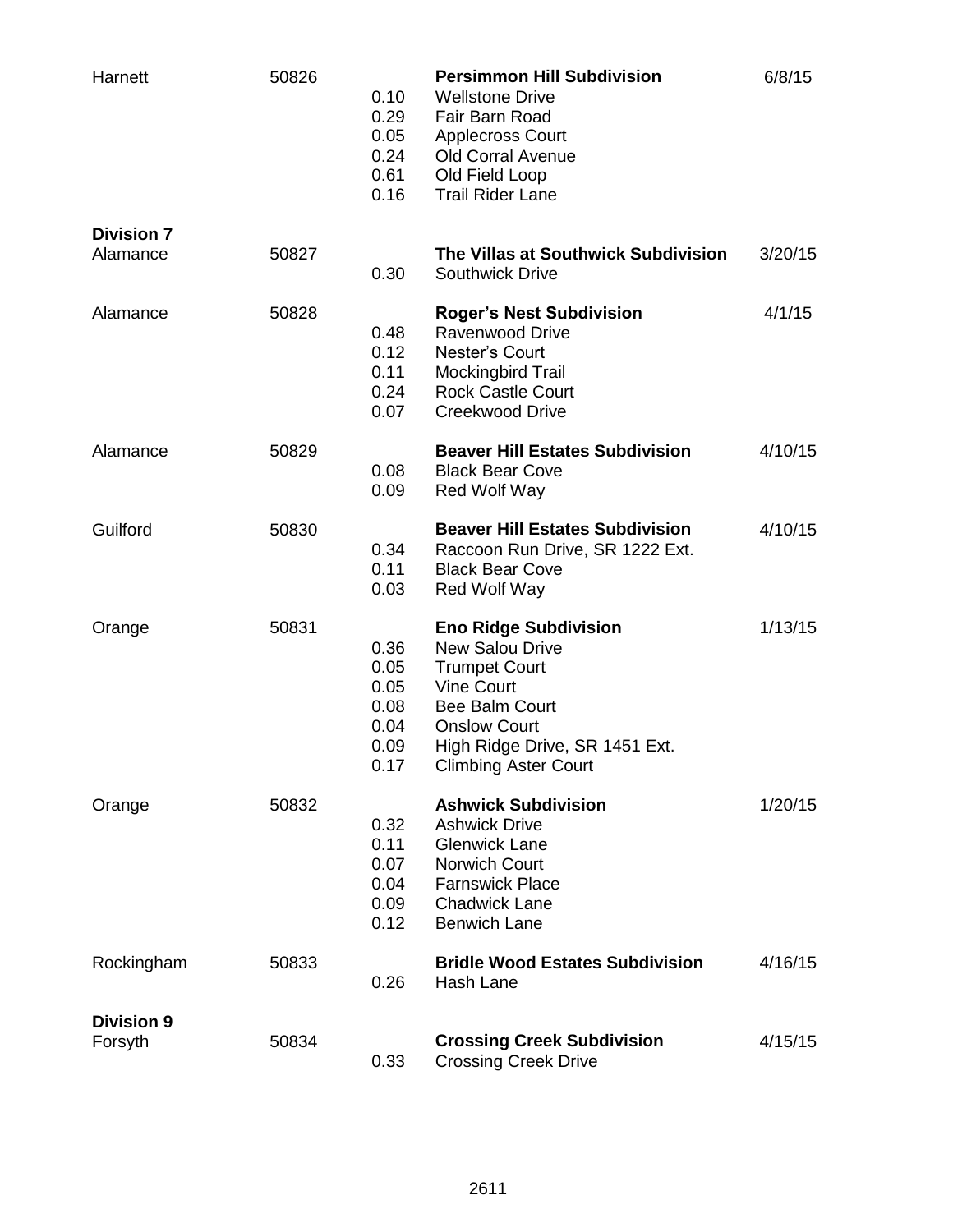| County | Petition | Length | Subdivision / Street | Date |
|---|---|---|---|---|
| Harnett | 50826 | | **Persimmon Hill Subdivision** | 6/8/15 |
| | | 0.10 | Wellstone Drive | |
| | | 0.29 | Fair Barn Road | |
| | | 0.05 | Applecross Court | |
| | | 0.24 | Old Corral Avenue | |
| | | 0.61 | Old Field Loop | |
| | | 0.16 | Trail Rider Lane | |
| **Division 7** | | | | |
| Alamance | 50827 | | **The Villas at Southwick Subdivision** | 3/20/15 |
| | | 0.30 | Southwick Drive | |
| Alamance | 50828 | | **Roger's Nest Subdivision** | 4/1/15 |
| | | 0.48 | Ravenwood Drive | |
| | | 0.12 | Nester's Court | |
| | | 0.11 | Mockingbird Trail | |
| | | 0.24 | Rock Castle Court | |
| | | 0.07 | Creekwood Drive | |
| Alamance | 50829 | | **Beaver Hill Estates Subdivision** | 4/10/15 |
| | | 0.08 | Black Bear Cove | |
| | | 0.09 | Red Wolf Way | |
| Guilford | 50830 | | **Beaver Hill Estates Subdivision** | 4/10/15 |
| | | 0.34 | Raccoon Run Drive, SR 1222 Ext. | |
| | | 0.11 | Black Bear Cove | |
| | | 0.03 | Red Wolf Way | |
| Orange | 50831 | | **Eno Ridge Subdivision** | 1/13/15 |
| | | 0.36 | New Salou Drive | |
| | | 0.05 | Trumpet Court | |
| | | 0.05 | Vine Court | |
| | | 0.08 | Bee Balm Court | |
| | | 0.04 | Onslow Court | |
| | | 0.09 | High Ridge Drive, SR 1451 Ext. | |
| | | 0.17 | Climbing Aster Court | |
| Orange | 50832 | | **Ashwick Subdivision** | 1/20/15 |
| | | 0.32 | Ashwick Drive | |
| | | 0.11 | Glenwick Lane | |
| | | 0.07 | Norwich Court | |
| | | 0.04 | Farnswick Place | |
| | | 0.09 | Chadwick Lane | |
| | | 0.12 | Benwich Lane | |
| Rockingham | 50833 | | **Bridle Wood Estates Subdivision** | 4/16/15 |
| | | 0.26 | Hash Lane | |
| **Division 9** | | | | |
| Forsyth | 50834 | | **Crossing Creek Subdivision** | 4/15/15 |
| | | 0.33 | Crossing Creek Drive | |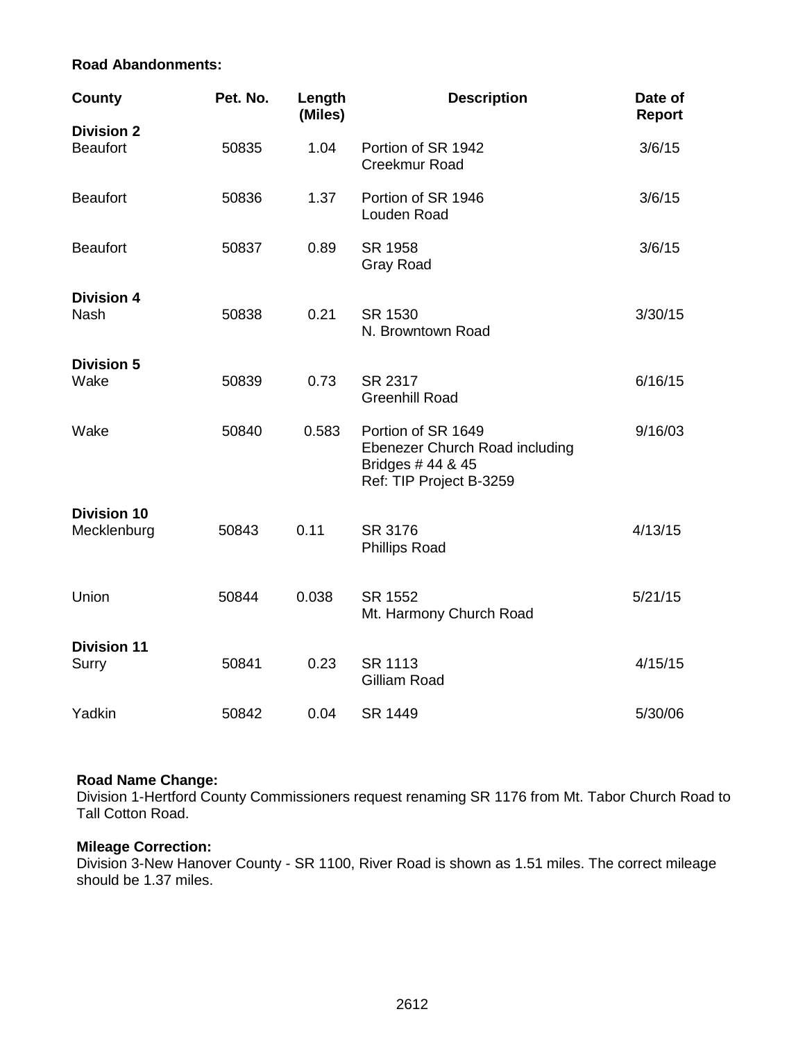**Road Abandonments:**

| County | Pet. No. | Length (Miles) | Description | Date of Report |
|---|---|---|---|---|
| **Division 2** | | | | |
| Beaufort | 50835 | 1.04 | Portion of SR 1942<br>Creekmur Road | 3/6/15 |
| Beaufort | 50836 | 1.37 | Portion of SR 1946<br>Louden Road | 3/6/15 |
| Beaufort | 50837 | 0.89 | SR 1958<br>Gray Road | 3/6/15 |
| **Division 4** | | | | |
| Nash | 50838 | 0.21 | SR 1530<br>N. Browntown Road | 3/30/15 |
| **Division 5** | | | | |
| Wake | 50839 | 0.73 | SR 2317<br>Greenhill Road | 6/16/15 |
| Wake | 50840 | 0.583 | Portion of SR 1649<br>Ebenezer Church Road including Bridges # 44 & 45<br>Ref: TIP Project B-3259 | 9/16/03 |
| **Division 10** | | | | |
| Mecklenburg | 50843 | 0.11 | SR 3176<br>Phillips Road | 4/13/15 |
| Union | 50844 | 0.038 | SR 1552<br>Mt. Harmony Church Road | 5/21/15 |
| **Division 11** | | | | |
| Surry | 50841 | 0.23 | SR 1113<br>Gilliam Road | 4/15/15 |
| Yadkin | 50842 | 0.04 | SR 1449 | 5/30/06 |

**Road Name Change:**
Division 1-Hertford County Commissioners request renaming SR 1176 from Mt. Tabor Church Road to Tall Cotton Road.

**Mileage Correction:**
Division 3-New Hanover County - SR 1100, River Road is shown as 1.51 miles. The correct mileage should be 1.37 miles.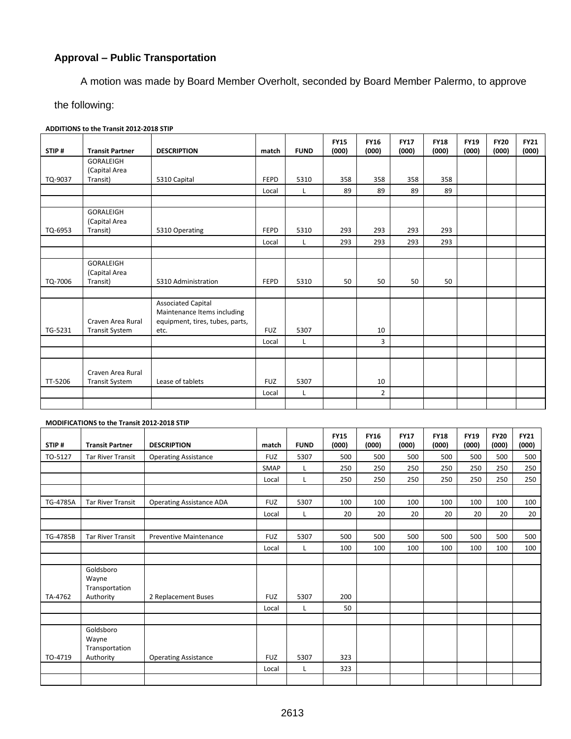## Approval – Public Transportation

A motion was made by Board Member Overholt, seconded by Board Member Palermo, to approve the following:

**ADDITIONS to the Transit 2012-2018 STIP**

| STIP # | Transit Partner | DESCRIPTION | match | FUND | FY15 (000) | FY16 (000) | FY17 (000) | FY18 (000) | FY19 (000) | FY20 (000) | FY21 (000) |
|---|---|---|---|---|---|---|---|---|---|---|---|
| TQ-9037 | GORALEIGH (Capital Area Transit) | 5310 Capital | FEPD | 5310 | 358 | 358 | 358 | 358 | | | |
| | | | Local | L | 89 | 89 | 89 | 89 | | | |
| | | | | | | | | | | | |
| TQ-6953 | GORALEIGH (Capital Area Transit) | 5310 Operating | FEPD | 5310 | 293 | 293 | 293 | 293 | | | |
| | | | Local | L | 293 | 293 | 293 | 293 | | | |
| | | | | | | | | | | | |
| TQ-7006 | GORALEIGH (Capital Area Transit) | 5310 Administration | FEPD | 5310 | 50 | 50 | 50 | 50 | | | |
| | | | | | | | | | | | |
| TG-5231 | Craven Area Rural Transit System | Associated Capital Maintenance Items including equipment, tires, tubes, parts, etc. | FUZ | 5307 | | 10 | | | | | |
| | | | Local | L | | 3 | | | | | |
| | | | | | | | | | | | |
| TT-5206 | Craven Area Rural Transit System | Lease of tablets | FUZ | 5307 | | 10 | | | | | |
| | | | Local | L | | 2 | | | | | |
| | | | | | | | | | | | |

**MODIFICATIONS to the Transit 2012-2018 STIP**

| STIP # | Transit Partner | DESCRIPTION | match | FUND | FY15 (000) | FY16 (000) | FY17 (000) | FY18 (000) | FY19 (000) | FY20 (000) | FY21 (000) |
|---|---|---|---|---|---|---|---|---|---|---|---|
| TO-5127 | Tar River Transit | Operating Assistance | FUZ | 5307 | 500 | 500 | 500 | 500 | 500 | 500 | 500 |
| | | | SMAP | L | 250 | 250 | 250 | 250 | 250 | 250 | 250 |
| | | | Local | L | 250 | 250 | 250 | 250 | 250 | 250 | 250 |
| | | | | | | | | | | | |
| TG-4785A | Tar River Transit | Operating Assistance ADA | FUZ | 5307 | 100 | 100 | 100 | 100 | 100 | 100 | 100 |
| | | | Local | L | 20 | 20 | 20 | 20 | 20 | 20 | 20 |
| | | | | | | | | | | | |
| TG-4785B | Tar River Transit | Preventive Maintenance | FUZ | 5307 | 500 | 500 | 500 | 500 | 500 | 500 | 500 |
| | | | Local | L | 100 | 100 | 100 | 100 | 100 | 100 | 100 |
| | | | | | | | | | | | |
| TA-4762 | Goldsboro Wayne Transportation Authority | 2 Replacement Buses | FUZ | 5307 | 200 | | | | | | |
| | | | Local | L | 50 | | | | | | |
| | | | | | | | | | | | |
| TO-4719 | Goldsboro Wayne Transportation Authority | Operating Assistance | FUZ | 5307 | 323 | | | | | | |
| | | | Local | L | 323 | | | | | | |
| | | | | | | | | | | | |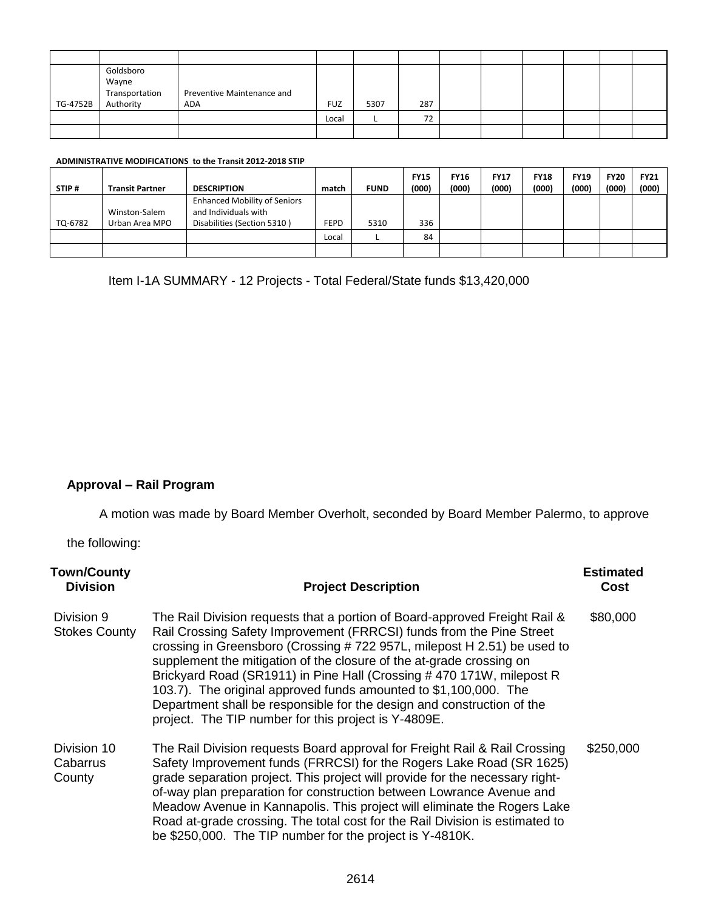| | | | | | | | | | | | |
|---|---|---|---|---|---|---|---|---|---|---|---|
| TG-4752B | Goldsboro Wayne Transportation Authority | Preventive Maintenance and ADA | FUZ | 5307 | 287 | | | | | | |
| | | | Local | L | 72 | | | | | | |
| | | | | | | | | | | | |

**ADMINISTRATIVE MODIFICATIONS to the Transit 2012-2018 STIP**

| STIP # | Transit Partner | DESCRIPTION | match | FUND | FY15 (000) | FY16 (000) | FY17 (000) | FY18 (000) | FY19 (000) | FY20 (000) | FY21 (000) |
|---|---|---|---|---|---|---|---|---|---|---|---|
| TQ-6782 | Winston-Salem Urban Area MPO | Enhanced Mobility of Seniors and Individuals with Disabilities (Section 5310 ) | FEPD | 5310 | 336 | | | | | | |
| | | | Local | L | 84 | | | | | | |
| | | | | | | | | | | | |

Item I-1A SUMMARY - 12 Projects - Total Federal/State funds $13,420,000

**Approval – Rail Program**

A motion was made by Board Member Overholt, seconded by Board Member Palermo, to approve the following:

| Town/County Division | Project Description | Estimated Cost |
|---|---|---|
| Division 9 Stokes County | The Rail Division requests that a portion of Board-approved Freight Rail & Rail Crossing Safety Improvement (FRRCSI) funds from the Pine Street crossing in Greensboro (Crossing # 722 957L, milepost H 2.51) be used to supplement the mitigation of the closure of the at-grade crossing on Brickyard Road (SR1911) in Pine Hall (Crossing # 470 171W, milepost R 103.7). The original approved funds amounted to $1,100,000. The Department shall be responsible for the design and construction of the project. The TIP number for this project is Y-4809E. | $80,000 |
| Division 10 Cabarrus County | The Rail Division requests Board approval for Freight Rail & Rail Crossing Safety Improvement funds (FRRCSI) for the Rogers Lake Road (SR 1625) grade separation project. This project will provide for the necessary right-of-way plan preparation for construction between Lowrance Avenue and Meadow Avenue in Kannapolis. This project will eliminate the Rogers Lake Road at-grade crossing. The total cost for the Rail Division is estimated to be $250,000. The TIP number for the project is Y-4810K. | $250,000 |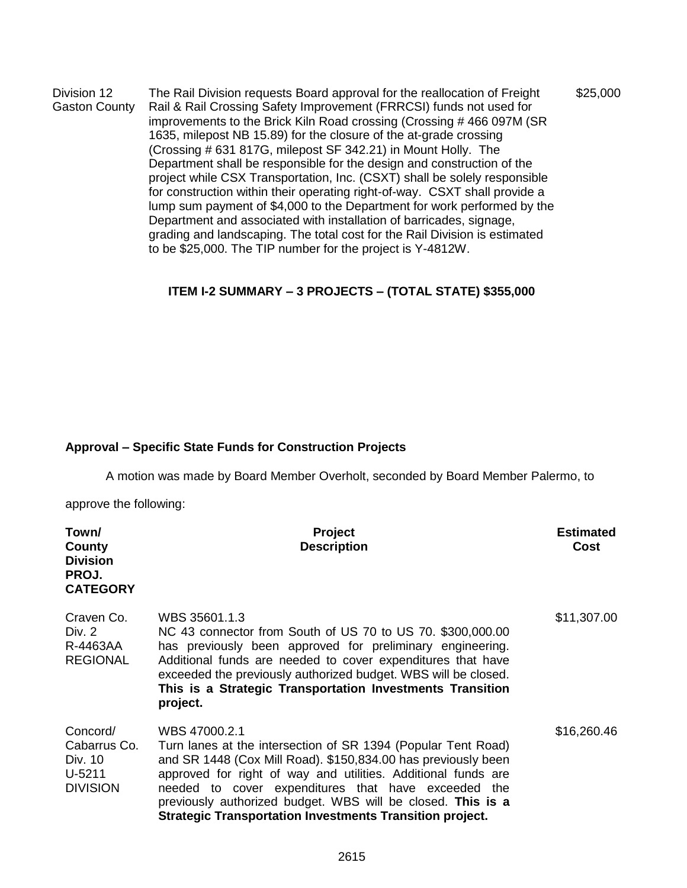| | | |
|---|---|---|
| Division 12<br>Gaston County | The Rail Division requests Board approval for the reallocation of Freight Rail & Rail Crossing Safety Improvement (FRRCSI) funds not used for improvements to the Brick Kiln Road crossing (Crossing # 466 097M (SR 1635, milepost NB 15.89) for the closure of the at-grade crossing (Crossing # 631 817G, milepost SF 342.21) in Mount Holly. The Department shall be responsible for the design and construction of the project while CSX Transportation, Inc. (CSXT) shall be solely responsible for construction within their operating right-of-way. CSXT shall provide a lump sum payment of $4,000 to the Department for work performed by the Department and associated with installation of barricades, signage, grading and landscaping. The total cost for the Rail Division is estimated to be $25,000. The TIP number for the project is Y-4812W. | $25,000 |

**ITEM I-2 SUMMARY – 3 PROJECTS – (TOTAL STATE) $355,000**

**Approval – Specific State Funds for Construction Projects**

A motion was made by Board Member Overholt, seconded by Board Member Palermo, to approve the following:

| Town/<br>County<br>Division<br>PROJ.<br>CATEGORY | Project<br>Description | Estimated<br>Cost |
|---|---|---|
| Craven Co.<br>Div. 2<br>R-4463AA<br>REGIONAL | WBS 35601.1.3<br>NC 43 connector from South of US 70 to US 70. $300,000.00 has previously been approved for preliminary engineering. Additional funds are needed to cover expenditures that have exceeded the previously authorized budget. WBS will be closed. **This is a Strategic Transportation Investments Transition project.** | $11,307.00 |
| Concord/<br>Cabarrus Co.<br>Div. 10<br>U-5211<br>DIVISION | WBS 47000.2.1<br>Turn lanes at the intersection of SR 1394 (Popular Tent Road) and SR 1448 (Cox Mill Road). $150,834.00 has previously been approved for right of way and utilities. Additional funds are needed to cover expenditures that have exceeded the previously authorized budget. WBS will be closed. **This is a Strategic Transportation Investments Transition project.** | $16,260.46 |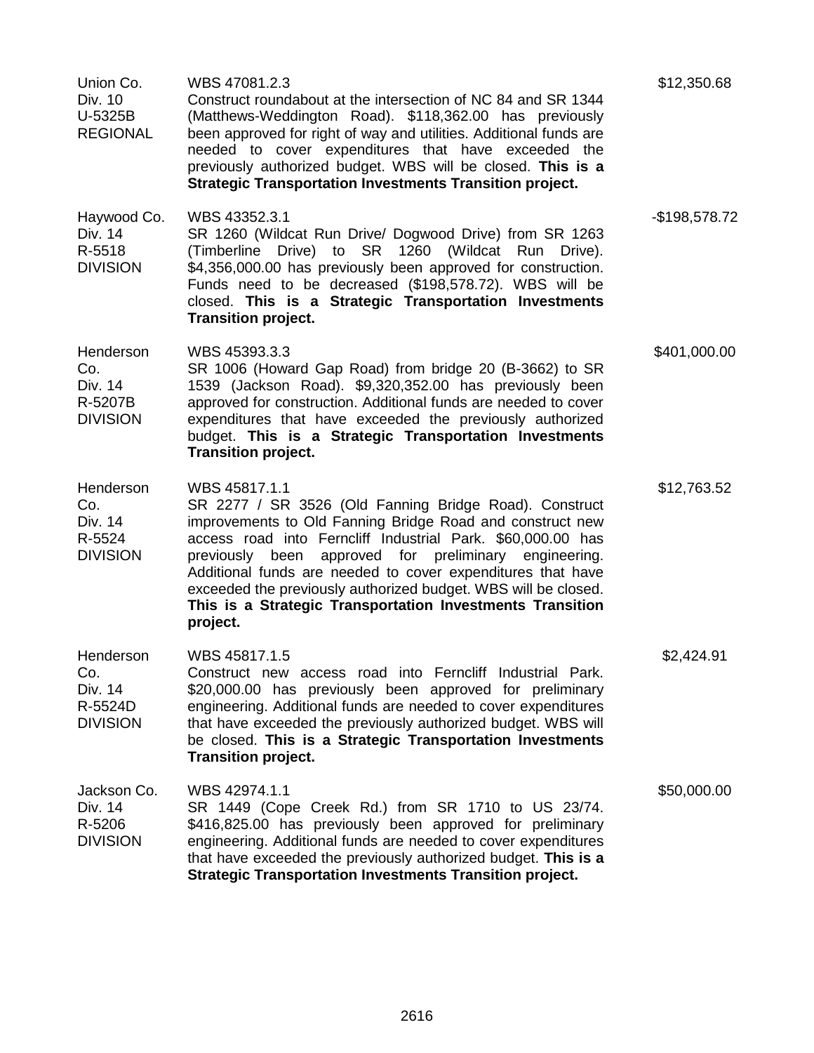| | | |
|---|---|---|
| Union Co.<br>Div. 10<br>U-5325B<br>REGIONAL | WBS 47081.2.3<br>Construct roundabout at the intersection of NC 84 and SR 1344 (Matthews-Weddington Road). $118,362.00 has previously been approved for right of way and utilities. Additional funds are needed to cover expenditures that have exceeded the previously authorized budget. WBS will be closed. **This is a Strategic Transportation Investments Transition project.** | $12,350.68 |
| Haywood Co.<br>Div. 14<br>R-5518<br>DIVISION | WBS 43352.3.1<br>SR 1260 (Wildcat Run Drive/ Dogwood Drive) from SR 1263 (Timberline Drive) to SR 1260 (Wildcat Run Drive). $4,356,000.00 has previously been approved for construction. Funds need to be decreased ($198,578.72). WBS will be closed. **This is a Strategic Transportation Investments Transition project.** | -$198,578.72 |
| Henderson Co.<br>Div. 14<br>R-5207B<br>DIVISION | WBS 45393.3.3<br>SR 1006 (Howard Gap Road) from bridge 20 (B-3662) to SR 1539 (Jackson Road). $9,320,352.00 has previously been approved for construction. Additional funds are needed to cover expenditures that have exceeded the previously authorized budget. **This is a Strategic Transportation Investments Transition project.** | $401,000.00 |
| Henderson Co.<br>Div. 14<br>R-5524<br>DIVISION | WBS 45817.1.1<br>SR 2277 / SR 3526 (Old Fanning Bridge Road). Construct improvements to Old Fanning Bridge Road and construct new access road into Ferncliff Industrial Park. $60,000.00 has previously been approved for preliminary engineering. Additional funds are needed to cover expenditures that have exceeded the previously authorized budget. WBS will be closed. **This is a Strategic Transportation Investments Transition project.** | $12,763.52 |
| Henderson Co.<br>Div. 14<br>R-5524D<br>DIVISION | WBS 45817.1.5<br>Construct new access road into Ferncliff Industrial Park. $20,000.00 has previously been approved for preliminary engineering. Additional funds are needed to cover expenditures that have exceeded the previously authorized budget. WBS will be closed. **This is a Strategic Transportation Investments Transition project.** | $2,424.91 |
| Jackson Co.<br>Div. 14<br>R-5206<br>DIVISION | WBS 42974.1.1<br>SR 1449 (Cope Creek Rd.) from SR 1710 to US 23/74. $416,825.00 has previously been approved for preliminary engineering. Additional funds are needed to cover expenditures that have exceeded the previously authorized budget. **This is a Strategic Transportation Investments Transition project.** | $50,000.00 |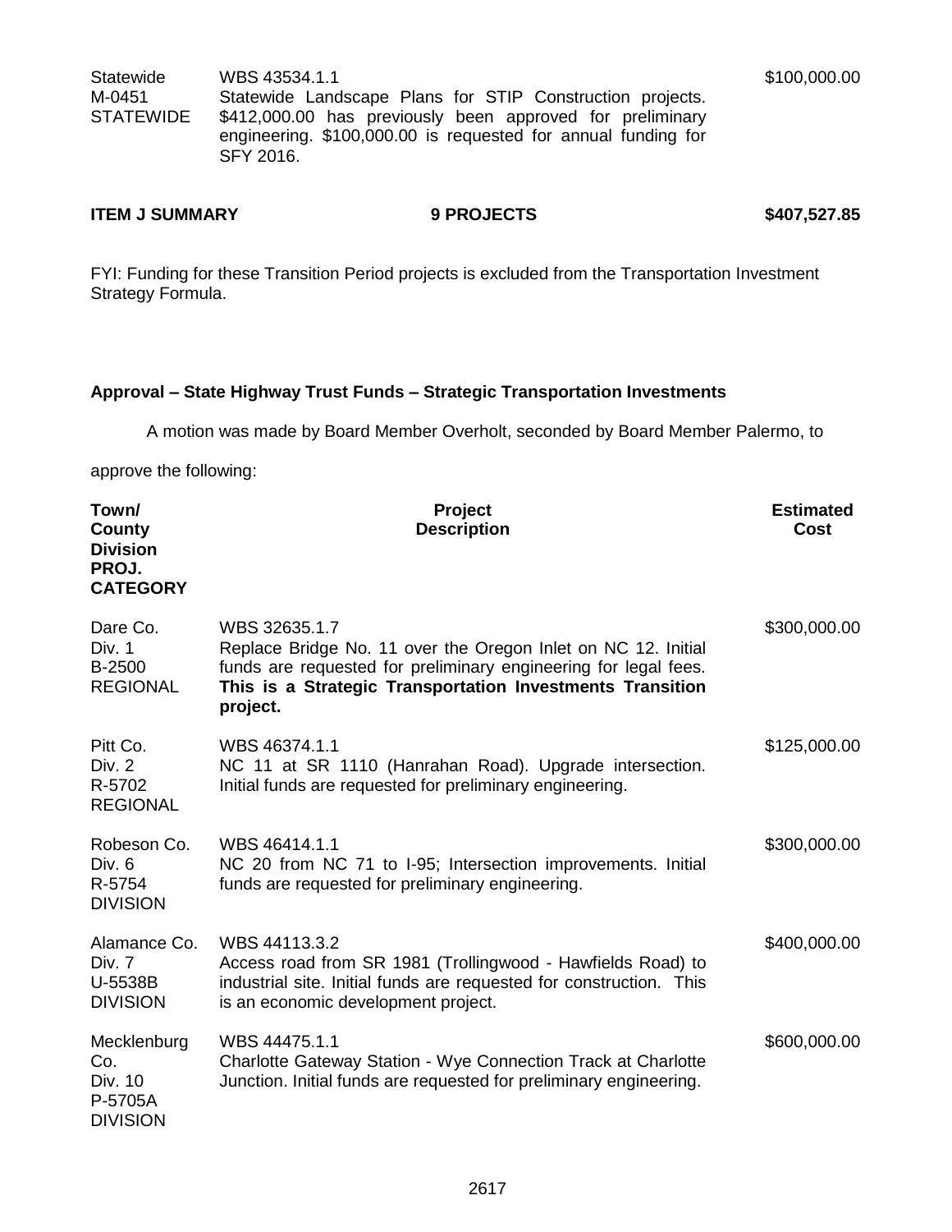| | | |
|---|---|---|
| Statewide<br>M-0451<br>STATEWIDE | WBS 43534.1.1<br>Statewide Landscape Plans for STIP Construction projects. $412,000.00 has previously been approved for preliminary engineering. $100,000.00 is requested for annual funding for SFY 2016. | $100,000.00 |

**ITEM J SUMMARY** **9 PROJECTS** **$407,527.85**

FYI: Funding for these Transition Period projects is excluded from the Transportation Investment Strategy Formula.

**Approval – State Highway Trust Funds – Strategic Transportation Investments**

A motion was made by Board Member Overholt, seconded by Board Member Palermo, to approve the following:

| Town/<br>County<br>Division<br>PROJ.<br>CATEGORY | Project<br>Description | Estimated<br>Cost |
|---|---|---|
| Dare Co.<br>Div. 1<br>B-2500<br>REGIONAL | WBS 32635.1.7<br>Replace Bridge No. 11 over the Oregon Inlet on NC 12. Initial funds are requested for preliminary engineering for legal fees. **This is a Strategic Transportation Investments Transition project.** | $300,000.00 |
| Pitt Co.<br>Div. 2<br>R-5702<br>REGIONAL | WBS 46374.1.1<br>NC 11 at SR 1110 (Hanrahan Road). Upgrade intersection. Initial funds are requested for preliminary engineering. | $125,000.00 |
| Robeson Co.<br>Div. 6<br>R-5754<br>DIVISION | WBS 46414.1.1<br>NC 20 from NC 71 to I-95; Intersection improvements. Initial funds are requested for preliminary engineering. | $300,000.00 |
| Alamance Co.<br>Div. 7<br>U-5538B<br>DIVISION | WBS 44113.3.2<br>Access road from SR 1981 (Trollingwood - Hawfields Road) to industrial site. Initial funds are requested for construction. This is an economic development project. | $400,000.00 |
| Mecklenburg Co.<br>Div. 10<br>P-5705A<br>DIVISION | WBS 44475.1.1<br>Charlotte Gateway Station - Wye Connection Track at Charlotte Junction. Initial funds are requested for preliminary engineering. | $600,000.00 |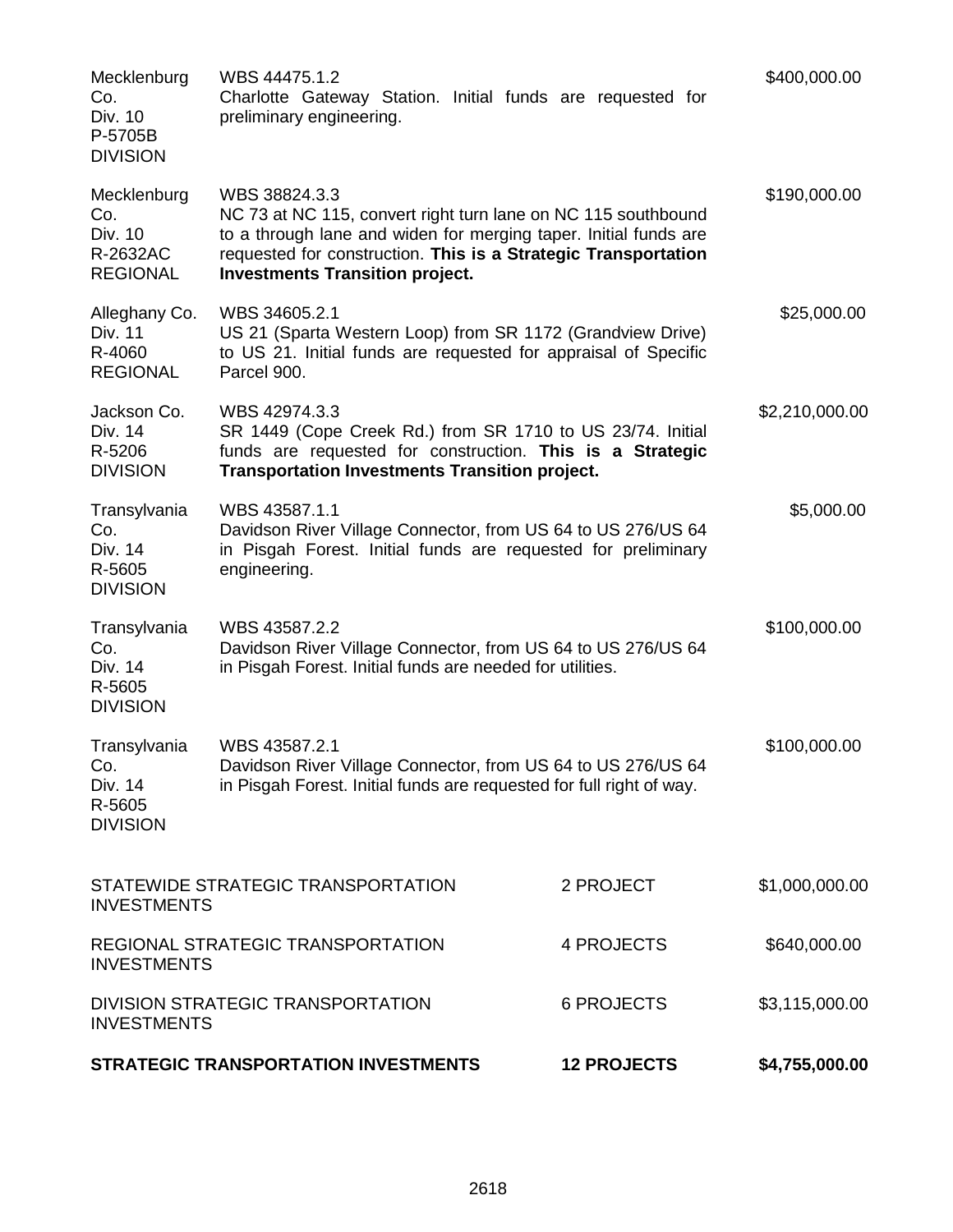| | | |
|---|---|---|
| Mecklenburg Co.<br>Div. 10<br>P-5705B<br>DIVISION | WBS 44475.1.2<br>Charlotte Gateway Station. Initial funds are requested for preliminary engineering. | $400,000.00 |
| Mecklenburg Co.<br>Div. 10<br>R-2632AC<br>REGIONAL | WBS 38824.3.3<br>NC 73 at NC 115, convert right turn lane on NC 115 southbound to a through lane and widen for merging taper. Initial funds are requested for construction. **This is a Strategic Transportation Investments Transition project.** | $190,000.00 |
| Alleghany Co.<br>Div. 11<br>R-4060<br>REGIONAL | WBS 34605.2.1<br>US 21 (Sparta Western Loop) from SR 1172 (Grandview Drive) to US 21. Initial funds are requested for appraisal of Specific Parcel 900. | $25,000.00 |
| Jackson Co.<br>Div. 14<br>R-5206<br>DIVISION | WBS 42974.3.3<br>SR 1449 (Cope Creek Rd.) from SR 1710 to US 23/74. Initial funds are requested for construction. **This is a Strategic Transportation Investments Transition project.** | $2,210,000.00 |
| Transylvania Co.<br>Div. 14<br>R-5605<br>DIVISION | WBS 43587.1.1<br>Davidson River Village Connector, from US 64 to US 276/US 64 in Pisgah Forest. Initial funds are requested for preliminary engineering. | $5,000.00 |
| Transylvania Co.<br>Div. 14<br>R-5605<br>DIVISION | WBS 43587.2.2<br>Davidson River Village Connector, from US 64 to US 276/US 64 in Pisgah Forest. Initial funds are needed for utilities. | $100,000.00 |
| Transylvania Co.<br>Div. 14<br>R-5605<br>DIVISION | WBS 43587.2.1<br>Davidson River Village Connector, from US 64 to US 276/US 64 in Pisgah Forest. Initial funds are requested for full right of way. | $100,000.00 |

| | | |
|---|---|---|
| STATEWIDE STRATEGIC TRANSPORTATION INVESTMENTS | 2 PROJECT | $1,000,000.00 |
| REGIONAL STRATEGIC TRANSPORTATION INVESTMENTS | 4 PROJECTS | $640,000.00 |
| DIVISION STRATEGIC TRANSPORTATION INVESTMENTS | 6 PROJECTS | $3,115,000.00 |
| **STRATEGIC TRANSPORTATION INVESTMENTS** | **12 PROJECTS** | **$4,755,000.00** |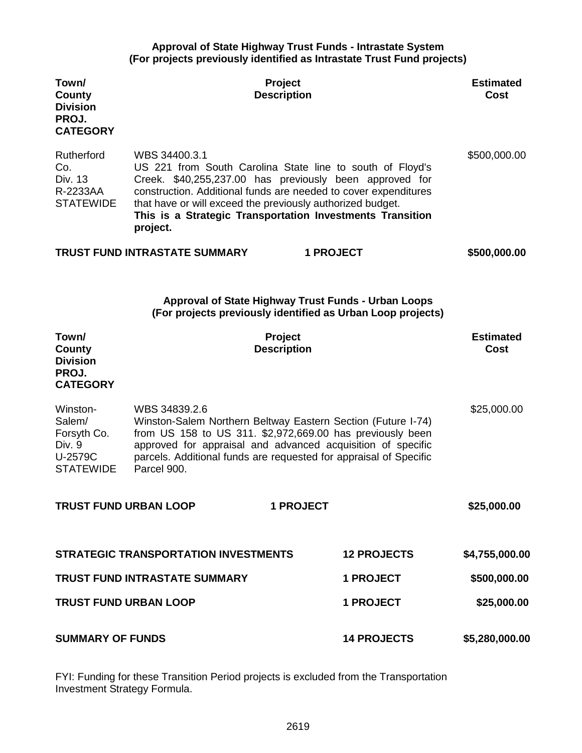**Approval of State Highway Trust Funds - Intrastate System**
**(For projects previously identified as Intrastate Trust Fund projects)**

| Town/ County Division PROJ. CATEGORY | Project Description | Estimated Cost |
|---|---|---|
| Rutherford Co. Div. 13 R-2233AA STATEWIDE | WBS 34400.3.1 US 221 from South Carolina State line to south of Floyd's Creek. $40,255,237.00 has previously been approved for construction. Additional funds are needed to cover expenditures that have or will exceed the previously authorized budget. **This is a Strategic Transportation Investments Transition project.** | $500,000.00 |

**TRUST FUND INTRASTATE SUMMARY — 1 PROJECT — $500,000.00**

**Approval of State Highway Trust Funds - Urban Loops**
**(For projects previously identified as Urban Loop projects)**

| Town/ County Division PROJ. CATEGORY | Project Description | Estimated Cost |
|---|---|---|
| Winston-Salem/ Forsyth Co. Div. 9 U-2579C STATEWIDE | WBS 34839.2.6 Winston-Salem Northern Beltway Eastern Section (Future I-74) from US 158 to US 311. $2,972,669.00 has previously been approved for appraisal and advanced acquisition of specific parcels. Additional funds are requested for appraisal of Specific Parcel 900. | $25,000.00 |

**TRUST FUND URBAN LOOP — 1 PROJECT — $25,000.00**

| | | |
|---|---|---|
| **STRATEGIC TRANSPORTATION INVESTMENTS** | **12 PROJECTS** | **$4,755,000.00** |
| **TRUST FUND INTRASTATE SUMMARY** | **1 PROJECT** | **$500,000.00** |
| **TRUST FUND URBAN LOOP** | **1 PROJECT** | **$25,000.00** |
| **SUMMARY OF FUNDS** | **14 PROJECTS** | **$5,280,000.00** |

FYI: Funding for these Transition Period projects is excluded from the Transportation Investment Strategy Formula.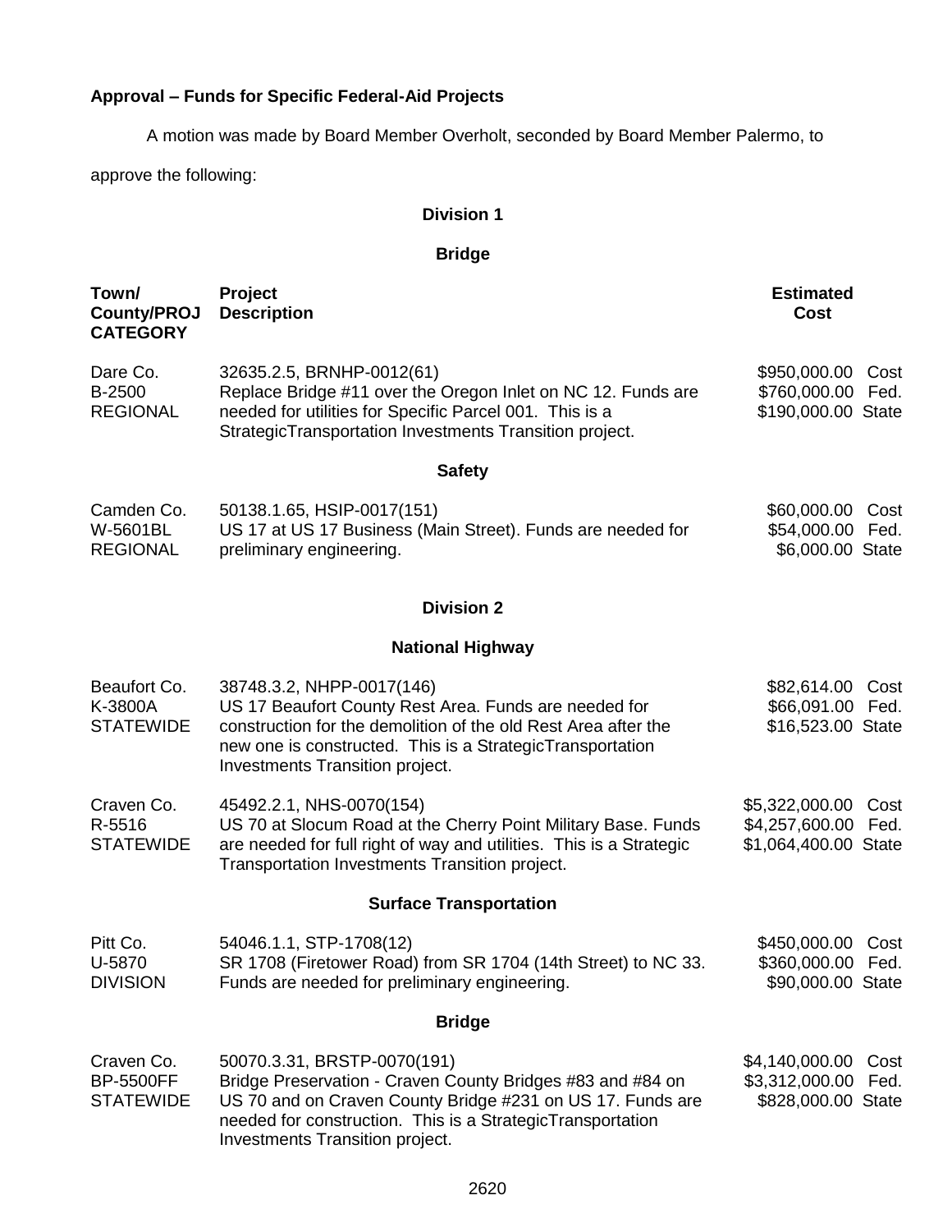**Approval – Funds for Specific Federal-Aid Projects**

A motion was made by Board Member Overholt, seconded by Board Member Palermo, to approve the following:

**Division 1**

**Bridge**

| Town/ County/PROJ CATEGORY | Project Description | Estimated Cost |
|---|---|---|
| Dare Co. B-2500 REGIONAL | 32635.2.5, BRNHP-0012(61) Replace Bridge #11 over the Oregon Inlet on NC 12. Funds are needed for utilities for Specific Parcel 001. This is a StrategicTransportation Investments Transition project. | \$950,000.00 Cost \$760,000.00 Fed. \$190,000.00 State |

**Safety**

| Town/ County/PROJ CATEGORY | Project Description | Estimated Cost |
|---|---|---|
| Camden Co. W-5601BL REGIONAL | 50138.1.65, HSIP-0017(151) US 17 at US 17 Business (Main Street). Funds are needed for preliminary engineering. | \$60,000.00 Cost \$54,000.00 Fed. \$6,000.00 State |

**Division 2**

**National Highway**

| Town/ County/PROJ CATEGORY | Project Description | Estimated Cost |
|---|---|---|
| Beaufort Co. K-3800A STATEWIDE | 38748.3.2, NHPP-0017(146) US 17 Beaufort County Rest Area. Funds are needed for construction for the demolition of the old Rest Area after the new one is constructed. This is a StrategicTransportation Investments Transition project. | \$82,614.00 Cost \$66,091.00 Fed. \$16,523.00 State |
| Craven Co. R-5516 STATEWIDE | 45492.2.1, NHS-0070(154) US 70 at Slocum Road at the Cherry Point Military Base. Funds are needed for full right of way and utilities. This is a Strategic Transportation Investments Transition project. | \$5,322,000.00 Cost \$4,257,600.00 Fed. \$1,064,400.00 State |

**Surface Transportation**

| Town/ County/PROJ CATEGORY | Project Description | Estimated Cost |
|---|---|---|
| Pitt Co. U-5870 DIVISION | 54046.1.1, STP-1708(12) SR 1708 (Firetower Road) from SR 1704 (14th Street) to NC 33. Funds are needed for preliminary engineering. | \$450,000.00 Cost \$360,000.00 Fed. \$90,000.00 State |

**Bridge**

| Town/ County/PROJ CATEGORY | Project Description | Estimated Cost |
|---|---|---|
| Craven Co. BP-5500FF STATEWIDE | 50070.3.31, BRSTP-0070(191) Bridge Preservation - Craven County Bridges #83 and #84 on US 70 and on Craven County Bridge #231 on US 17. Funds are needed for construction. This is a StrategicTransportation Investments Transition project. | \$4,140,000.00 Cost \$3,312,000.00 Fed. \$828,000.00 State |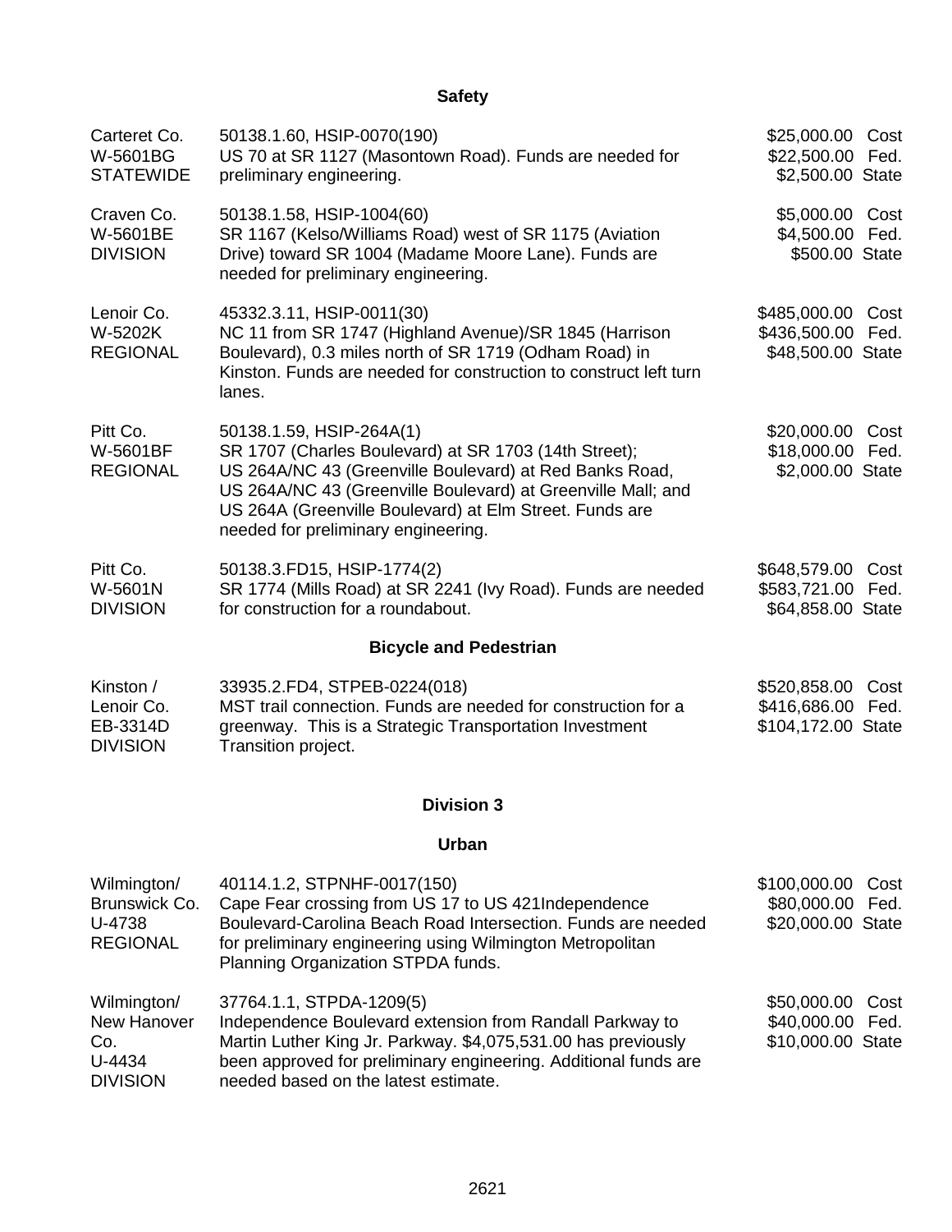## Safety

| | | |
|---|---|---|
| Carteret Co.<br>W-5601BG<br>STATEWIDE | 50138.1.60, HSIP-0070(190)<br>US 70 at SR 1127 (Masontown Road). Funds are needed for preliminary engineering. | $25,000.00 Cost<br>$22,500.00 Fed.<br>$2,500.00 State |
| Craven Co.<br>W-5601BE<br>DIVISION | 50138.1.58, HSIP-1004(60)<br>SR 1167 (Kelso/Williams Road) west of SR 1175 (Aviation Drive) toward SR 1004 (Madame Moore Lane). Funds are needed for preliminary engineering. | $5,000.00 Cost<br>$4,500.00 Fed.<br>$500.00 State |
| Lenoir Co.<br>W-5202K<br>REGIONAL | 45332.3.11, HSIP-0011(30)<br>NC 11 from SR 1747 (Highland Avenue)/SR 1845 (Harrison Boulevard), 0.3 miles north of SR 1719 (Odham Road) in Kinston. Funds are needed for construction to construct left turn lanes. | $485,000.00 Cost<br>$436,500.00 Fed.<br>$48,500.00 State |
| Pitt Co.<br>W-5601BF<br>REGIONAL | 50138.1.59, HSIP-264A(1)<br>SR 1707 (Charles Boulevard) at SR 1703 (14th Street); US 264A/NC 43 (Greenville Boulevard) at Red Banks Road, US 264A/NC 43 (Greenville Boulevard) at Greenville Mall; and US 264A (Greenville Boulevard) at Elm Street. Funds are needed for preliminary engineering. | $20,000.00 Cost<br>$18,000.00 Fed.<br>$2,000.00 State |
| Pitt Co.<br>W-5601N<br>DIVISION | 50138.3.FD15, HSIP-1774(2)<br>SR 1774 (Mills Road) at SR 2241 (Ivy Road). Funds are needed for construction for a roundabout. | $648,579.00 Cost<br>$583,721.00 Fed.<br>$64,858.00 State |

## Bicycle and Pedestrian

| | | |
|---|---|---|
| Kinston /<br>Lenoir Co.<br>EB-3314D<br>DIVISION | 33935.2.FD4, STPEB-0224(018)<br>MST trail connection. Funds are needed for construction for a greenway. This is a Strategic Transportation Investment Transition project. | $520,858.00 Cost<br>$416,686.00 Fed.<br>$104,172.00 State |

# Division 3

## Urban

| | | |
|---|---|---|
| Wilmington/<br>Brunswick Co.<br>U-4738<br>REGIONAL | 40114.1.2, STPNHF-0017(150)<br>Cape Fear crossing from US 17 to US 421Independence Boulevard-Carolina Beach Road Intersection. Funds are needed for preliminary engineering using Wilmington Metropolitan Planning Organization STPDA funds. | $100,000.00 Cost<br>$80,000.00 Fed.<br>$20,000.00 State |
| Wilmington/<br>New Hanover Co.<br>U-4434<br>DIVISION | 37764.1.1, STPDA-1209(5)<br>Independence Boulevard extension from Randall Parkway to Martin Luther King Jr. Parkway. $4,075,531.00 has previously been approved for preliminary engineering. Additional funds are needed based on the latest estimate. | $50,000.00 Cost<br>$40,000.00 Fed.<br>$10,000.00 State |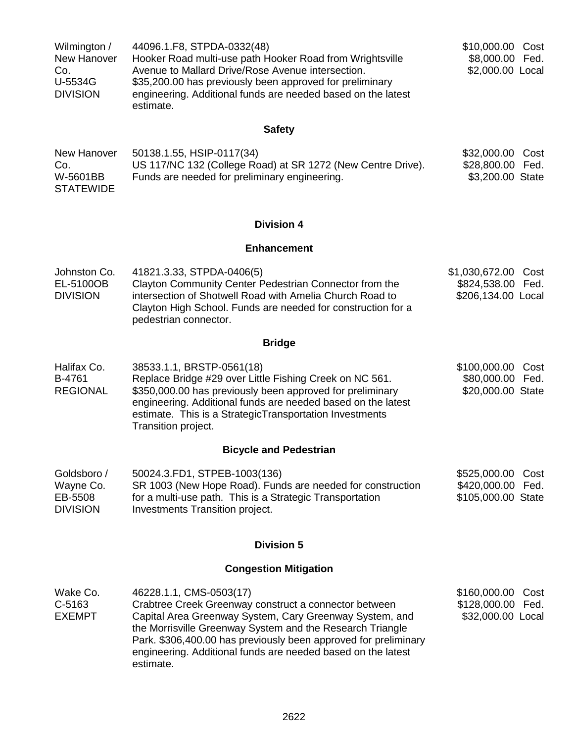| | | |
|---|---|---|
| Wilmington / New Hanover Co. U-5534G DIVISION | 44096.1.F8, STPDA-0332(48) Hooker Road multi-use path Hooker Road from Wrightsville Avenue to Mallard Drive/Rose Avenue intersection. $35,200.00 has previously been approved for preliminary engineering. Additional funds are needed based on the latest estimate. | $10,000.00 Cost<br>$8,000.00 Fed.<br>$2,000.00 Local |

## Safety

| | | |
|---|---|---|
| New Hanover Co. W-5601BB STATEWIDE | 50138.1.55, HSIP-0117(34) US 117/NC 132 (College Road) at SR 1272 (New Centre Drive). Funds are needed for preliminary engineering. | $32,000.00 Cost<br>$28,800.00 Fed.<br>$3,200.00 State |

# Division 4

## Enhancement

| | | |
|---|---|---|
| Johnston Co. EL-5100OB DIVISION | 41821.3.33, STPDA-0406(5) Clayton Community Center Pedestrian Connector from the intersection of Shotwell Road with Amelia Church Road to Clayton High School. Funds are needed for construction for a pedestrian connector. | $1,030,672.00 Cost<br>$824,538.00 Fed.<br>$206,134.00 Local |

## Bridge

| | | |
|---|---|---|
| Halifax Co. B-4761 REGIONAL | 38533.1.1, BRSTP-0561(18) Replace Bridge #29 over Little Fishing Creek on NC 561. $350,000.00 has previously been approved for preliminary engineering. Additional funds are needed based on the latest estimate. This is a StrategicTransportation Investments Transition project. | $100,000.00 Cost<br>$80,000.00 Fed.<br>$20,000.00 State |

## Bicycle and Pedestrian

| | | |
|---|---|---|
| Goldsboro / Wayne Co. EB-5508 DIVISION | 50024.3.FD1, STPEB-1003(136) SR 1003 (New Hope Road). Funds are needed for construction for a multi-use path. This is a Strategic Transportation Investments Transition project. | $525,000.00 Cost<br>$420,000.00 Fed.<br>$105,000.00 State |

# Division 5

## Congestion Mitigation

| | | |
|---|---|---|
| Wake Co. C-5163 EXEMPT | 46228.1.1, CMS-0503(17) Crabtree Creek Greenway construct a connector between Capital Area Greenway System, Cary Greenway System, and the Morrisville Greenway System and the Research Triangle Park. $306,400.00 has previously been approved for preliminary engineering. Additional funds are needed based on the latest estimate. | $160,000.00 Cost<br>$128,000.00 Fed.<br>$32,000.00 Local |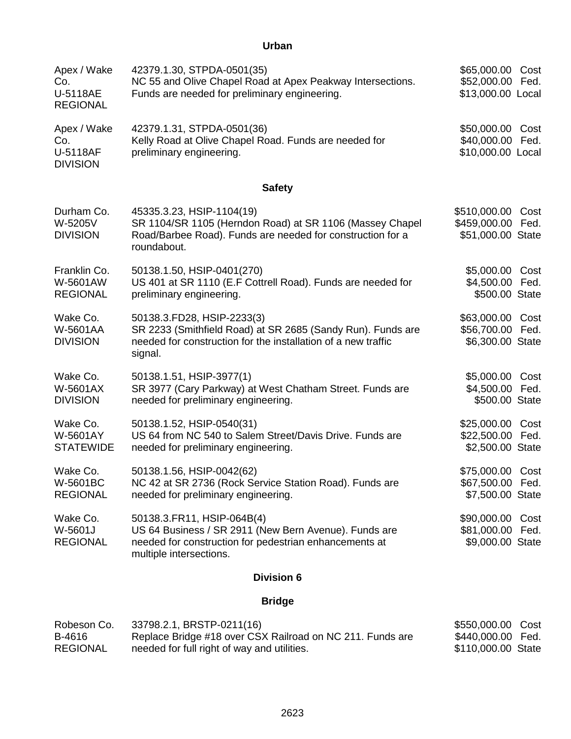## Urban

| | | |
|---|---|---|
| Apex / Wake Co.<br>U-5118AE<br>REGIONAL | 42379.1.30, STPDA-0501(35)<br>NC 55 and Olive Chapel Road at Apex Peakway Intersections. Funds are needed for preliminary engineering. | $65,000.00 Cost<br>$52,000.00 Fed.<br>$13,000.00 Local |
| Apex / Wake Co.<br>U-5118AF<br>DIVISION | 42379.1.31, STPDA-0501(36)<br>Kelly Road at Olive Chapel Road. Funds are needed for preliminary engineering. | $50,000.00 Cost<br>$40,000.00 Fed.<br>$10,000.00 Local |

## Safety

| | | |
|---|---|---|
| Durham Co.<br>W-5205V<br>DIVISION | 45335.3.23, HSIP-1104(19)<br>SR 1104/SR 1105 (Herndon Road) at SR 1106 (Massey Chapel Road/Barbee Road). Funds are needed for construction for a roundabout. | $510,000.00 Cost<br>$459,000.00 Fed.<br>$51,000.00 State |
| Franklin Co.<br>W-5601AW<br>REGIONAL | 50138.1.50, HSIP-0401(270)<br>US 401 at SR 1110 (E.F Cottrell Road). Funds are needed for preliminary engineering. | $5,000.00 Cost<br>$4,500.00 Fed.<br>$500.00 State |
| Wake Co.<br>W-5601AA<br>DIVISION | 50138.3.FD28, HSIP-2233(3)<br>SR 2233 (Smithfield Road) at SR 2685 (Sandy Run). Funds are needed for construction for the installation of a new traffic signal. | $63,000.00 Cost<br>$56,700.00 Fed.<br>$6,300.00 State |
| Wake Co.<br>W-5601AX<br>DIVISION | 50138.1.51, HSIP-3977(1)<br>SR 3977 (Cary Parkway) at West Chatham Street. Funds are needed for preliminary engineering. | $5,000.00 Cost<br>$4,500.00 Fed.<br>$500.00 State |
| Wake Co.<br>W-5601AY<br>STATEWIDE | 50138.1.52, HSIP-0540(31)<br>US 64 from NC 540 to Salem Street/Davis Drive. Funds are needed for preliminary engineering. | $25,000.00 Cost<br>$22,500.00 Fed.<br>$2,500.00 State |
| Wake Co.<br>W-5601BC<br>REGIONAL | 50138.1.56, HSIP-0042(62)<br>NC 42 at SR 2736 (Rock Service Station Road). Funds are needed for preliminary engineering. | $75,000.00 Cost<br>$67,500.00 Fed.<br>$7,500.00 State |
| Wake Co.<br>W-5601J<br>REGIONAL | 50138.3.FR11, HSIP-064B(4)<br>US 64 Business / SR 2911 (New Bern Avenue). Funds are needed for construction for pedestrian enhancements at multiple intersections. | $90,000.00 Cost<br>$81,000.00 Fed.<br>$9,000.00 State |

## Division 6

## Bridge

| | | |
|---|---|---|
| Robeson Co.<br>B-4616<br>REGIONAL | 33798.2.1, BRSTP-0211(16)<br>Replace Bridge #18 over CSX Railroad on NC 211. Funds are needed for full right of way and utilities. | $550,000.00 Cost<br>$440,000.00 Fed.<br>$110,000.00 State |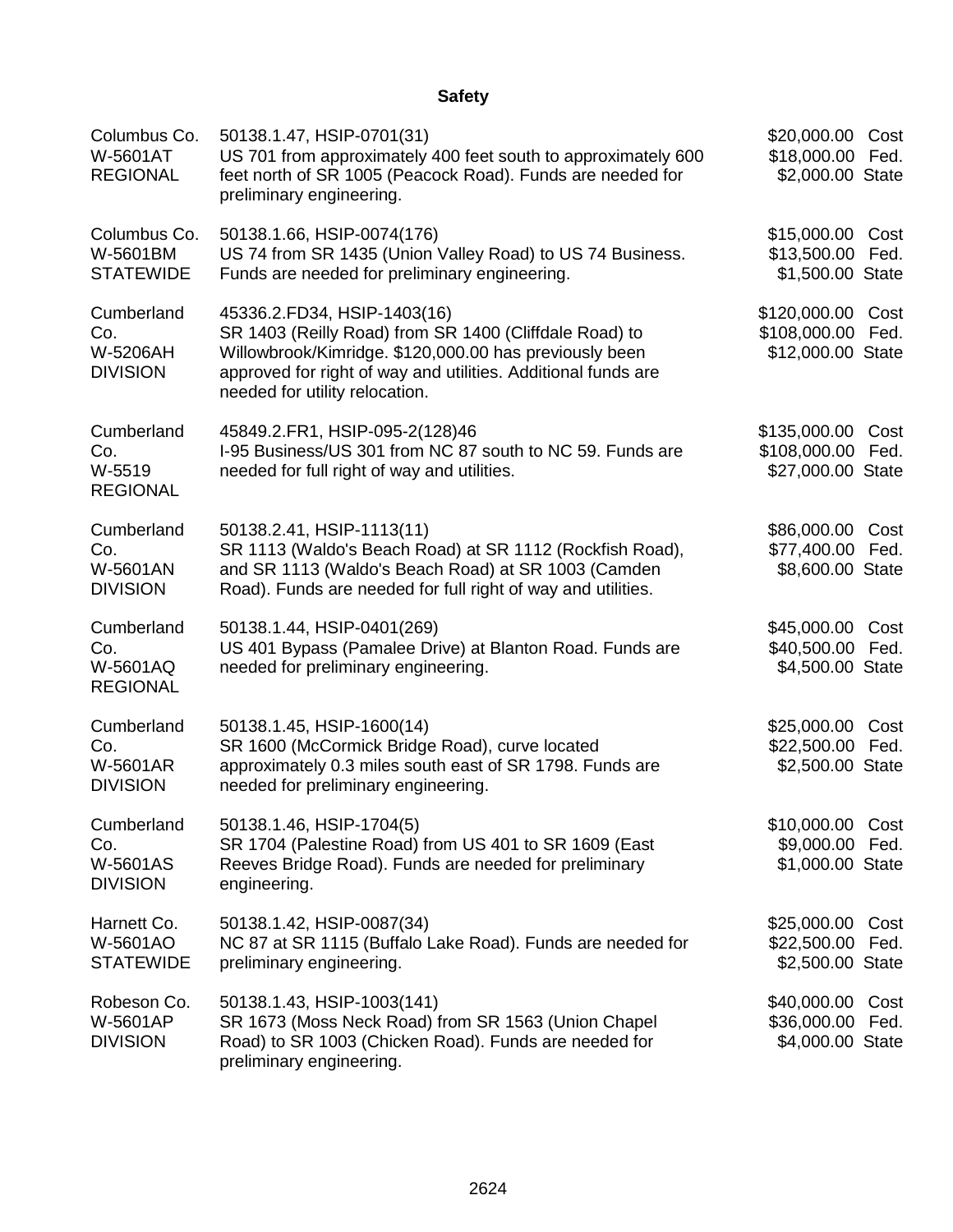## Safety

| | | |
|---|---|---|
| Columbus Co.<br>W-5601AT<br>REGIONAL | 50138.1.47, HSIP-0701(31)<br>US 701 from approximately 400 feet south to approximately 600 feet north of SR 1005 (Peacock Road). Funds are needed for preliminary engineering. | $20,000.00 Cost<br>$18,000.00 Fed.<br>$2,000.00 State |
| Columbus Co.<br>W-5601BM<br>STATEWIDE | 50138.1.66, HSIP-0074(176)<br>US 74 from SR 1435 (Union Valley Road) to US 74 Business. Funds are needed for preliminary engineering. | $15,000.00 Cost<br>$13,500.00 Fed.<br>$1,500.00 State |
| Cumberland Co.<br>W-5206AH<br>DIVISION | 45336.2.FD34, HSIP-1403(16)<br>SR 1403 (Reilly Road) from SR 1400 (Cliffdale Road) to Willowbrook/Kimridge. $120,000.00 has previously been approved for right of way and utilities. Additional funds are needed for utility relocation. | $120,000.00 Cost<br>$108,000.00 Fed.<br>$12,000.00 State |
| Cumberland Co.<br>W-5519<br>REGIONAL | 45849.2.FR1, HSIP-095-2(128)46<br>I-95 Business/US 301 from NC 87 south to NC 59. Funds are needed for full right of way and utilities. | $135,000.00 Cost<br>$108,000.00 Fed.<br>$27,000.00 State |
| Cumberland Co.<br>W-5601AN<br>DIVISION | 50138.2.41, HSIP-1113(11)<br>SR 1113 (Waldo's Beach Road) at SR 1112 (Rockfish Road), and SR 1113 (Waldo's Beach Road) at SR 1003 (Camden Road). Funds are needed for full right of way and utilities. | $86,000.00 Cost<br>$77,400.00 Fed.<br>$8,600.00 State |
| Cumberland Co.<br>W-5601AQ<br>REGIONAL | 50138.1.44, HSIP-0401(269)<br>US 401 Bypass (Pamalee Drive) at Blanton Road. Funds are needed for preliminary engineering. | $45,000.00 Cost<br>$40,500.00 Fed.<br>$4,500.00 State |
| Cumberland Co.<br>W-5601AR<br>DIVISION | 50138.1.45, HSIP-1600(14)<br>SR 1600 (McCormick Bridge Road), curve located approximately 0.3 miles south east of SR 1798. Funds are needed for preliminary engineering. | $25,000.00 Cost<br>$22,500.00 Fed.<br>$2,500.00 State |
| Cumberland Co.<br>W-5601AS<br>DIVISION | 50138.1.46, HSIP-1704(5)<br>SR 1704 (Palestine Road) from US 401 to SR 1609 (East Reeves Bridge Road). Funds are needed for preliminary engineering. | $10,000.00 Cost<br>$9,000.00 Fed.<br>$1,000.00 State |
| Harnett Co.<br>W-5601AO<br>STATEWIDE | 50138.1.42, HSIP-0087(34)<br>NC 87 at SR 1115 (Buffalo Lake Road). Funds are needed for preliminary engineering. | $25,000.00 Cost<br>$22,500.00 Fed.<br>$2,500.00 State |
| Robeson Co.<br>W-5601AP<br>DIVISION | 50138.1.43, HSIP-1003(141)<br>SR 1673 (Moss Neck Road) from SR 1563 (Union Chapel Road) to SR 1003 (Chicken Road). Funds are needed for preliminary engineering. | $40,000.00 Cost<br>$36,000.00 Fed.<br>$4,000.00 State |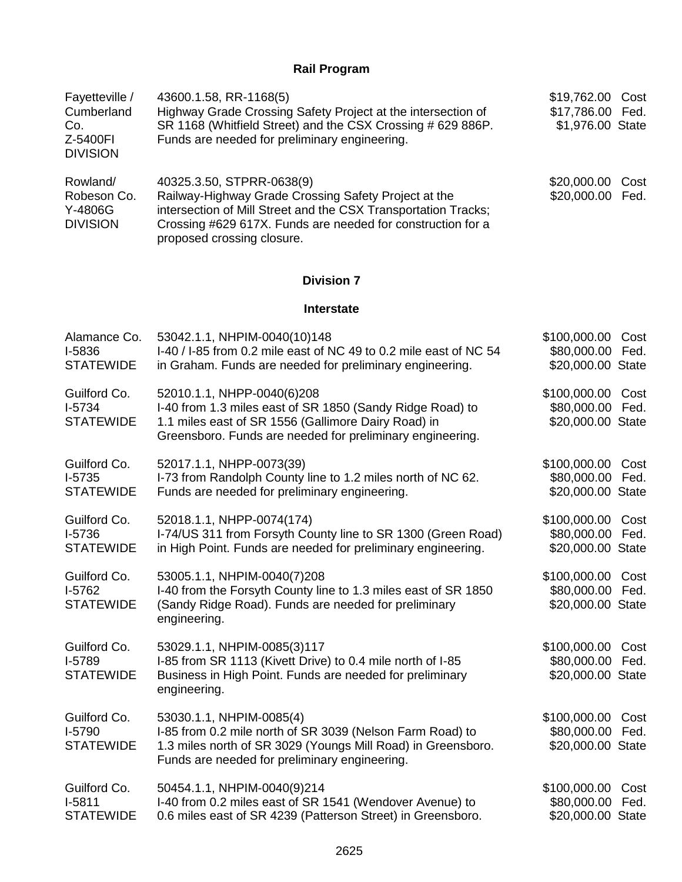## Rail Program

| | | |
|---|---|---|
| Fayetteville / Cumberland Co.<br>Z-5400FI<br>DIVISION | 43600.1.58, RR-1168(5)<br>Highway Grade Crossing Safety Project at the intersection of SR 1168 (Whitfield Street) and the CSX Crossing # 629 886P. Funds are needed for preliminary engineering. | $19,762.00 Cost<br>$17,786.00 Fed.<br>$1,976.00 State |
| Rowland/ Robeson Co.<br>Y-4806G<br>DIVISION | 40325.3.50, STPRR-0638(9)<br>Railway-Highway Grade Crossing Safety Project at the intersection of Mill Street and the CSX Transportation Tracks; Crossing #629 617X. Funds are needed for construction for a proposed crossing closure. | $20,000.00 Cost<br>$20,000.00 Fed. |

## Division 7

### Interstate

| | | |
|---|---|---|
| Alamance Co.<br>I-5836<br>STATEWIDE | 53042.1.1, NHPIM-0040(10)148<br>I-40 / I-85 from 0.2 mile east of NC 49 to 0.2 mile east of NC 54 in Graham. Funds are needed for preliminary engineering. | $100,000.00 Cost<br>$80,000.00 Fed.<br>$20,000.00 State |
| Guilford Co.<br>I-5734<br>STATEWIDE | 52010.1.1, NHPP-0040(6)208<br>I-40 from 1.3 miles east of SR 1850 (Sandy Ridge Road) to 1.1 miles east of SR 1556 (Gallimore Dairy Road) in Greensboro. Funds are needed for preliminary engineering. | $100,000.00 Cost<br>$80,000.00 Fed.<br>$20,000.00 State |
| Guilford Co.<br>I-5735<br>STATEWIDE | 52017.1.1, NHPP-0073(39)<br>I-73 from Randolph County line to 1.2 miles north of NC 62. Funds are needed for preliminary engineering. | $100,000.00 Cost<br>$80,000.00 Fed.<br>$20,000.00 State |
| Guilford Co.<br>I-5736<br>STATEWIDE | 52018.1.1, NHPP-0074(174)<br>I-74/US 311 from Forsyth County line to SR 1300 (Green Road) in High Point. Funds are needed for preliminary engineering. | $100,000.00 Cost<br>$80,000.00 Fed.<br>$20,000.00 State |
| Guilford Co.<br>I-5762<br>STATEWIDE | 53005.1.1, NHPIM-0040(7)208<br>I-40 from the Forsyth County line to 1.3 miles east of SR 1850 (Sandy Ridge Road). Funds are needed for preliminary engineering. | $100,000.00 Cost<br>$80,000.00 Fed.<br>$20,000.00 State |
| Guilford Co.<br>I-5789<br>STATEWIDE | 53029.1.1, NHPIM-0085(3)117<br>I-85 from SR 1113 (Kivett Drive) to 0.4 mile north of I-85 Business in High Point. Funds are needed for preliminary engineering. | $100,000.00 Cost<br>$80,000.00 Fed.<br>$20,000.00 State |
| Guilford Co.<br>I-5790<br>STATEWIDE | 53030.1.1, NHPIM-0085(4)<br>I-85 from 0.2 mile north of SR 3039 (Nelson Farm Road) to 1.3 miles north of SR 3029 (Youngs Mill Road) in Greensboro. Funds are needed for preliminary engineering. | $100,000.00 Cost<br>$80,000.00 Fed.<br>$20,000.00 State |
| Guilford Co.<br>I-5811<br>STATEWIDE | 50454.1.1, NHPIM-0040(9)214<br>I-40 from 0.2 miles east of SR 1541 (Wendover Avenue) to 0.6 miles east of SR 4239 (Patterson Street) in Greensboro. | $100,000.00 Cost<br>$80,000.00 Fed.<br>$20,000.00 State |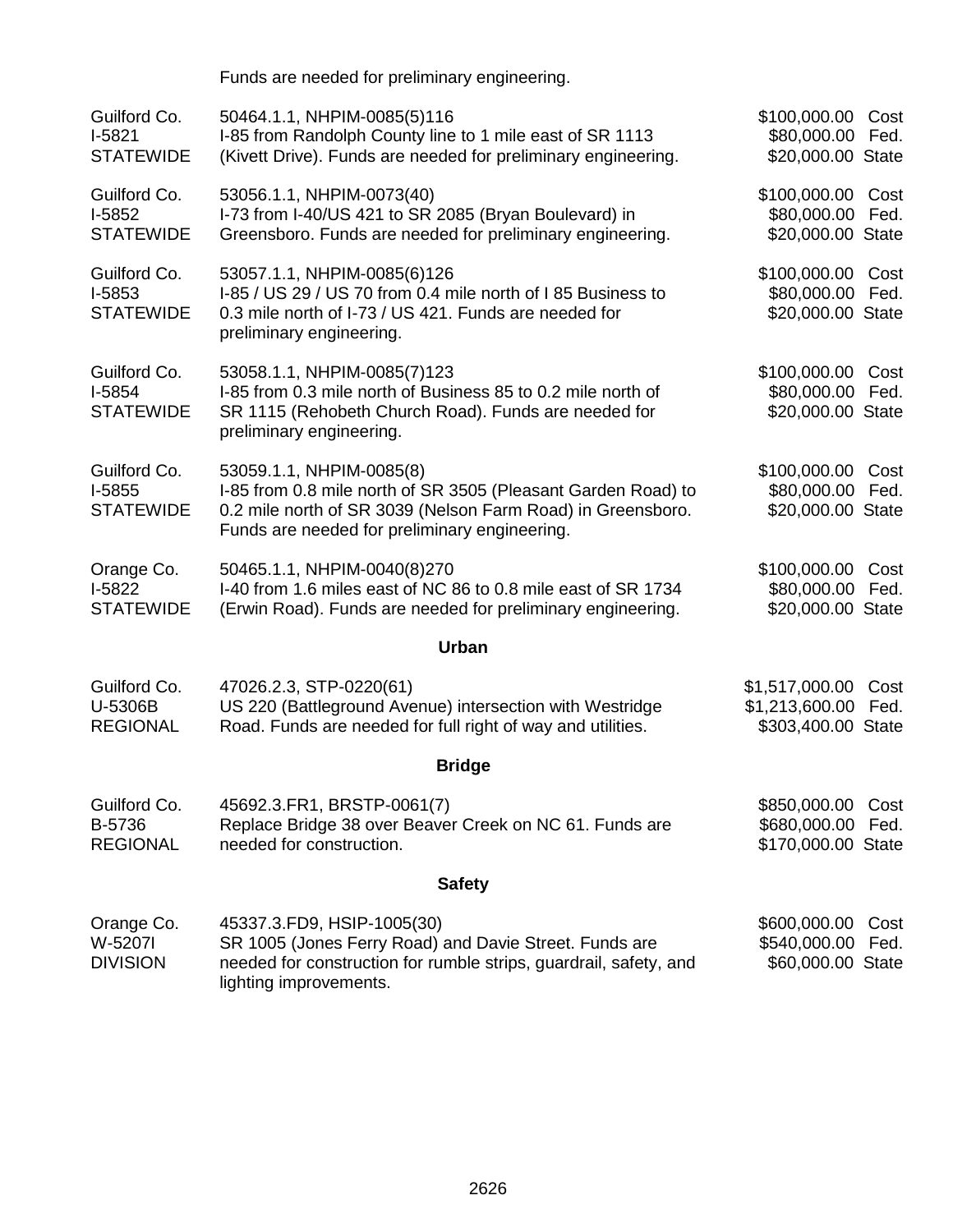Funds are needed for preliminary engineering.

| | | |
|---|---|---|
| Guilford Co.<br>I-5821<br>STATEWIDE | 50464.1.1, NHPIM-0085(5)116<br>I-85 from Randolph County line to 1 mile east of SR 1113 (Kivett Drive). Funds are needed for preliminary engineering. | $100,000.00 Cost<br>$80,000.00 Fed.<br>$20,000.00 State |
| Guilford Co.<br>I-5852<br>STATEWIDE | 53056.1.1, NHPIM-0073(40)<br>I-73 from I-40/US 421 to SR 2085 (Bryan Boulevard) in Greensboro. Funds are needed for preliminary engineering. | $100,000.00 Cost<br>$80,000.00 Fed.<br>$20,000.00 State |
| Guilford Co.<br>I-5853<br>STATEWIDE | 53057.1.1, NHPIM-0085(6)126<br>I-85 / US 29 / US 70 from 0.4 mile north of I 85 Business to 0.3 mile north of I-73 / US 421. Funds are needed for preliminary engineering. | $100,000.00 Cost<br>$80,000.00 Fed.<br>$20,000.00 State |
| Guilford Co.<br>I-5854<br>STATEWIDE | 53058.1.1, NHPIM-0085(7)123<br>I-85 from 0.3 mile north of Business 85 to 0.2 mile north of SR 1115 (Rehobeth Church Road). Funds are needed for preliminary engineering. | $100,000.00 Cost<br>$80,000.00 Fed.<br>$20,000.00 State |
| Guilford Co.<br>I-5855<br>STATEWIDE | 53059.1.1, NHPIM-0085(8)<br>I-85 from 0.8 mile north of SR 3505 (Pleasant Garden Road) to 0.2 mile north of SR 3039 (Nelson Farm Road) in Greensboro. Funds are needed for preliminary engineering. | $100,000.00 Cost<br>$80,000.00 Fed.<br>$20,000.00 State |
| Orange Co.<br>I-5822<br>STATEWIDE | 50465.1.1, NHPIM-0040(8)270<br>I-40 from 1.6 miles east of NC 86 to 0.8 mile east of SR 1734 (Erwin Road). Funds are needed for preliminary engineering. | $100,000.00 Cost<br>$80,000.00 Fed.<br>$20,000.00 State |

## Urban

| | | |
|---|---|---|
| Guilford Co.<br>U-5306B<br>REGIONAL | 47026.2.3, STP-0220(61)<br>US 220 (Battleground Avenue) intersection with Westridge Road. Funds are needed for full right of way and utilities. | $1,517,000.00 Cost<br>$1,213,600.00 Fed.<br>$303,400.00 State |

## Bridge

| | | |
|---|---|---|
| Guilford Co.<br>B-5736<br>REGIONAL | 45692.3.FR1, BRSTP-0061(7)<br>Replace Bridge 38 over Beaver Creek on NC 61. Funds are needed for construction. | $850,000.00 Cost<br>$680,000.00 Fed.<br>$170,000.00 State |

## Safety

| | | |
|---|---|---|
| Orange Co.<br>W-5207I<br>DIVISION | 45337.3.FD9, HSIP-1005(30)<br>SR 1005 (Jones Ferry Road) and Davie Street. Funds are needed for construction for rumble strips, guardrail, safety, and lighting improvements. | $600,000.00 Cost<br>$540,000.00 Fed.<br>$60,000.00 State |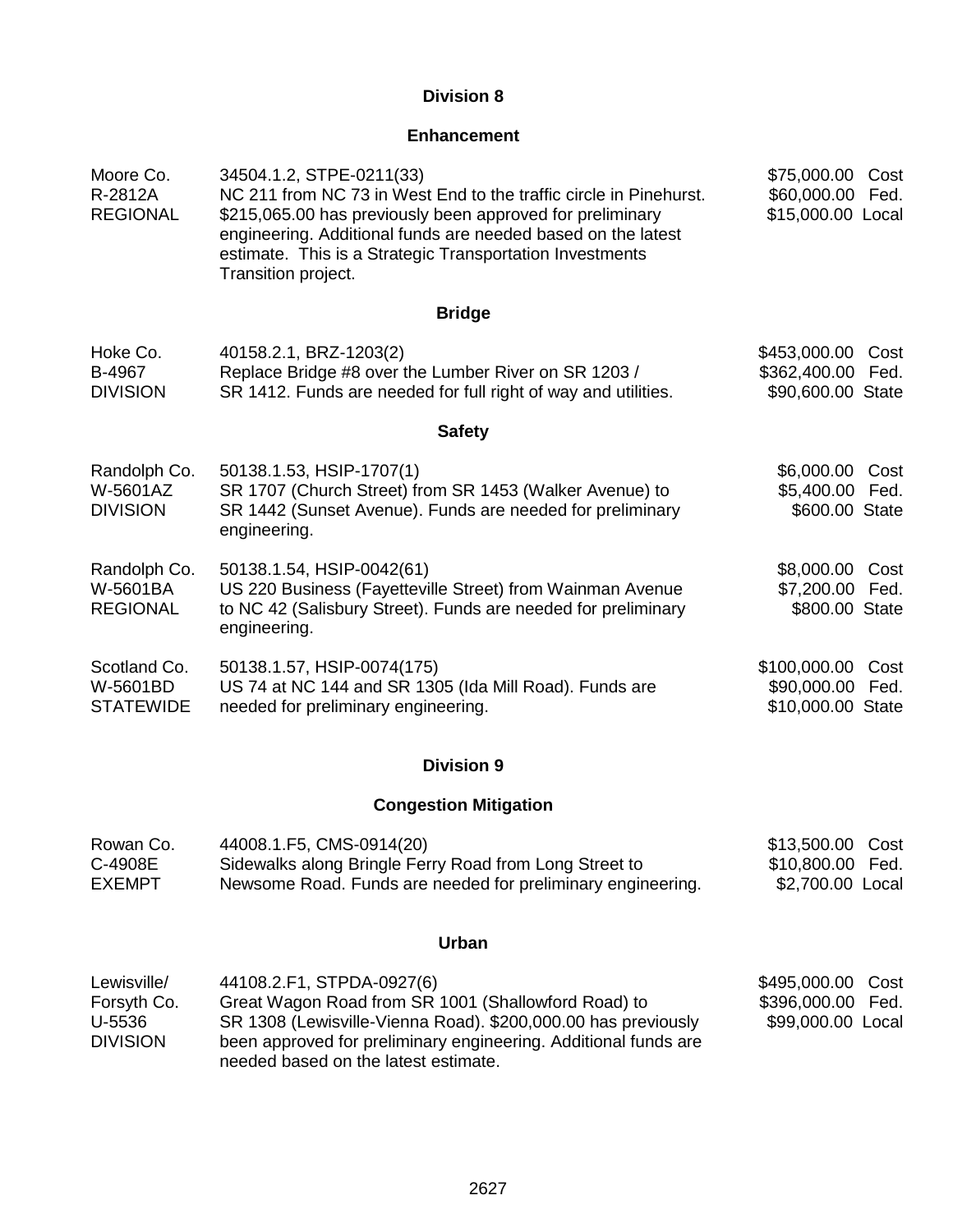## Division 8

### Enhancement

| | | |
|---|---|---|
| Moore Co.<br>R-2812A<br>REGIONAL | 34504.1.2, STPE-0211(33)<br>NC 211 from NC 73 in West End to the traffic circle in Pinehurst. $215,065.00 has previously been approved for preliminary engineering. Additional funds are needed based on the latest estimate. This is a Strategic Transportation Investments Transition project. | $75,000.00 Cost<br>$60,000.00 Fed.<br>$15,000.00 Local |

### Bridge

| | | |
|---|---|---|
| Hoke Co.<br>B-4967<br>DIVISION | 40158.2.1, BRZ-1203(2)<br>Replace Bridge #8 over the Lumber River on SR 1203 / SR 1412. Funds are needed for full right of way and utilities. | $453,000.00 Cost<br>$362,400.00 Fed.<br>$90,600.00 State |

### Safety

| | | |
|---|---|---|
| Randolph Co.<br>W-5601AZ<br>DIVISION | 50138.1.53, HSIP-1707(1)<br>SR 1707 (Church Street) from SR 1453 (Walker Avenue) to SR 1442 (Sunset Avenue). Funds are needed for preliminary engineering. | $6,000.00 Cost<br>$5,400.00 Fed.<br>$600.00 State |
| Randolph Co.<br>W-5601BA<br>REGIONAL | 50138.1.54, HSIP-0042(61)<br>US 220 Business (Fayetteville Street) from Wainman Avenue to NC 42 (Salisbury Street). Funds are needed for preliminary engineering. | $8,000.00 Cost<br>$7,200.00 Fed.<br>$800.00 State |
| Scotland Co.<br>W-5601BD<br>STATEWIDE | 50138.1.57, HSIP-0074(175)<br>US 74 at NC 144 and SR 1305 (Ida Mill Road). Funds are needed for preliminary engineering. | $100,000.00 Cost<br>$90,000.00 Fed.<br>$10,000.00 State |

## Division 9

### Congestion Mitigation

| | | |
|---|---|---|
| Rowan Co.<br>C-4908E<br>EXEMPT | 44008.1.F5, CMS-0914(20)<br>Sidewalks along Bringle Ferry Road from Long Street to Newsome Road. Funds are needed for preliminary engineering. | $13,500.00 Cost<br>$10,800.00 Fed.<br>$2,700.00 Local |

### Urban

| | | |
|---|---|---|
| Lewisville/<br>Forsyth Co.<br>U-5536<br>DIVISION | 44108.2.F1, STPDA-0927(6)<br>Great Wagon Road from SR 1001 (Shallowford Road) to SR 1308 (Lewisville-Vienna Road). $200,000.00 has previously been approved for preliminary engineering. Additional funds are needed based on the latest estimate. | $495,000.00 Cost<br>$396,000.00 Fed.<br>$99,000.00 Local |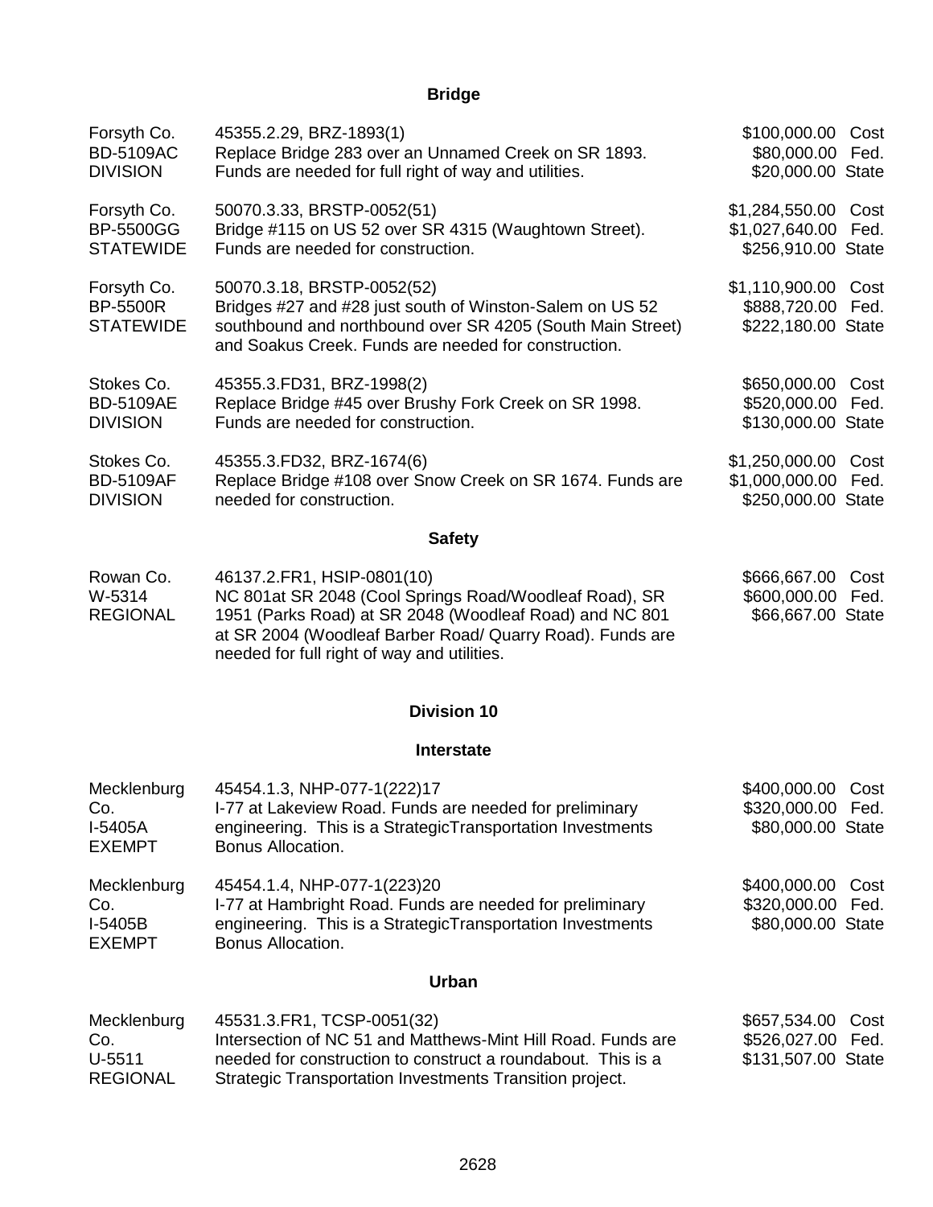## Bridge

| | | |
|---|---|---|
| Forsyth Co.<br>BD-5109AC<br>DIVISION | 45355.2.29, BRZ-1893(1)<br>Replace Bridge 283 over an Unnamed Creek on SR 1893. Funds are needed for full right of way and utilities. | $100,000.00 Cost<br>$80,000.00 Fed.<br>$20,000.00 State |
| Forsyth Co.<br>BP-5500GG<br>STATEWIDE | 50070.3.33, BRSTP-0052(51)<br>Bridge #115 on US 52 over SR 4315 (Waughtown Street). Funds are needed for construction. | $1,284,550.00 Cost<br>$1,027,640.00 Fed.<br>$256,910.00 State |
| Forsyth Co.<br>BP-5500R<br>STATEWIDE | 50070.3.18, BRSTP-0052(52)<br>Bridges #27 and #28 just south of Winston-Salem on US 52 southbound and northbound over SR 4205 (South Main Street) and Soakus Creek. Funds are needed for construction. | $1,110,900.00 Cost<br>$888,720.00 Fed.<br>$222,180.00 State |
| Stokes Co.<br>BD-5109AE<br>DIVISION | 45355.3.FD31, BRZ-1998(2)<br>Replace Bridge #45 over Brushy Fork Creek on SR 1998. Funds are needed for construction. | $650,000.00 Cost<br>$520,000.00 Fed.<br>$130,000.00 State |
| Stokes Co.<br>BD-5109AF<br>DIVISION | 45355.3.FD32, BRZ-1674(6)<br>Replace Bridge #108 over Snow Creek on SR 1674. Funds are needed for construction. | $1,250,000.00 Cost<br>$1,000,000.00 Fed.<br>$250,000.00 State |

## Safety

| | | |
|---|---|---|
| Rowan Co.<br>W-5314<br>REGIONAL | 46137.2.FR1, HSIP-0801(10)<br>NC 801at SR 2048 (Cool Springs Road/Woodleaf Road), SR 1951 (Parks Road) at SR 2048 (Woodleaf Road) and NC 801 at SR 2004 (Woodleaf Barber Road/ Quarry Road). Funds are needed for full right of way and utilities. | $666,667.00 Cost<br>$600,000.00 Fed.<br>$66,667.00 State |

# Division 10

## Interstate

| | | |
|---|---|---|
| Mecklenburg Co.<br>I-5405A<br>EXEMPT | 45454.1.3, NHP-077-1(222)17<br>I-77 at Lakeview Road. Funds are needed for preliminary engineering. This is a StrategicTransportation Investments Bonus Allocation. | $400,000.00 Cost<br>$320,000.00 Fed.<br>$80,000.00 State |
| Mecklenburg Co.<br>I-5405B<br>EXEMPT | 45454.1.4, NHP-077-1(223)20<br>I-77 at Hambright Road. Funds are needed for preliminary engineering. This is a StrategicTransportation Investments Bonus Allocation. | $400,000.00 Cost<br>$320,000.00 Fed.<br>$80,000.00 State |

## Urban

| | | |
|---|---|---|
| Mecklenburg Co.<br>U-5511<br>REGIONAL | 45531.3.FR1, TCSP-0051(32)<br>Intersection of NC 51 and Matthews-Mint Hill Road. Funds are needed for construction to construct a roundabout. This is a Strategic Transportation Investments Transition project. | $657,534.00 Cost<br>$526,027.00 Fed.<br>$131,507.00 State |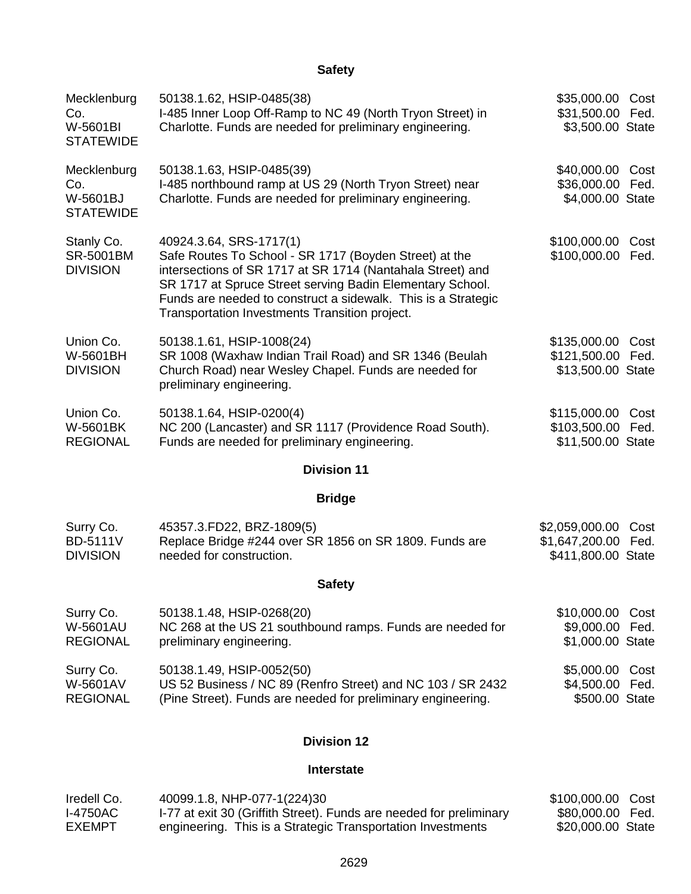## Safety

| | | |
|---|---|---|
| Mecklenburg Co.<br>W-5601BI<br>STATEWIDE | 50138.1.62, HSIP-0485(38)<br>I-485 Inner Loop Off-Ramp to NC 49 (North Tryon Street) in Charlotte. Funds are needed for preliminary engineering. | $35,000.00 Cost<br>$31,500.00 Fed.<br>$3,500.00 State |
| Mecklenburg Co.<br>W-5601BJ<br>STATEWIDE | 50138.1.63, HSIP-0485(39)<br>I-485 northbound ramp at US 29 (North Tryon Street) near Charlotte. Funds are needed for preliminary engineering. | $40,000.00 Cost<br>$36,000.00 Fed.<br>$4,000.00 State |
| Stanly Co.<br>SR-5001BM<br>DIVISION | 40924.3.64, SRS-1717(1)<br>Safe Routes To School - SR 1717 (Boyden Street) at the intersections of SR 1717 at SR 1714 (Nantahala Street) and SR 1717 at Spruce Street serving Badin Elementary School. Funds are needed to construct a sidewalk. This is a Strategic Transportation Investments Transition project. | $100,000.00 Cost<br>$100,000.00 Fed. |
| Union Co.<br>W-5601BH<br>DIVISION | 50138.1.61, HSIP-1008(24)<br>SR 1008 (Waxhaw Indian Trail Road) and SR 1346 (Beulah Church Road) near Wesley Chapel. Funds are needed for preliminary engineering. | $135,000.00 Cost<br>$121,500.00 Fed.<br>$13,500.00 State |
| Union Co.<br>W-5601BK<br>REGIONAL | 50138.1.64, HSIP-0200(4)<br>NC 200 (Lancaster) and SR 1117 (Providence Road South). Funds are needed for preliminary engineering. | $115,000.00 Cost<br>$103,500.00 Fed.<br>$11,500.00 State |

## Division 11

### Bridge

| | | |
|---|---|---|
| Surry Co.<br>BD-5111V<br>DIVISION | 45357.3.FD22, BRZ-1809(5)<br>Replace Bridge #244 over SR 1856 on SR 1809. Funds are needed for construction. | $2,059,000.00 Cost<br>$1,647,200.00 Fed.<br>$411,800.00 State |

### Safety

| | | |
|---|---|---|
| Surry Co.<br>W-5601AU<br>REGIONAL | 50138.1.48, HSIP-0268(20)<br>NC 268 at the US 21 southbound ramps. Funds are needed for preliminary engineering. | $10,000.00 Cost<br>$9,000.00 Fed.<br>$1,000.00 State |
| Surry Co.<br>W-5601AV<br>REGIONAL | 50138.1.49, HSIP-0052(50)<br>US 52 Business / NC 89 (Renfro Street) and NC 103 / SR 2432 (Pine Street). Funds are needed for preliminary engineering. | $5,000.00 Cost<br>$4,500.00 Fed.<br>$500.00 State |

## Division 12

### Interstate

| | | |
|---|---|---|
| Iredell Co.<br>I-4750AC<br>EXEMPT | 40099.1.8, NHP-077-1(224)30<br>I-77 at exit 30 (Griffith Street). Funds are needed for preliminary engineering. This is a Strategic Transportation Investments | $100,000.00 Cost<br>$80,000.00 Fed.<br>$20,000.00 State |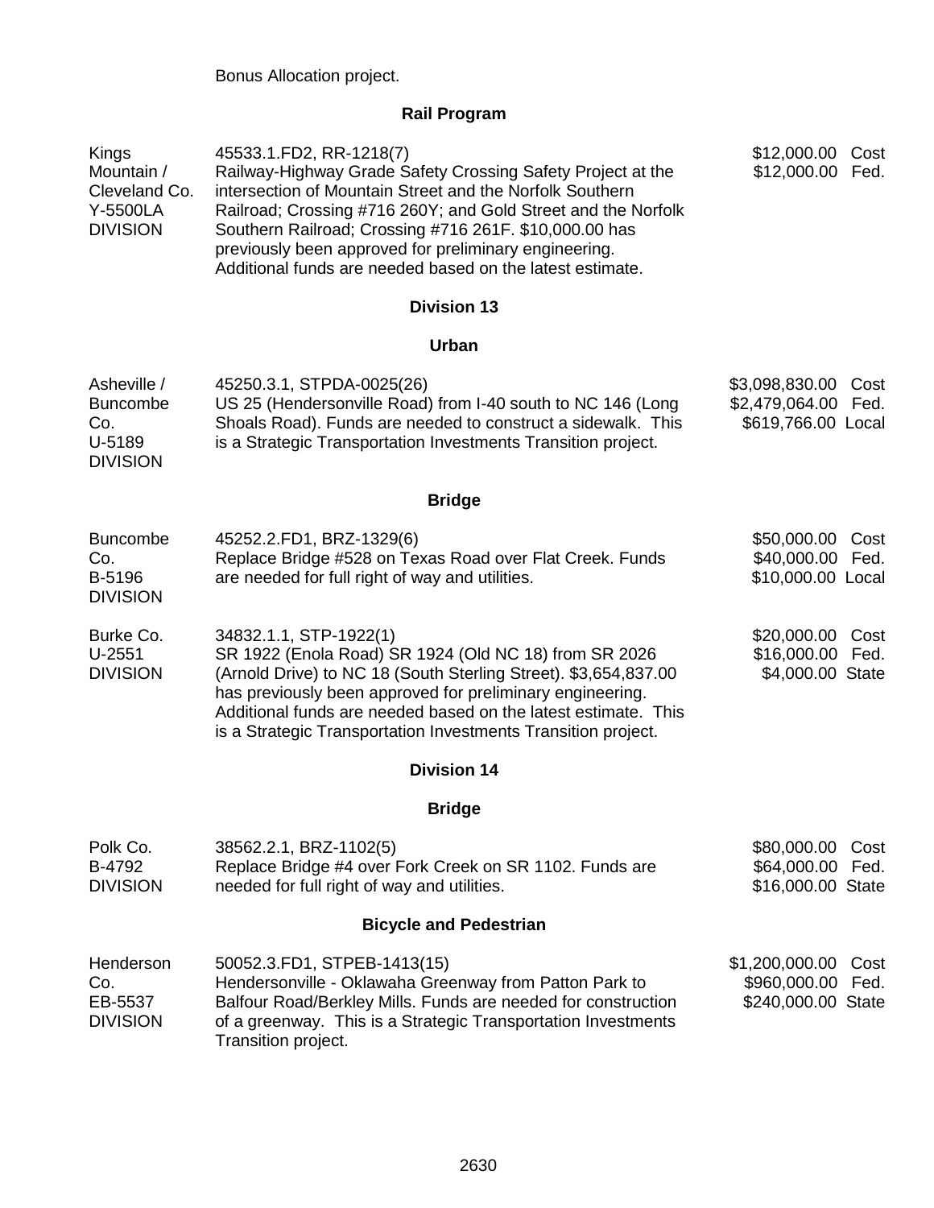Bonus Allocation project.

## Rail Program

| | | |
|---|---|---|
| Kings Mountain / Cleveland Co. Y-5500LA DIVISION | 45533.1.FD2, RR-1218(7) Railway-Highway Grade Safety Crossing Safety Project at the intersection of Mountain Street and the Norfolk Southern Railroad; Crossing #716 260Y; and Gold Street and the Norfolk Southern Railroad; Crossing #716 261F. $10,000.00 has previously been approved for preliminary engineering. Additional funds are needed based on the latest estimate. | $12,000.00 Cost<br>$12,000.00 Fed. |

## Division 13

### Urban

| | | |
|---|---|---|
| Asheville / Buncombe Co. U-5189 DIVISION | 45250.3.1, STPDA-0025(26) US 25 (Hendersonville Road) from I-40 south to NC 146 (Long Shoals Road). Funds are needed to construct a sidewalk. This is a Strategic Transportation Investments Transition project. | $3,098,830.00 Cost<br>$2,479,064.00 Fed.<br>$619,766.00 Local |

### Bridge

| | | |
|---|---|---|
| Buncombe Co. B-5196 DIVISION | 45252.2.FD1, BRZ-1329(6) Replace Bridge #528 on Texas Road over Flat Creek. Funds are needed for full right of way and utilities. | $50,000.00 Cost<br>$40,000.00 Fed.<br>$10,000.00 Local |
| Burke Co. U-2551 DIVISION | 34832.1.1, STP-1922(1) SR 1922 (Enola Road) SR 1924 (Old NC 18) from SR 2026 (Arnold Drive) to NC 18 (South Sterling Street). $3,654,837.00 has previously been approved for preliminary engineering. Additional funds are needed based on the latest estimate. This is a Strategic Transportation Investments Transition project. | $20,000.00 Cost<br>$16,000.00 Fed.<br>$4,000.00 State |

## Division 14

### Bridge

| | | |
|---|---|---|
| Polk Co. B-4792 DIVISION | 38562.2.1, BRZ-1102(5) Replace Bridge #4 over Fork Creek on SR 1102. Funds are needed for full right of way and utilities. | $80,000.00 Cost<br>$64,000.00 Fed.<br>$16,000.00 State |

### Bicycle and Pedestrian

| | | |
|---|---|---|
| Henderson Co. EB-5537 DIVISION | 50052.3.FD1, STPEB-1413(15) Hendersonville - Oklawaha Greenway from Patton Park to Balfour Road/Berkley Mills. Funds are needed for construction of a greenway. This is a Strategic Transportation Investments Transition project. | $1,200,000.00 Cost<br>$960,000.00 Fed.<br>$240,000.00 State |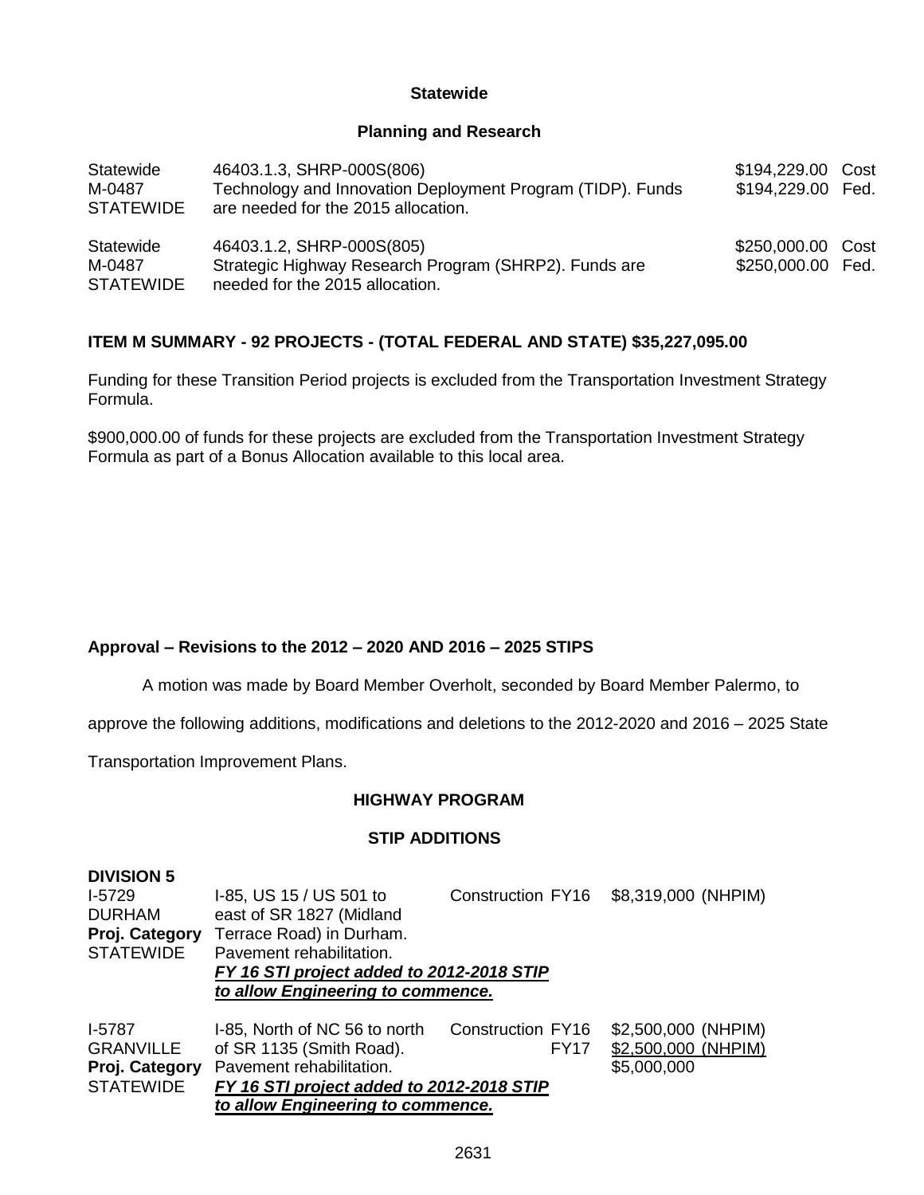**Statewide**

**Planning and Research**

| | | | |
|---|---|---|---|
| Statewide<br>M-0487<br>STATEWIDE | 46403.1.3, SHRP-000S(806)<br>Technology and Innovation Deployment Program (TIDP). Funds are needed for the 2015 allocation. | $194,229.00<br>$194,229.00 | Cost<br>Fed. |
| Statewide<br>M-0487<br>STATEWIDE | 46403.1.2, SHRP-000S(805)<br>Strategic Highway Research Program (SHRP2). Funds are needed for the 2015 allocation. | $250,000.00<br>$250,000.00 | Cost<br>Fed. |

**ITEM M SUMMARY - 92 PROJECTS - (TOTAL FEDERAL AND STATE) $35,227,095.00**

Funding for these Transition Period projects is excluded from the Transportation Investment Strategy Formula.

$900,000.00 of funds for these projects are excluded from the Transportation Investment Strategy Formula as part of a Bonus Allocation available to this local area.

**Approval – Revisions to the 2012 – 2020 AND 2016 – 2025 STIPS**

A motion was made by Board Member Overholt, seconded by Board Member Palermo, to approve the following additions, modifications and deletions to the 2012-2020 and 2016 – 2025 State Transportation Improvement Plans.

**HIGHWAY PROGRAM**

**STIP ADDITIONS**

**DIVISION 5**

| | | | | |
|---|---|---|---|---|
| I-5729<br>DURHAM<br>**Proj. Category**<br>STATEWIDE | I-85, US 15 / US 501 to east of SR 1827 (Midland Terrace Road) in Durham.<br>Pavement rehabilitation.<br>***FY 16 STI project added to 2012-2018 STIP to allow Engineering to commence.*** | Construction | FY16 | $8,319,000 (NHPIM) |
| I-5787<br>GRANVILLE<br>**Proj. Category**<br>STATEWIDE | I-85, North of NC 56 to north of SR 1135 (Smith Road).<br>Pavement rehabilitation.<br>***FY 16 STI project added to 2012-2018 STIP to allow Engineering to commence.*** | Construction | FY16<br>FY17 | $2,500,000 (NHPIM)<br>$2,500,000 (NHPIM)<br>$5,000,000 |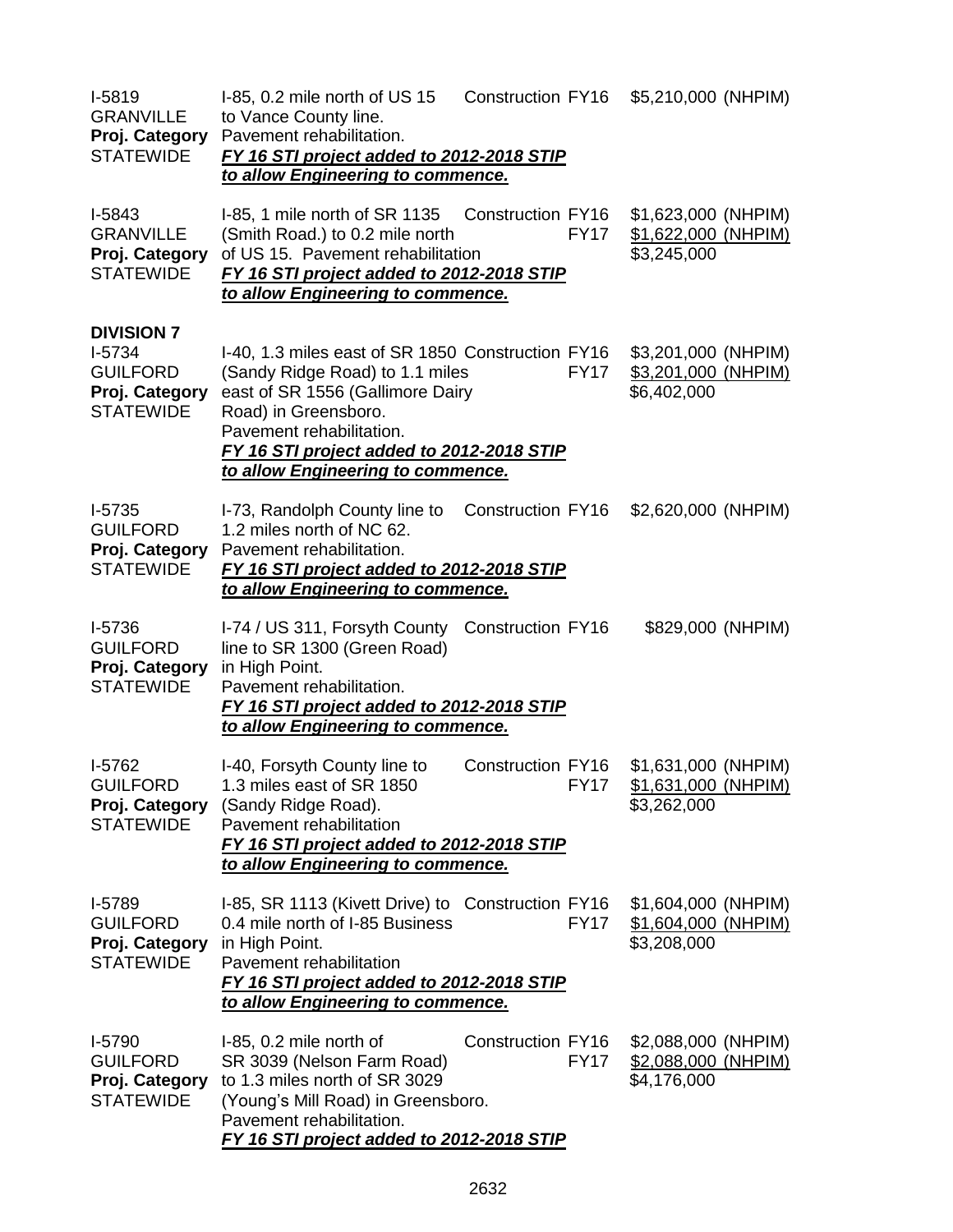I-5819
GRANVILLE
**Proj. Category**
STATEWIDE

I-85, 0.2 mile north of US 15 to Vance County line.
Pavement rehabilitation.
***FY 16 STI project added to 2012-2018 STIP to allow Engineering to commence.***

Construction FY16 $5,210,000 (NHPIM)

I-5843
GRANVILLE
**Proj. Category**
STATEWIDE

I-85, 1 mile north of SR 1135 (Smith Road.) to 0.2 mile north of US 15. Pavement rehabilitation
***FY 16 STI project added to 2012-2018 STIP to allow Engineering to commence.***

Construction FY16 $1,623,000 (NHPIM)
FY17 $1,622,000 (NHPIM)
$3,245,000

**DIVISION 7**

I-5734
GUILFORD
**Proj. Category**
STATEWIDE

I-40, 1.3 miles east of SR 1850 (Sandy Ridge Road) to 1.1 miles east of SR 1556 (Gallimore Dairy Road) in Greensboro.
Pavement rehabilitation.
***FY 16 STI project added to 2012-2018 STIP to allow Engineering to commence.***

Construction FY16 $3,201,000 (NHPIM)
FY17 $3,201,000 (NHPIM)
$6,402,000

I-5735
GUILFORD
**Proj. Category**
STATEWIDE

I-73, Randolph County line to 1.2 miles north of NC 62.
Pavement rehabilitation.
***FY 16 STI project added to 2012-2018 STIP to allow Engineering to commence.***

Construction FY16 $2,620,000 (NHPIM)

I-5736
GUILFORD
**Proj. Category**
STATEWIDE

I-74 / US 311, Forsyth County line to SR 1300 (Green Road) in High Point.
Pavement rehabilitation.
***FY 16 STI project added to 2012-2018 STIP to allow Engineering to commence.***

Construction FY16 $829,000 (NHPIM)

I-5762
GUILFORD
**Proj. Category**
STATEWIDE

I-40, Forsyth County line to 1.3 miles east of SR 1850 (Sandy Ridge Road).
Pavement rehabilitation
***FY 16 STI project added to 2012-2018 STIP to allow Engineering to commence.***

Construction FY16 $1,631,000 (NHPIM)
FY17 $1,631,000 (NHPIM)
$3,262,000

I-5789
GUILFORD
**Proj. Category**
STATEWIDE

I-85, SR 1113 (Kivett Drive) to 0.4 mile north of I-85 Business in High Point.
Pavement rehabilitation
***FY 16 STI project added to 2012-2018 STIP to allow Engineering to commence.***

Construction FY16 $1,604,000 (NHPIM)
FY17 $1,604,000 (NHPIM)
$3,208,000

I-5790
GUILFORD
**Proj. Category**
STATEWIDE

I-85, 0.2 mile north of SR 3039 (Nelson Farm Road) to 1.3 miles north of SR 3029 (Young's Mill Road) in Greensboro.
Pavement rehabilitation.
***FY 16 STI project added to 2012-2018 STIP***

Construction FY16 $2,088,000 (NHPIM)
FY17 $2,088,000 (NHPIM)
$4,176,000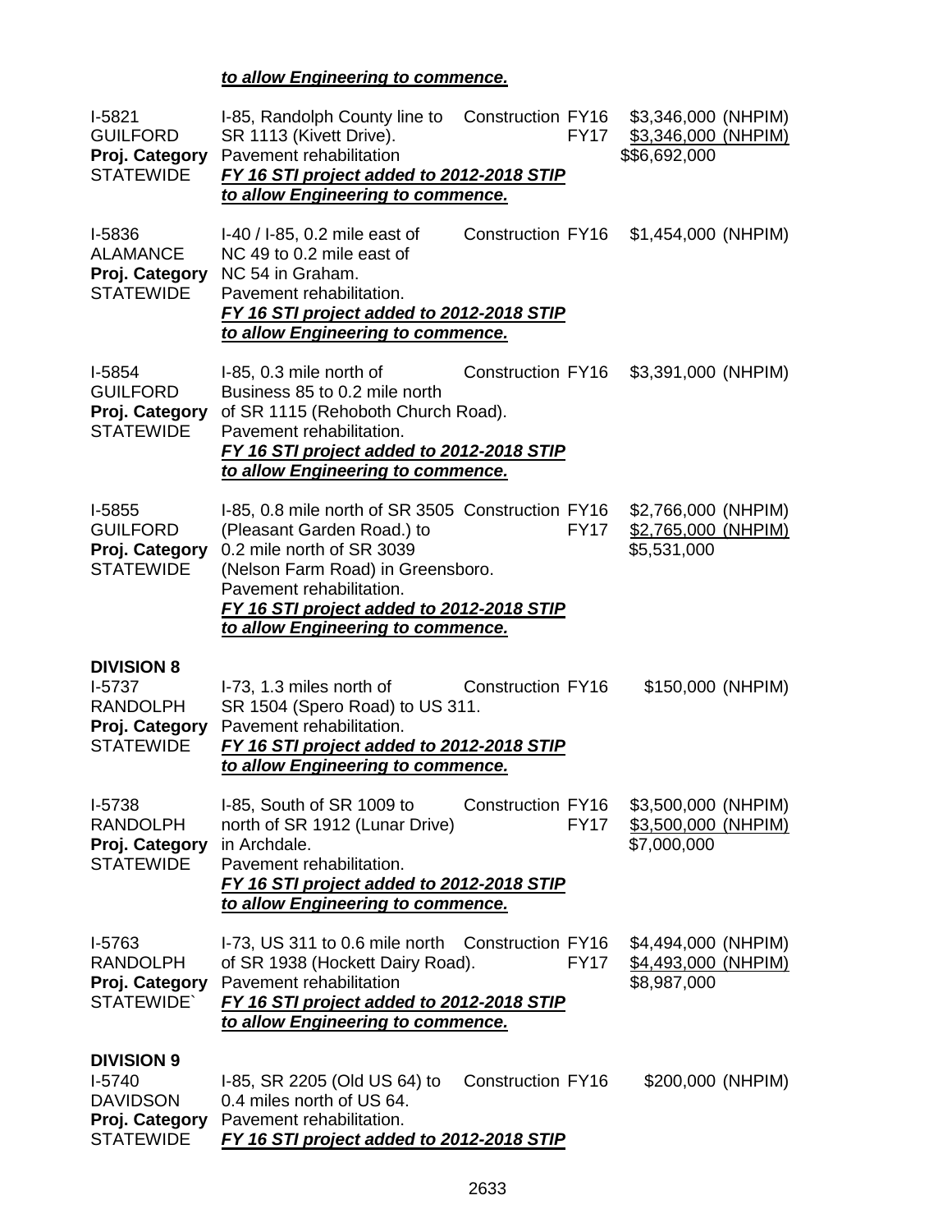***to allow Engineering to commence.***

| | | | |
|---|---|---|---|
| I-5821<br>GUILFORD<br>**Proj. Category**<br>STATEWIDE | I-85, Randolph County line to SR 1113 (Kivett Drive).<br>Pavement rehabilitation<br>***FY 16 STI project added to 2012-2018 STIP to allow Engineering to commence.*** | Construction FY16<br>FY17 | \$3,346,000 (NHPIM)<br>\$3,346,000 (NHPIM)<br>\$\$6,692,000 |
| I-5836<br>ALAMANCE<br>**Proj. Category**<br>STATEWIDE | I-40 / I-85, 0.2 mile east of NC 49 to 0.2 mile east of NC 54 in Graham.<br>Pavement rehabilitation.<br>***FY 16 STI project added to 2012-2018 STIP to allow Engineering to commence.*** | Construction FY16 | \$1,454,000 (NHPIM) |
| I-5854<br>GUILFORD<br>**Proj. Category**<br>STATEWIDE | I-85, 0.3 mile north of Business 85 to 0.2 mile north of SR 1115 (Rehoboth Church Road).<br>Pavement rehabilitation.<br>***FY 16 STI project added to 2012-2018 STIP to allow Engineering to commence.*** | Construction FY16 | \$3,391,000 (NHPIM) |
| I-5855<br>GUILFORD<br>**Proj. Category**<br>STATEWIDE | I-85, 0.8 mile north of SR 3505 (Pleasant Garden Road.) to 0.2 mile north of SR 3039 (Nelson Farm Road) in Greensboro.<br>Pavement rehabilitation.<br>***FY 16 STI project added to 2012-2018 STIP to allow Engineering to commence.*** | Construction FY16<br>FY17 | \$2,766,000 (NHPIM)<br>\$2,765,000 (NHPIM)<br>\$5,531,000 |

**DIVISION 8**

| | | | |
|---|---|---|---|
| I-5737<br>RANDOLPH<br>**Proj. Category**<br>STATEWIDE | I-73, 1.3 miles north of SR 1504 (Spero Road) to US 311.<br>Pavement rehabilitation.<br>***FY 16 STI project added to 2012-2018 STIP to allow Engineering to commence.*** | Construction FY16 | \$150,000 (NHPIM) |
| I-5738<br>RANDOLPH<br>**Proj. Category**<br>STATEWIDE | I-85, South of SR 1009 to north of SR 1912 (Lunar Drive) in Archdale.<br>Pavement rehabilitation.<br>***FY 16 STI project added to 2012-2018 STIP to allow Engineering to commence.*** | Construction FY16<br>FY17 | \$3,500,000 (NHPIM)<br>\$3,500,000 (NHPIM)<br>\$7,000,000 |
| I-5763<br>RANDOLPH<br>**Proj. Category**<br>STATEWIDE` | I-73, US 311 to 0.6 mile north of SR 1938 (Hockett Dairy Road).<br>Pavement rehabilitation<br>***FY 16 STI project added to 2012-2018 STIP to allow Engineering to commence.*** | Construction FY16<br>FY17 | \$4,494,000 (NHPIM)<br>\$4,493,000 (NHPIM)<br>\$8,987,000 |

**DIVISION 9**

| | | | |
|---|---|---|---|
| I-5740<br>DAVIDSON<br>**Proj. Category**<br>STATEWIDE | I-85, SR 2205 (Old US 64) to 0.4 miles north of US 64.<br>Pavement rehabilitation.<br>***FY 16 STI project added to 2012-2018 STIP*** | Construction FY16 | \$200,000 (NHPIM) |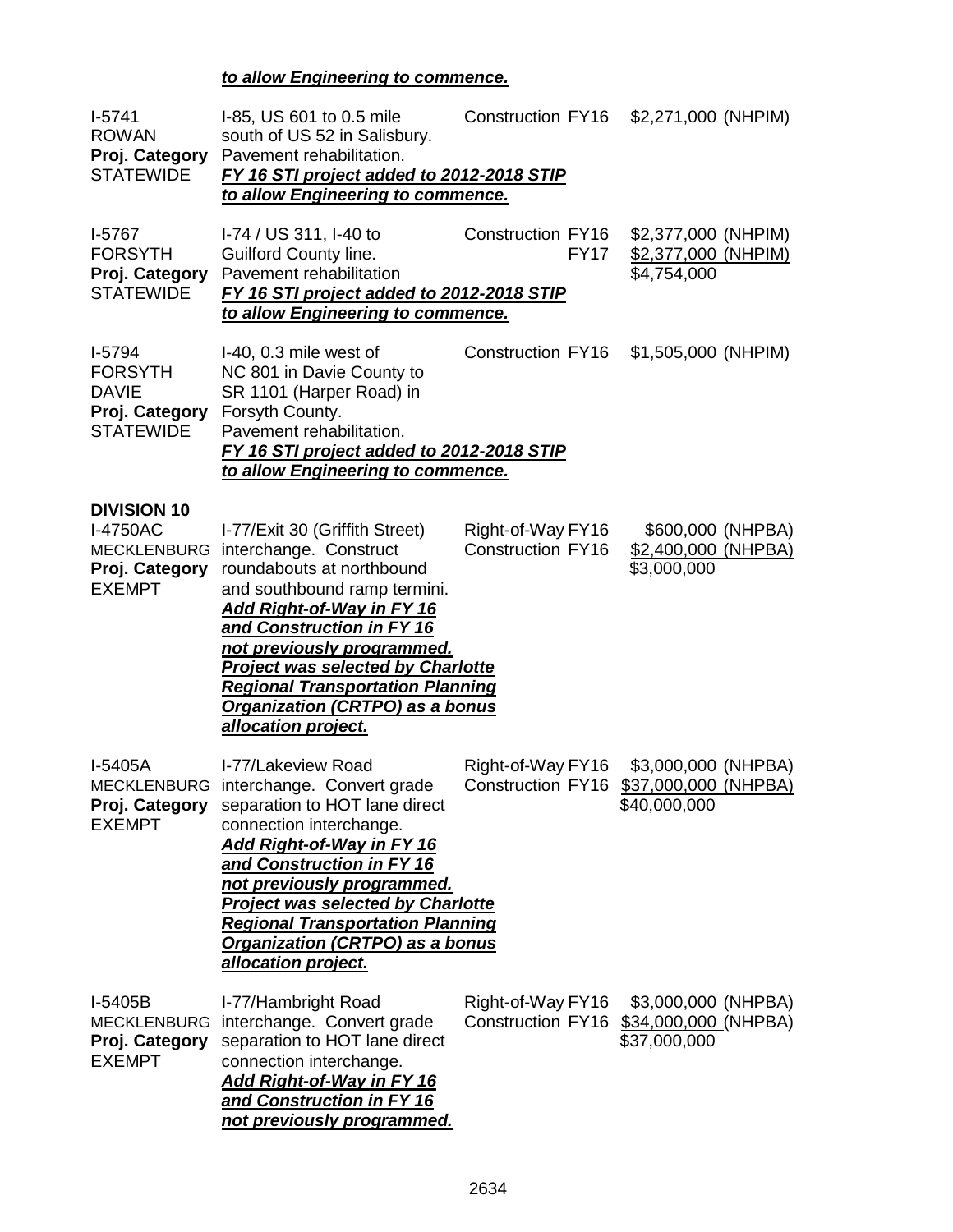***to allow Engineering to commence.***

| | | | |
|---|---|---|---|
| I-5741<br>ROWAN<br>**Proj. Category**<br>STATEWIDE | I-85, US 601 to 0.5 mile south of US 52 in Salisbury.<br>Pavement rehabilitation.<br>***FY 16 STI project added to 2012-2018 STIP to allow Engineering to commence.*** | Construction FY16 | $2,271,000 (NHPIM) |
| I-5767<br>FORSYTH<br>**Proj. Category**<br>STATEWIDE | I-74 / US 311, I-40 to Guilford County line.<br>Pavement rehabilitation<br>***FY 16 STI project added to 2012-2018 STIP to allow Engineering to commence.*** | Construction FY16<br>FY17 | $2,377,000 (NHPIM)<br>$2,377,000 (NHPIM)<br>$4,754,000 |
| I-5794<br>FORSYTH<br>DAVIE<br>**Proj. Category**<br>STATEWIDE | I-40, 0.3 mile west of NC 801 in Davie County to SR 1101 (Harper Road) in Forsyth County.<br>Pavement rehabilitation.<br>***FY 16 STI project added to 2012-2018 STIP to allow Engineering to commence.*** | Construction FY16 | $1,505,000 (NHPIM) |

**DIVISION 10**

| | | | |
|---|---|---|---|
| I-4750AC<br>MECKLENBURG<br>**Proj. Category**<br>EXEMPT | I-77/Exit 30 (Griffith Street) interchange. Construct roundabouts at northbound and southbound ramp termini.<br>***Add Right-of-Way in FY 16 and Construction in FY 16 not previously programmed. Project was selected by Charlotte Regional Transportation Planning Organization (CRTPO) as a bonus allocation project.*** | Right-of-Way FY16<br>Construction FY16 | $600,000 (NHPBA)<br>$2,400,000 (NHPBA)<br>$3,000,000 |
| I-5405A<br>MECKLENBURG<br>**Proj. Category**<br>EXEMPT | I-77/Lakeview Road interchange. Convert grade separation to HOT lane direct connection interchange.<br>***Add Right-of-Way in FY 16 and Construction in FY 16 not previously programmed. Project was selected by Charlotte Regional Transportation Planning Organization (CRTPO) as a bonus allocation project.*** | Right-of-Way FY16<br>Construction FY16 | $3,000,000 (NHPBA)<br>$37,000,000 (NHPBA)<br>$40,000,000 |
| I-5405B<br>MECKLENBURG<br>**Proj. Category**<br>EXEMPT | I-77/Hambright Road interchange. Convert grade separation to HOT lane direct connection interchange.<br>***Add Right-of-Way in FY 16 and Construction in FY 16 not previously programmed.*** | Right-of-Way FY16<br>Construction FY16 | $3,000,000 (NHPBA)<br>$34,000,000 (NHPBA)<br>$37,000,000 |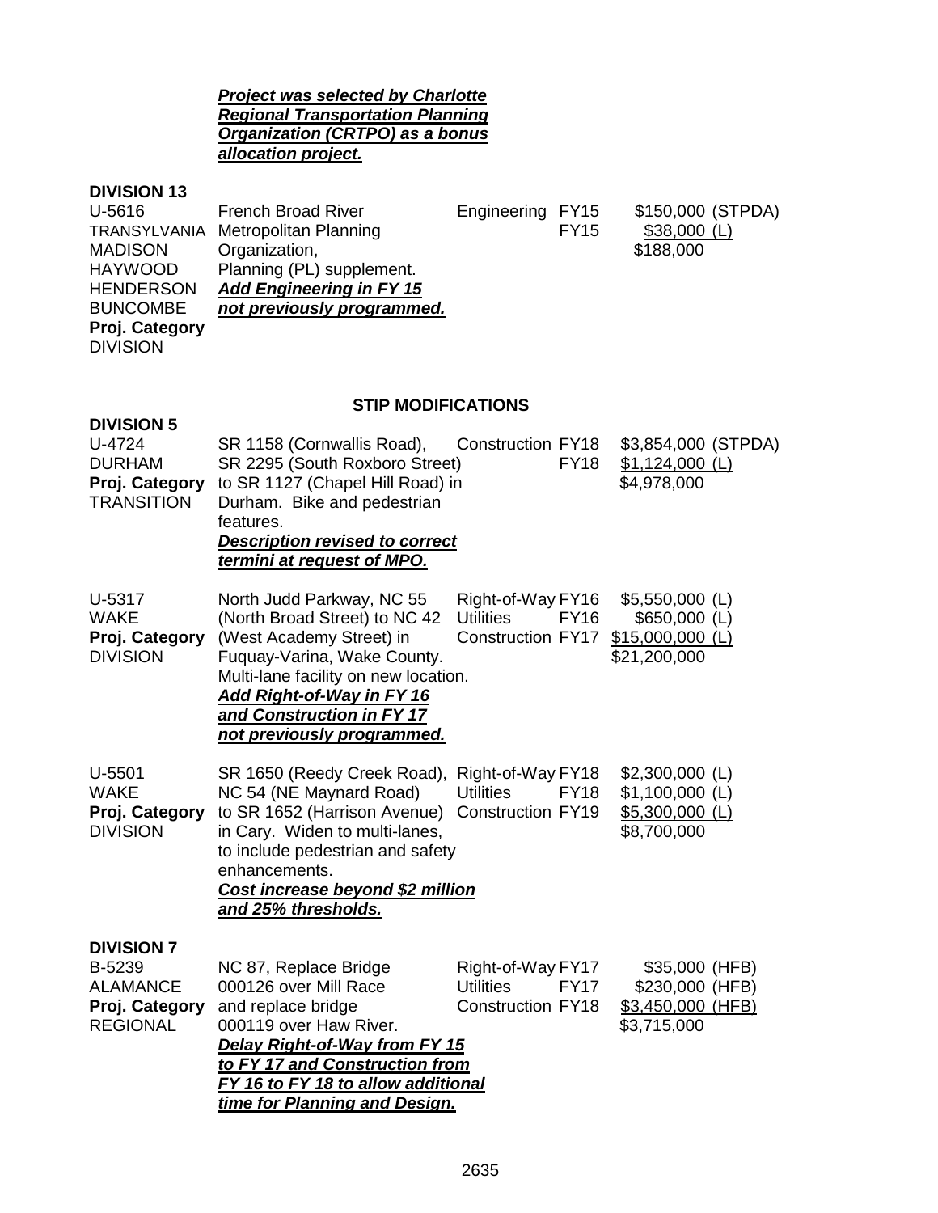***Project was selected by Charlotte Regional Transportation Planning Organization (CRTPO) as a bonus allocation project.***

**DIVISION 13**

| | | | | |
|---|---|---|---|---|
| U-5616<br>TRANSYLVANIA<br>MADISON<br>HAYWOOD<br>HENDERSON<br>BUNCOMBE<br>**Proj. Category**<br>DIVISION | French Broad River Metropolitan Planning Organization, Planning (PL) supplement.<br>***Add Engineering in FY 15 not previously programmed.*** | Engineering | FY15<br>FY15 | $150,000 (STPDA)<br>$38,000 (L)<br>$188,000 |

**STIP MODIFICATIONS**

**DIVISION 5**

| | | | | |
|---|---|---|---|---|
| U-4724<br>DURHAM<br>**Proj. Category**<br>TRANSITION | SR 1158 (Cornwallis Road), SR 2295 (South Roxboro Street) to SR 1127 (Chapel Hill Road) in Durham. Bike and pedestrian features.<br>***Description revised to correct termini at request of MPO.*** | Construction | FY18<br>FY18 | $3,854,000 (STPDA)<br>$1,124,000 (L)<br>$4,978,000 |
| U-5317<br>WAKE<br>**Proj. Category**<br>DIVISION | North Judd Parkway, NC 55 (North Broad Street) to NC 42 (West Academy Street) in Fuquay-Varina, Wake County. Multi-lane facility on new location.<br>***Add Right-of-Way in FY 16 and Construction in FY 17 not previously programmed.*** | Right-of-Way<br>Utilities<br>Construction | FY16<br>FY16<br>FY17 | $5,550,000 (L)<br>$650,000 (L)<br>$15,000,000 (L)<br>$21,200,000 |
| U-5501<br>WAKE<br>**Proj. Category**<br>DIVISION | SR 1650 (Reedy Creek Road), NC 54 (NE Maynard Road) to SR 1652 (Harrison Avenue) in Cary. Widen to multi-lanes, to include pedestrian and safety enhancements.<br>***Cost increase beyond $2 million and 25% thresholds.*** | Right-of-Way<br>Utilities<br>Construction | FY18<br>FY18<br>FY19 | $2,300,000 (L)<br>$1,100,000 (L)<br>$5,300,000 (L)<br>$8,700,000 |

**DIVISION 7**

| | | | | |
|---|---|---|---|---|
| B-5239<br>ALAMANCE<br>**Proj. Category**<br>REGIONAL | NC 87, Replace Bridge 000126 over Mill Race and replace bridge 000119 over Haw River.<br>***Delay Right-of-Way from FY 15 to FY 17 and Construction from FY 16 to FY 18 to allow additional time for Planning and Design.*** | Right-of-Way<br>Utilities<br>Construction | FY17<br>FY17<br>FY18 | $35,000 (HFB)<br>$230,000 (HFB)<br>$3,450,000 (HFB)<br>$3,715,000 |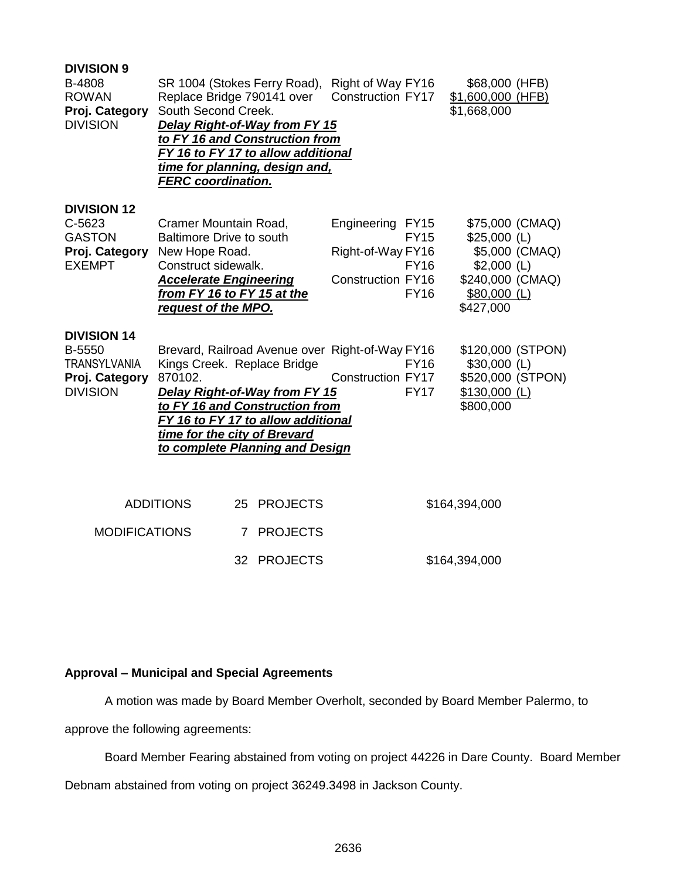**DIVISION 9**

| | | | |
|---|---|---|---|
| B-4808<br>ROWAN<br>**Proj. Category**<br>DIVISION | SR 1004 (Stokes Ferry Road), Replace Bridge 790141 over South Second Creek.<br>***Delay Right-of-Way from FY 15 to FY 16 and Construction from FY 16 to FY 17 to allow additional time for planning, design and, FERC coordination.*** | Right of Way FY16<br>Construction FY17 | \$68,000 (HFB)<br>\$1,600,000 (HFB)<br>\$1,668,000 |

**DIVISION 12**

| | | | |
|---|---|---|---|
| C-5623<br>GASTON<br>**Proj. Category**<br>EXEMPT | Cramer Mountain Road, Baltimore Drive to south New Hope Road. Construct sidewalk.<br>***Accelerate Engineering from FY 16 to FY 15 at the request of the MPO.*** | Engineering FY15<br>FY15<br>Right-of-Way FY16<br>FY16<br>Construction FY16<br>FY16 | \$75,000 (CMAQ)<br>\$25,000 (L)<br>\$5,000 (CMAQ)<br>\$2,000 (L)<br>\$240,000 (CMAQ)<br>\$80,000 (L)<br>\$427,000 |

**DIVISION 14**

| | | | |
|---|---|---|---|
| B-5550<br>TRANSYLVANIA<br>**Proj. Category**<br>DIVISION | Brevard, Railroad Avenue over Kings Creek. Replace Bridge 870102.<br>***Delay Right-of-Way from FY 15 to FY 16 and Construction from FY 16 to FY 17 to allow additional time for the city of Brevard to complete Planning and Design*** | Right-of-Way FY16<br>FY16<br>Construction FY17<br>FY17 | \$120,000 (STPON)<br>\$30,000 (L)<br>\$520,000 (STPON)<br>\$130,000 (L)<br>\$800,000 |

| | | |
|---|---|---|
| ADDITIONS | 25 PROJECTS | \$164,394,000 |
| MODIFICATIONS | 7 PROJECTS | |
| | 32 PROJECTS | \$164,394,000 |

**Approval – Municipal and Special Agreements**

A motion was made by Board Member Overholt, seconded by Board Member Palermo, to approve the following agreements:

Board Member Fearing abstained from voting on project 44226 in Dare County. Board Member Debnam abstained from voting on project 36249.3498 in Jackson County.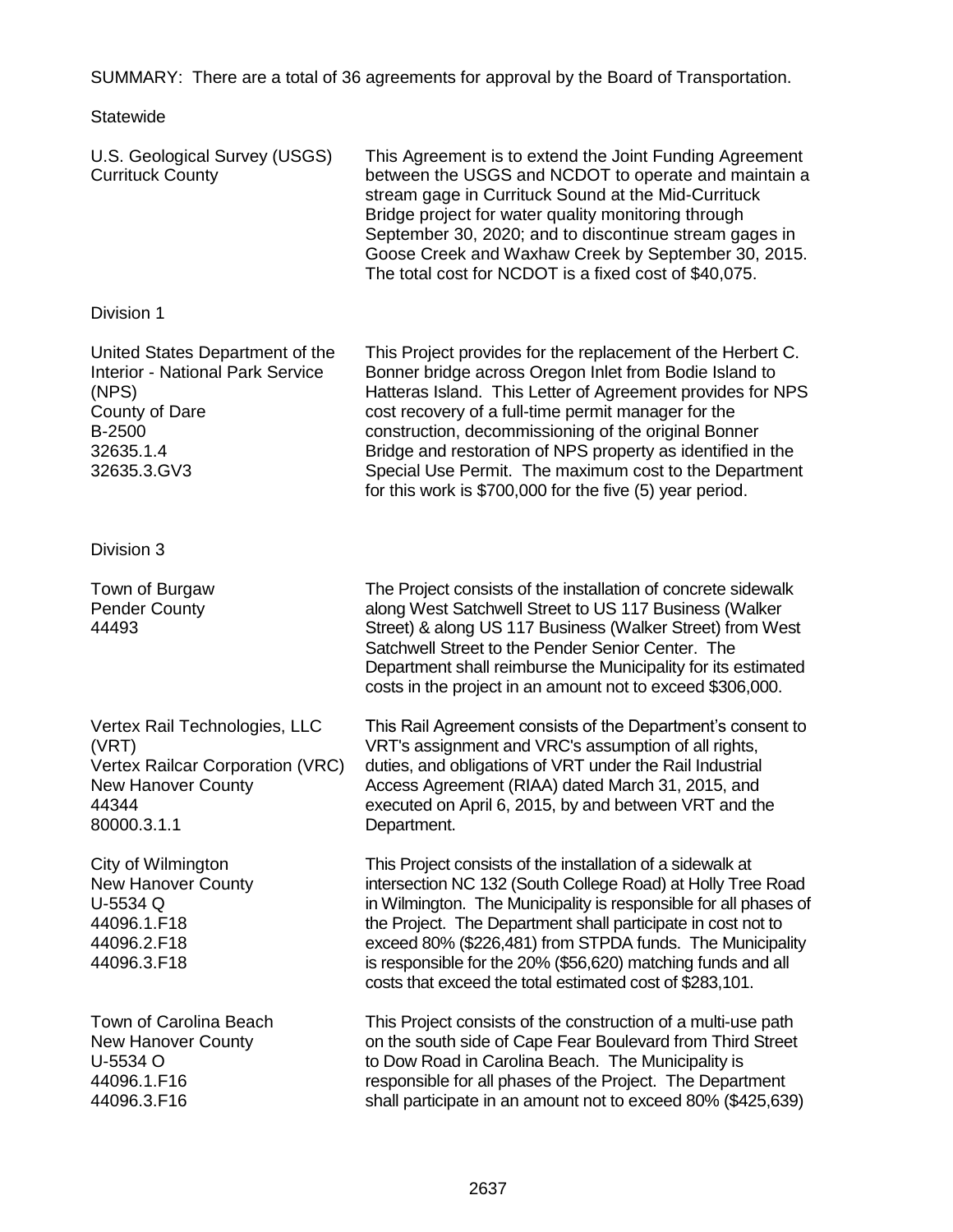SUMMARY: There are a total of 36 agreements for approval by the Board of Transportation.

Statewide

| | |
|---|---|
| U.S. Geological Survey (USGS)<br>Currituck County | This Agreement is to extend the Joint Funding Agreement between the USGS and NCDOT to operate and maintain a stream gage in Currituck Sound at the Mid-Currituck Bridge project for water quality monitoring through September 30, 2020; and to discontinue stream gages in Goose Creek and Waxhaw Creek by September 30, 2015. The total cost for NCDOT is a fixed cost of $40,075. |

Division 1

| | |
|---|---|
| United States Department of the Interior - National Park Service (NPS)<br>County of Dare<br>B-2500<br>32635.1.4<br>32635.3.GV3 | This Project provides for the replacement of the Herbert C. Bonner bridge across Oregon Inlet from Bodie Island to Hatteras Island. This Letter of Agreement provides for NPS cost recovery of a full-time permit manager for the construction, decommissioning of the original Bonner Bridge and restoration of NPS property as identified in the Special Use Permit. The maximum cost to the Department for this work is $700,000 for the five (5) year period. |

Division 3

| | |
|---|---|
| Town of Burgaw<br>Pender County<br>44493 | The Project consists of the installation of concrete sidewalk along West Satchwell Street to US 117 Business (Walker Street) & along US 117 Business (Walker Street) from West Satchwell Street to the Pender Senior Center. The Department shall reimburse the Municipality for its estimated costs in the project in an amount not to exceed $306,000. |
| Vertex Rail Technologies, LLC (VRT)<br>Vertex Railcar Corporation (VRC)<br>New Hanover County<br>44344<br>80000.3.1.1 | This Rail Agreement consists of the Department's consent to VRT's assignment and VRC's assumption of all rights, duties, and obligations of VRT under the Rail Industrial Access Agreement (RIAA) dated March 31, 2015, and executed on April 6, 2015, by and between VRT and the Department. |
| City of Wilmington<br>New Hanover County<br>U-5534 Q<br>44096.1.F18<br>44096.2.F18<br>44096.3.F18 | This Project consists of the installation of a sidewalk at intersection NC 132 (South College Road) at Holly Tree Road in Wilmington. The Municipality is responsible for all phases of the Project. The Department shall participate in cost not to exceed 80% ($226,481) from STPDA funds. The Municipality is responsible for the 20% ($56,620) matching funds and all costs that exceed the total estimated cost of $283,101. |
| Town of Carolina Beach<br>New Hanover County<br>U-5534 O<br>44096.1.F16<br>44096.3.F16 | This Project consists of the construction of a multi-use path on the south side of Cape Fear Boulevard from Third Street to Dow Road in Carolina Beach. The Municipality is responsible for all phases of the Project. The Department shall participate in an amount not to exceed 80% ($425,639) |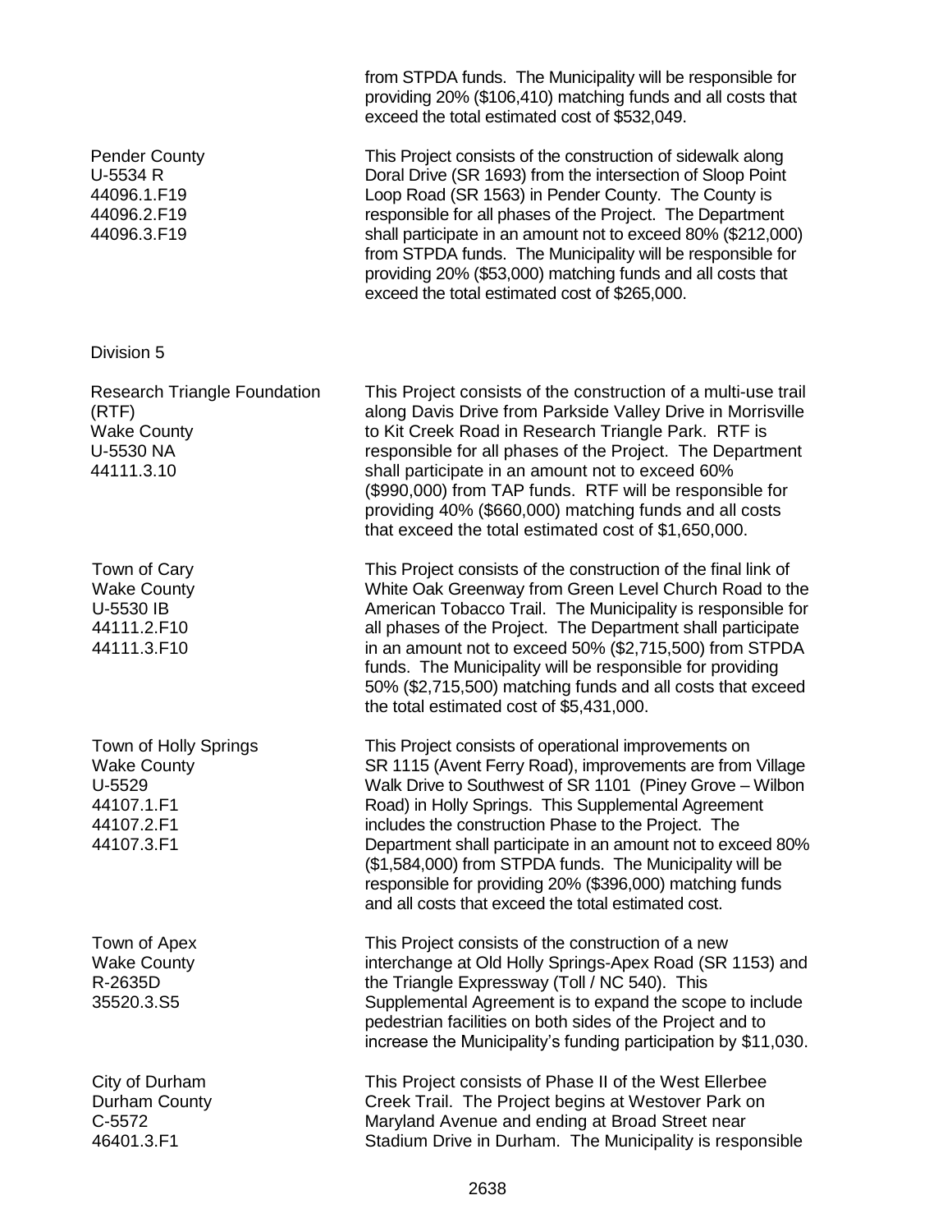| | |
|---|---|
| | from STPDA funds. The Municipality will be responsible for providing 20% ($106,410) matching funds and all costs that exceed the total estimated cost of $532,049. |
| Pender County<br>U-5534 R<br>44096.1.F19<br>44096.2.F19<br>44096.3.F19 | This Project consists of the construction of sidewalk along Doral Drive (SR 1693) from the intersection of Sloop Point Loop Road (SR 1563) in Pender County. The County is responsible for all phases of the Project. The Department shall participate in an amount not to exceed 80% ($212,000) from STPDA funds. The Municipality will be responsible for providing 20% ($53,000) matching funds and all costs that exceed the total estimated cost of $265,000. |

Division 5

| | |
|---|---|
| Research Triangle Foundation (RTF)<br>Wake County<br>U-5530 NA<br>44111.3.10 | This Project consists of the construction of a multi-use trail along Davis Drive from Parkside Valley Drive in Morrisville to Kit Creek Road in Research Triangle Park. RTF is responsible for all phases of the Project. The Department shall participate in an amount not to exceed 60% ($990,000) from TAP funds. RTF will be responsible for providing 40% ($660,000) matching funds and all costs that exceed the total estimated cost of $1,650,000. |
| Town of Cary<br>Wake County<br>U-5530 IB<br>44111.2.F10<br>44111.3.F10 | This Project consists of the construction of the final link of White Oak Greenway from Green Level Church Road to the American Tobacco Trail. The Municipality is responsible for all phases of the Project. The Department shall participate in an amount not to exceed 50% ($2,715,500) from STPDA funds. The Municipality will be responsible for providing 50% ($2,715,500) matching funds and all costs that exceed the total estimated cost of $5,431,000. |
| Town of Holly Springs<br>Wake County<br>U-5529<br>44107.1.F1<br>44107.2.F1<br>44107.3.F1 | This Project consists of operational improvements on SR 1115 (Avent Ferry Road), improvements are from Village Walk Drive to Southwest of SR 1101 (Piney Grove – Wilbon Road) in Holly Springs. This Supplemental Agreement includes the construction Phase to the Project. The Department shall participate in an amount not to exceed 80% ($1,584,000) from STPDA funds. The Municipality will be responsible for providing 20% ($396,000) matching funds and all costs that exceed the total estimated cost. |
| Town of Apex<br>Wake County<br>R-2635D<br>35520.3.S5 | This Project consists of the construction of a new interchange at Old Holly Springs-Apex Road (SR 1153) and the Triangle Expressway (Toll / NC 540). This Supplemental Agreement is to expand the scope to include pedestrian facilities on both sides of the Project and to increase the Municipality's funding participation by $11,030. |
| City of Durham<br>Durham County<br>C-5572<br>46401.3.F1 | This Project consists of Phase II of the West Ellerbee Creek Trail. The Project begins at Westover Park on Maryland Avenue and ending at Broad Street near Stadium Drive in Durham. The Municipality is responsible |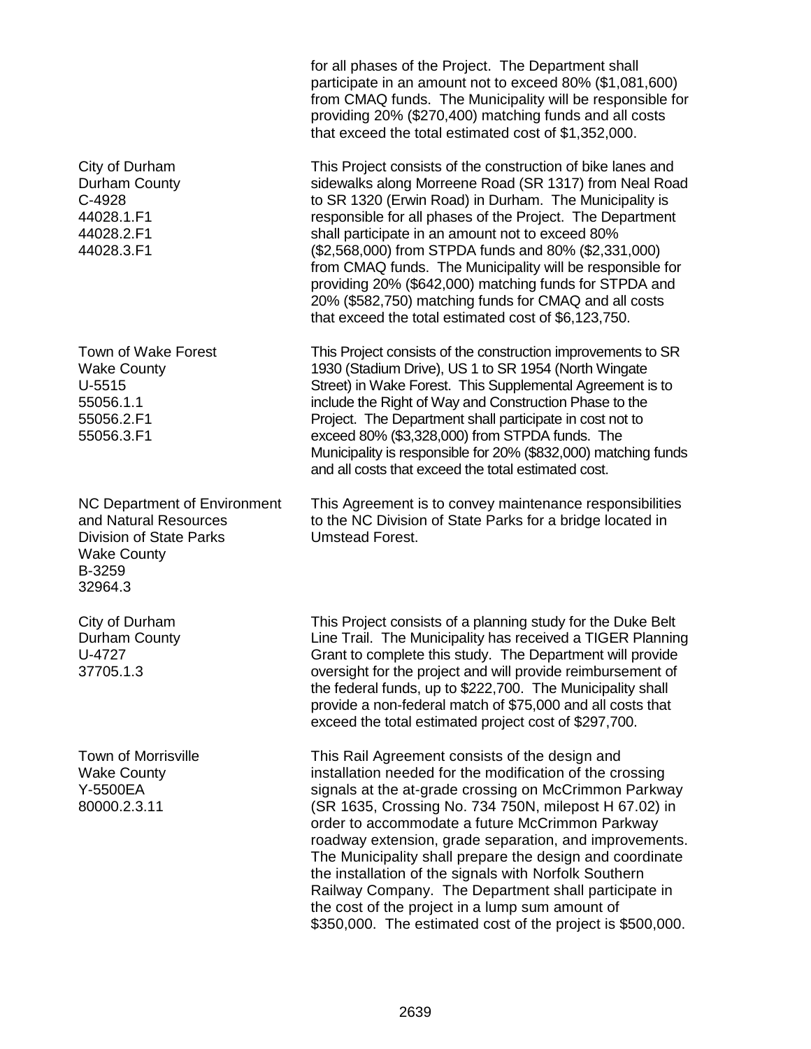for all phases of the Project. The Department shall participate in an amount not to exceed 80% ($1,081,600) from CMAQ funds. The Municipality will be responsible for providing 20% ($270,400) matching funds and all costs that exceed the total estimated cost of $1,352,000.

| | |
|---|---|
| City of Durham<br>Durham County<br>C-4928<br>44028.1.F1<br>44028.2.F1<br>44028.3.F1 | This Project consists of the construction of bike lanes and sidewalks along Morreene Road (SR 1317) from Neal Road to SR 1320 (Erwin Road) in Durham. The Municipality is responsible for all phases of the Project. The Department shall participate in an amount not to exceed 80% ($2,568,000) from STPDA funds and 80% ($2,331,000) from CMAQ funds. The Municipality will be responsible for providing 20% ($642,000) matching funds for STPDA and 20% ($582,750) matching funds for CMAQ and all costs that exceed the total estimated cost of $6,123,750. |
| Town of Wake Forest<br>Wake County<br>U-5515<br>55056.1.1<br>55056.2.F1<br>55056.3.F1 | This Project consists of the construction improvements to SR 1930 (Stadium Drive), US 1 to SR 1954 (North Wingate Street) in Wake Forest. This Supplemental Agreement is to include the Right of Way and Construction Phase to the Project. The Department shall participate in cost not to exceed 80% ($3,328,000) from STPDA funds. The Municipality is responsible for 20% ($832,000) matching funds and all costs that exceed the total estimated cost. |
| NC Department of Environment and Natural Resources<br>Division of State Parks<br>Wake County<br>B-3259<br>32964.3 | This Agreement is to convey maintenance responsibilities to the NC Division of State Parks for a bridge located in Umstead Forest. |
| City of Durham<br>Durham County<br>U-4727<br>37705.1.3 | This Project consists of a planning study for the Duke Belt Line Trail. The Municipality has received a TIGER Planning Grant to complete this study. The Department will provide oversight for the project and will provide reimbursement of the federal funds, up to $222,700. The Municipality shall provide a non-federal match of $75,000 and all costs that exceed the total estimated project cost of $297,700. |
| Town of Morrisville<br>Wake County<br>Y-5500EA<br>80000.2.3.11 | This Rail Agreement consists of the design and installation needed for the modification of the crossing signals at the at-grade crossing on McCrimmon Parkway (SR 1635, Crossing No. 734 750N, milepost H 67.02) in order to accommodate a future McCrimmon Parkway roadway extension, grade separation, and improvements. The Municipality shall prepare the design and coordinate the installation of the signals with Norfolk Southern Railway Company. The Department shall participate in the cost of the project in a lump sum amount of $350,000. The estimated cost of the project is $500,000. |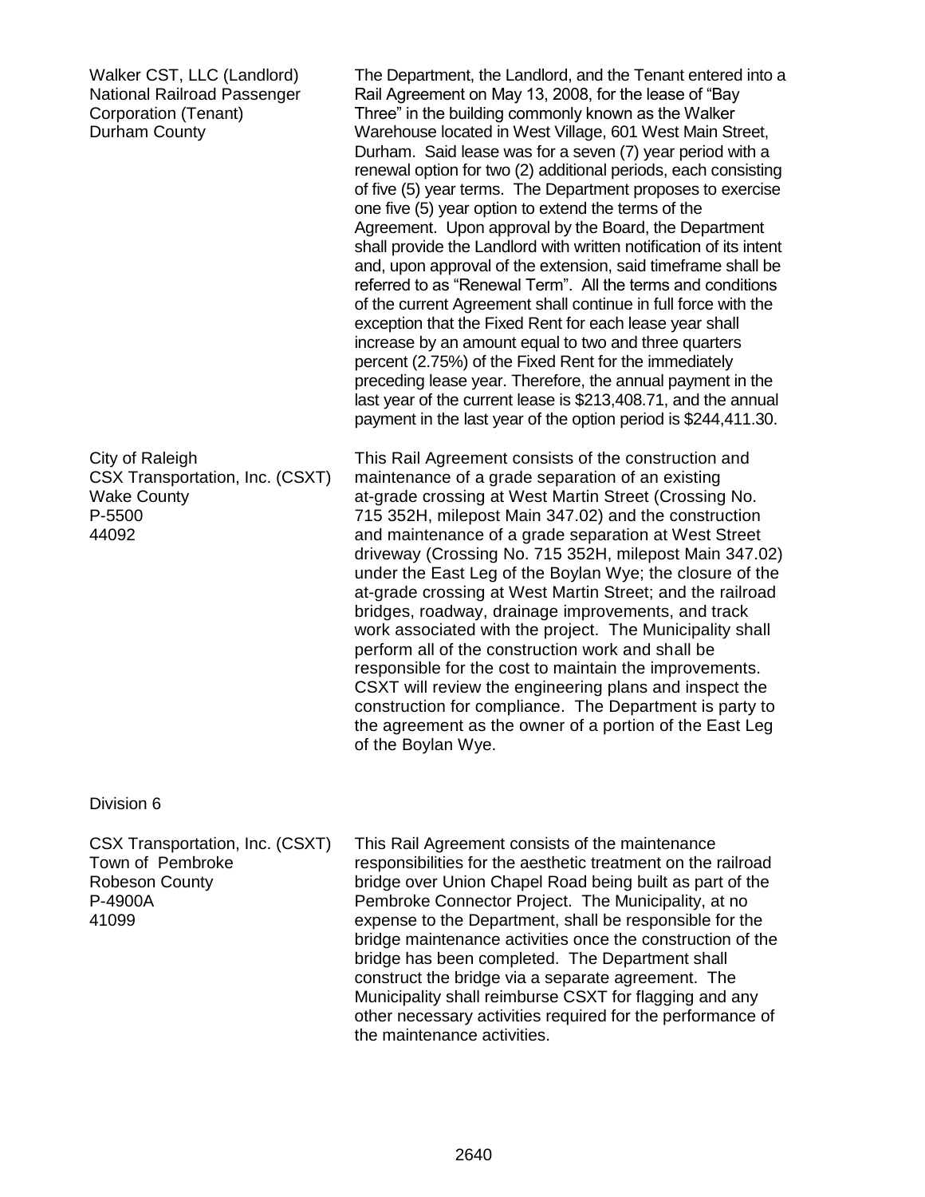Walker CST, LLC (Landlord)
National Railroad Passenger Corporation (Tenant)
Durham County

The Department, the Landlord, and the Tenant entered into a Rail Agreement on May 13, 2008, for the lease of "Bay Three" in the building commonly known as the Walker Warehouse located in West Village, 601 West Main Street, Durham. Said lease was for a seven (7) year period with a renewal option for two (2) additional periods, each consisting of five (5) year terms. The Department proposes to exercise one five (5) year option to extend the terms of the Agreement. Upon approval by the Board, the Department shall provide the Landlord with written notification of its intent and, upon approval of the extension, said timeframe shall be referred to as "Renewal Term". All the terms and conditions of the current Agreement shall continue in full force with the exception that the Fixed Rent for each lease year shall increase by an amount equal to two and three quarters percent (2.75%) of the Fixed Rent for the immediately preceding lease year. Therefore, the annual payment in the last year of the current lease is $213,408.71, and the annual payment in the last year of the option period is $244,411.30.

City of Raleigh
CSX Transportation, Inc. (CSXT)
Wake County
P-5500
44092

This Rail Agreement consists of the construction and maintenance of a grade separation of an existing at-grade crossing at West Martin Street (Crossing No. 715 352H, milepost Main 347.02) and the construction and maintenance of a grade separation at West Street driveway (Crossing No. 715 352H, milepost Main 347.02) under the East Leg of the Boylan Wye; the closure of the at-grade crossing at West Martin Street; and the railroad bridges, roadway, drainage improvements, and track work associated with the project. The Municipality shall perform all of the construction work and shall be responsible for the cost to maintain the improvements. CSXT will review the engineering plans and inspect the construction for compliance. The Department is party to the agreement as the owner of a portion of the East Leg of the Boylan Wye.

Division 6

CSX Transportation, Inc. (CSXT)
Town of Pembroke
Robeson County
P-4900A
41099

This Rail Agreement consists of the maintenance responsibilities for the aesthetic treatment on the railroad bridge over Union Chapel Road being built as part of the Pembroke Connector Project. The Municipality, at no expense to the Department, shall be responsible for the bridge maintenance activities once the construction of the bridge has been completed. The Department shall construct the bridge via a separate agreement. The Municipality shall reimburse CSXT for flagging and any other necessary activities required for the performance of the maintenance activities.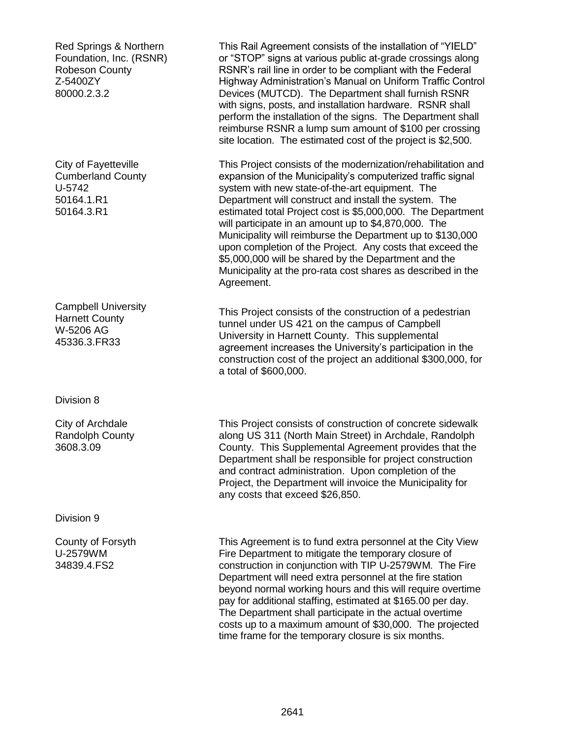Red Springs & Northern Foundation, Inc. (RSNR)
Robeson County
Z-5400ZY
80000.2.3.2

This Rail Agreement consists of the installation of "YIELD" or "STOP" signs at various public at-grade crossings along RSNR's rail line in order to be compliant with the Federal Highway Administration's Manual on Uniform Traffic Control Devices (MUTCD). The Department shall furnish RSNR with signs, posts, and installation hardware. RSNR shall perform the installation of the signs. The Department shall reimburse RSNR a lump sum amount of $100 per crossing site location. The estimated cost of the project is $2,500.

City of Fayetteville
Cumberland County
U-5742
50164.1.R1
50164.3.R1

This Project consists of the modernization/rehabilitation and expansion of the Municipality's computerized traffic signal system with new state-of-the-art equipment. The Department will construct and install the system. The estimated total Project cost is $5,000,000. The Department will participate in an amount up to $4,870,000. The Municipality will reimburse the Department up to $130,000 upon completion of the Project. Any costs that exceed the $5,000,000 will be shared by the Department and the Municipality at the pro-rata cost shares as described in the Agreement.

Campbell University
Harnett County
W-5206 AG
45336.3.FR33

This Project consists of the construction of a pedestrian tunnel under US 421 on the campus of Campbell University in Harnett County. This supplemental agreement increases the University's participation in the construction cost of the project an additional $300,000, for a total of $600,000.

Division 8

City of Archdale
Randolph County
3608.3.09

This Project consists of construction of concrete sidewalk along US 311 (North Main Street) in Archdale, Randolph County. This Supplemental Agreement provides that the Department shall be responsible for project construction and contract administration. Upon completion of the Project, the Department will invoice the Municipality for any costs that exceed $26,850.

Division 9

County of Forsyth
U-2579WM
34839.4.FS2

This Agreement is to fund extra personnel at the City View Fire Department to mitigate the temporary closure of construction in conjunction with TIP U-2579WM. The Fire Department will need extra personnel at the fire station beyond normal working hours and this will require overtime pay for additional staffing, estimated at $165.00 per day. The Department shall participate in the actual overtime costs up to a maximum amount of $30,000. The projected time frame for the temporary closure is six months.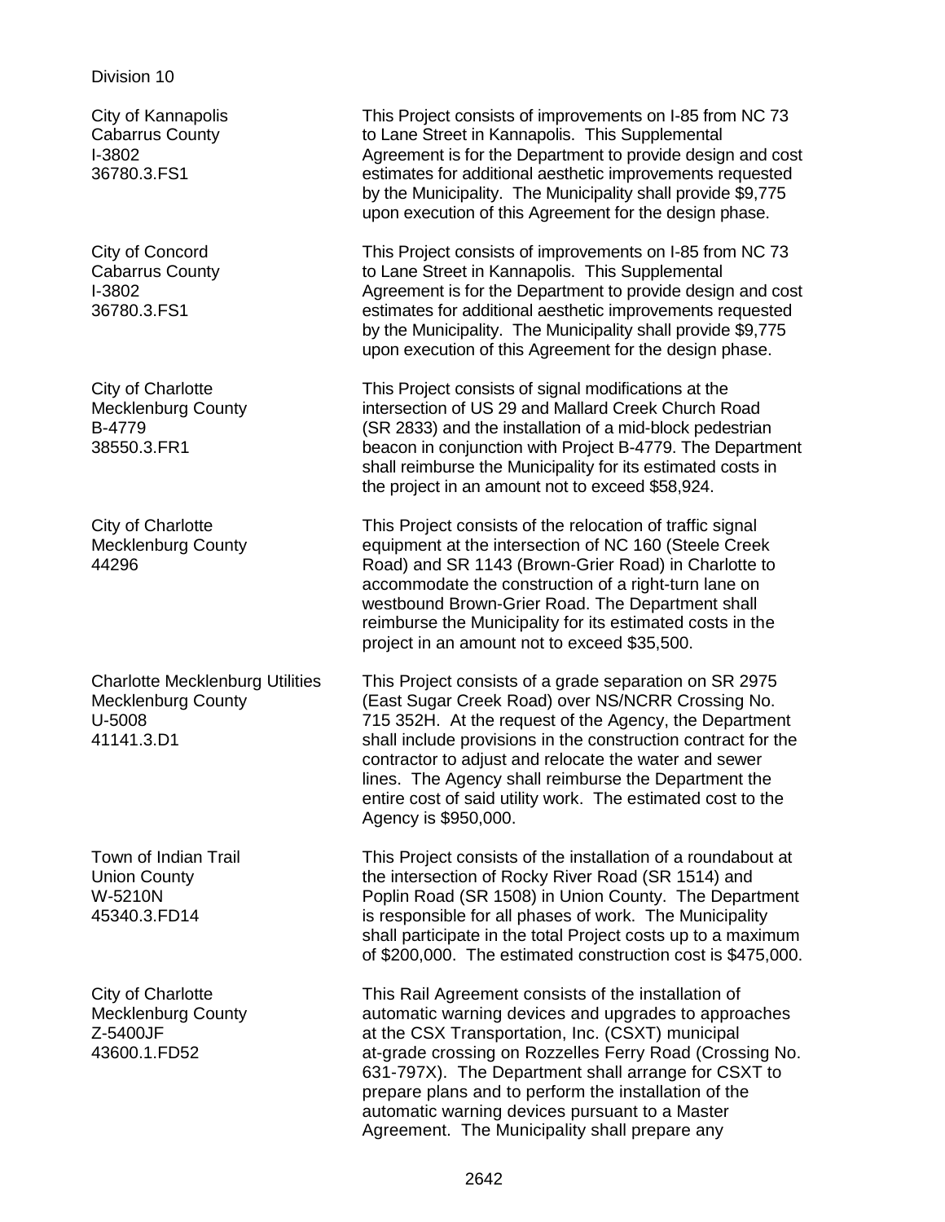Division 10

| | |
|---|---|
| City of Kannapolis<br>Cabarrus County<br>I-3802<br>36780.3.FS1 | This Project consists of improvements on I-85 from NC 73 to Lane Street in Kannapolis. This Supplemental Agreement is for the Department to provide design and cost estimates for additional aesthetic improvements requested by the Municipality. The Municipality shall provide $9,775 upon execution of this Agreement for the design phase. |
| City of Concord<br>Cabarrus County<br>I-3802<br>36780.3.FS1 | This Project consists of improvements on I-85 from NC 73 to Lane Street in Kannapolis. This Supplemental Agreement is for the Department to provide design and cost estimates for additional aesthetic improvements requested by the Municipality. The Municipality shall provide $9,775 upon execution of this Agreement for the design phase. |
| City of Charlotte<br>Mecklenburg County<br>B-4779<br>38550.3.FR1 | This Project consists of signal modifications at the intersection of US 29 and Mallard Creek Church Road (SR 2833) and the installation of a mid-block pedestrian beacon in conjunction with Project B-4779. The Department shall reimburse the Municipality for its estimated costs in the project in an amount not to exceed $58,924. |
| City of Charlotte<br>Mecklenburg County<br>44296 | This Project consists of the relocation of traffic signal equipment at the intersection of NC 160 (Steele Creek Road) and SR 1143 (Brown-Grier Road) in Charlotte to accommodate the construction of a right-turn lane on westbound Brown-Grier Road. The Department shall reimburse the Municipality for its estimated costs in the project in an amount not to exceed $35,500. |
| Charlotte Mecklenburg Utilities<br>Mecklenburg County<br>U-5008<br>41141.3.D1 | This Project consists of a grade separation on SR 2975 (East Sugar Creek Road) over NS/NCRR Crossing No. 715 352H. At the request of the Agency, the Department shall include provisions in the construction contract for the contractor to adjust and relocate the water and sewer lines. The Agency shall reimburse the Department the entire cost of said utility work. The estimated cost to the Agency is $950,000. |
| Town of Indian Trail<br>Union County<br>W-5210N<br>45340.3.FD14 | This Project consists of the installation of a roundabout at the intersection of Rocky River Road (SR 1514) and Poplin Road (SR 1508) in Union County. The Department is responsible for all phases of work. The Municipality shall participate in the total Project costs up to a maximum of $200,000. The estimated construction cost is $475,000. |
| City of Charlotte<br>Mecklenburg County<br>Z-5400JF<br>43600.1.FD52 | This Rail Agreement consists of the installation of automatic warning devices and upgrades to approaches at the CSX Transportation, Inc. (CSXT) municipal at-grade crossing on Rozzelles Ferry Road (Crossing No. 631-797X). The Department shall arrange for CSXT to prepare plans and to perform the installation of the automatic warning devices pursuant to a Master Agreement. The Municipality shall prepare any |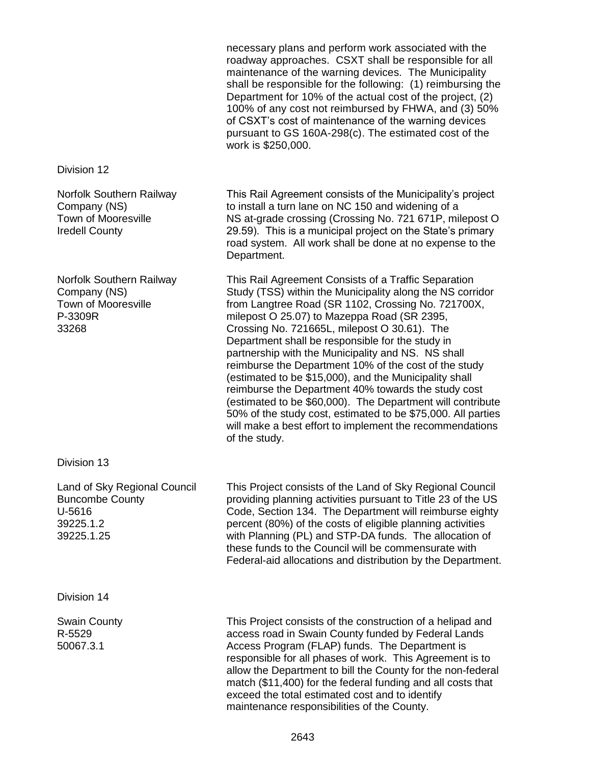necessary plans and perform work associated with the roadway approaches. CSXT shall be responsible for all maintenance of the warning devices. The Municipality shall be responsible for the following: (1) reimbursing the Department for 10% of the actual cost of the project, (2) 100% of any cost not reimbursed by FHWA, and (3) 50% of CSXT's cost of maintenance of the warning devices pursuant to GS 160A-298(c). The estimated cost of the work is $250,000.

Division 12

| | |
|---|---|
| Norfolk Southern Railway Company (NS)<br>Town of Mooresville<br>Iredell County | This Rail Agreement consists of the Municipality's project to install a turn lane on NC 150 and widening of a NS at-grade crossing (Crossing No. 721 671P, milepost O 29.59). This is a municipal project on the State's primary road system. All work shall be done at no expense to the Department. |
| Norfolk Southern Railway Company (NS)<br>Town of Mooresville<br>P-3309R<br>33268 | This Rail Agreement Consists of a Traffic Separation Study (TSS) within the Municipality along the NS corridor from Langtree Road (SR 1102, Crossing No. 721700X, milepost O 25.07) to Mazeppa Road (SR 2395, Crossing No. 721665L, milepost O 30.61). The Department shall be responsible for the study in partnership with the Municipality and NS. NS shall reimburse the Department 10% of the cost of the study (estimated to be $15,000), and the Municipality shall reimburse the Department 40% towards the study cost (estimated to be $60,000). The Department will contribute 50% of the study cost, estimated to be $75,000. All parties will make a best effort to implement the recommendations of the study. |

Division 13

| | |
|---|---|
| Land of Sky Regional Council<br>Buncombe County<br>U-5616<br>39225.1.2<br>39225.1.25 | This Project consists of the Land of Sky Regional Council providing planning activities pursuant to Title 23 of the US Code, Section 134. The Department will reimburse eighty percent (80%) of the costs of eligible planning activities with Planning (PL) and STP-DA funds. The allocation of these funds to the Council will be commensurate with Federal-aid allocations and distribution by the Department. |

Division 14

| | |
|---|---|
| Swain County<br>R-5529<br>50067.3.1 | This Project consists of the construction of a helipad and access road in Swain County funded by Federal Lands Access Program (FLAP) funds. The Department is responsible for all phases of work. This Agreement is to allow the Department to bill the County for the non-federal match ($11,400) for the federal funding and all costs that exceed the total estimated cost and to identify maintenance responsibilities of the County. |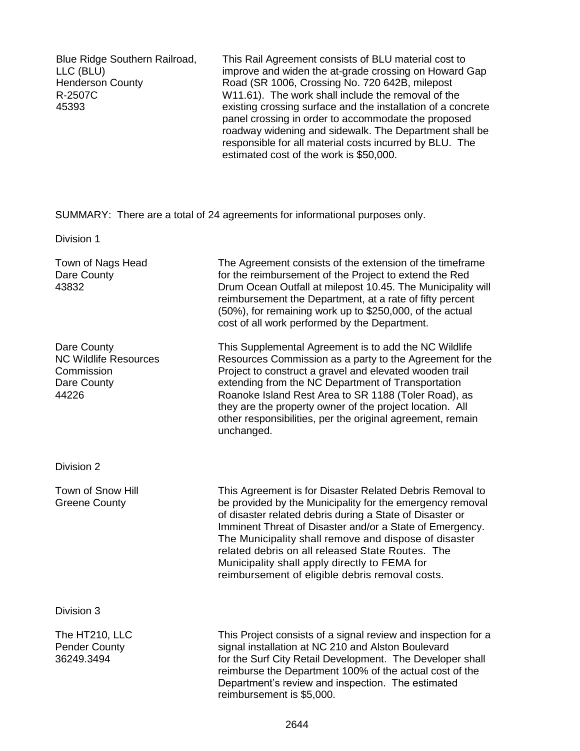| | |
|---|---|
| Blue Ridge Southern Railroad, LLC (BLU)<br>Henderson County<br>R-2507C<br>45393 | This Rail Agreement consists of BLU material cost to improve and widen the at-grade crossing on Howard Gap Road (SR 1006, Crossing No. 720 642B, milepost W11.61). The work shall include the removal of the existing crossing surface and the installation of a concrete panel crossing in order to accommodate the proposed roadway widening and sidewalk. The Department shall be responsible for all material costs incurred by BLU. The estimated cost of the work is $50,000. |

SUMMARY: There are a total of 24 agreements for informational purposes only.

Division 1

| | |
|---|---|
| Town of Nags Head<br>Dare County<br>43832 | The Agreement consists of the extension of the timeframe for the reimbursement of the Project to extend the Red Drum Ocean Outfall at milepost 10.45. The Municipality will reimbursement the Department, at a rate of fifty percent (50%), for remaining work up to $250,000, of the actual cost of all work performed by the Department. |
| Dare County<br>NC Wildlife Resources Commission<br>Dare County<br>44226 | This Supplemental Agreement is to add the NC Wildlife Resources Commission as a party to the Agreement for the Project to construct a gravel and elevated wooden trail extending from the NC Department of Transportation Roanoke Island Rest Area to SR 1188 (Toler Road), as they are the property owner of the project location. All other responsibilities, per the original agreement, remain unchanged. |

Division 2

| | |
|---|---|
| Town of Snow Hill<br>Greene County | This Agreement is for Disaster Related Debris Removal to be provided by the Municipality for the emergency removal of disaster related debris during a State of Disaster or Imminent Threat of Disaster and/or a State of Emergency. The Municipality shall remove and dispose of disaster related debris on all released State Routes. The Municipality shall apply directly to FEMA for reimbursement of eligible debris removal costs. |

Division 3

| | |
|---|---|
| The HT210, LLC<br>Pender County<br>36249.3494 | This Project consists of a signal review and inspection for a signal installation at NC 210 and Alston Boulevard for the Surf City Retail Development. The Developer shall reimburse the Department 100% of the actual cost of the Department's review and inspection. The estimated reimbursement is $5,000. |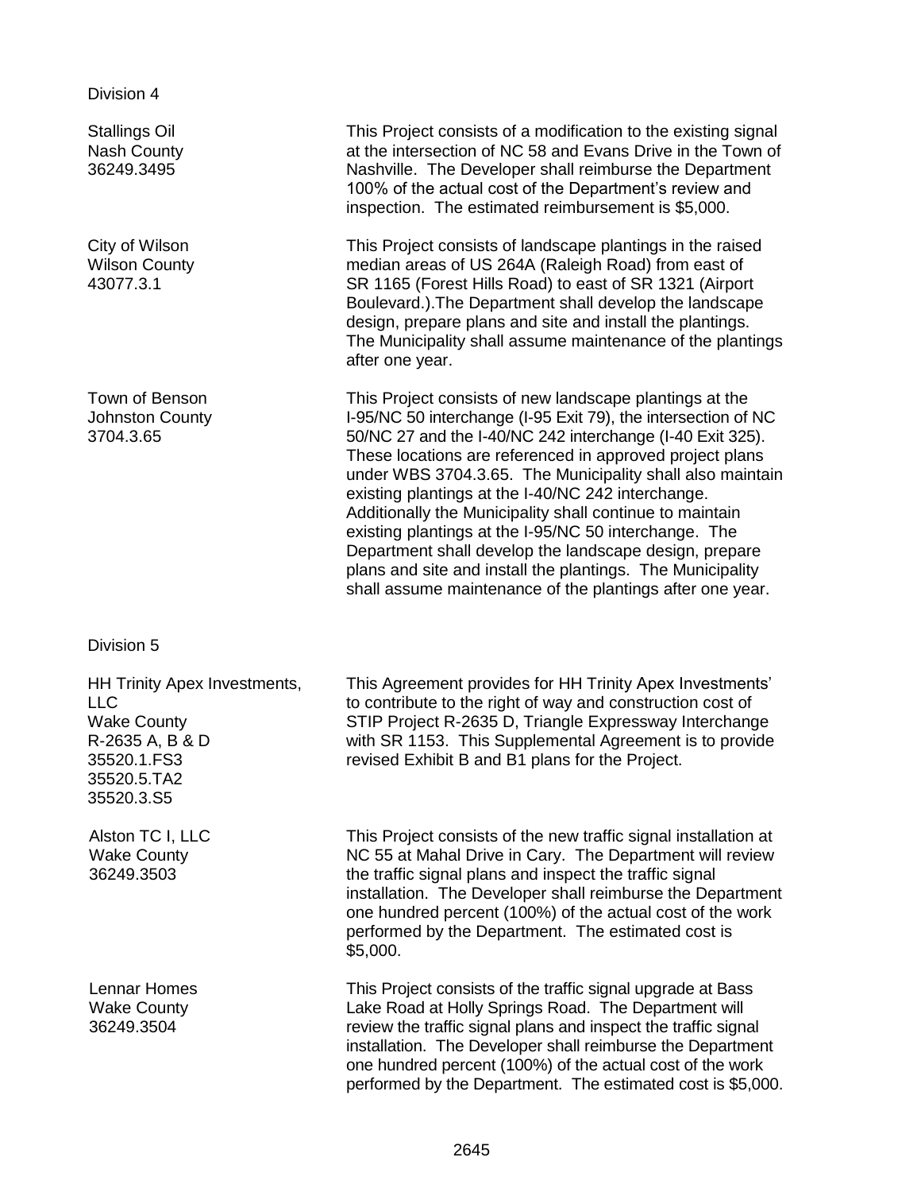Division 4

| | |
|---|---|
| Stallings Oil<br>Nash County<br>36249.3495 | This Project consists of a modification to the existing signal at the intersection of NC 58 and Evans Drive in the Town of Nashville. The Developer shall reimburse the Department 100% of the actual cost of the Department's review and inspection. The estimated reimbursement is $5,000. |
| City of Wilson<br>Wilson County<br>43077.3.1 | This Project consists of landscape plantings in the raised median areas of US 264A (Raleigh Road) from east of SR 1165 (Forest Hills Road) to east of SR 1321 (Airport Boulevard.).The Department shall develop the landscape design, prepare plans and site and install the plantings. The Municipality shall assume maintenance of the plantings after one year. |
| Town of Benson<br>Johnston County<br>3704.3.65 | This Project consists of new landscape plantings at the I-95/NC 50 interchange (I-95 Exit 79), the intersection of NC 50/NC 27 and the I-40/NC 242 interchange (I-40 Exit 325). These locations are referenced in approved project plans under WBS 3704.3.65. The Municipality shall also maintain existing plantings at the I-40/NC 242 interchange. Additionally the Municipality shall continue to maintain existing plantings at the I-95/NC 50 interchange. The Department shall develop the landscape design, prepare plans and site and install the plantings. The Municipality shall assume maintenance of the plantings after one year. |

Division 5

| | |
|---|---|
| HH Trinity Apex Investments, LLC<br>Wake County<br>R-2635 A, B & D<br>35520.1.FS3<br>35520.5.TA2<br>35520.3.S5 | This Agreement provides for HH Trinity Apex Investments' to contribute to the right of way and construction cost of STIP Project R-2635 D, Triangle Expressway Interchange with SR 1153. This Supplemental Agreement is to provide revised Exhibit B and B1 plans for the Project. |
| Alston TC I, LLC<br>Wake County<br>36249.3503 | This Project consists of the new traffic signal installation at NC 55 at Mahal Drive in Cary. The Department will review the traffic signal plans and inspect the traffic signal installation. The Developer shall reimburse the Department one hundred percent (100%) of the actual cost of the work performed by the Department. The estimated cost is $5,000. |
| Lennar Homes<br>Wake County<br>36249.3504 | This Project consists of the traffic signal upgrade at Bass Lake Road at Holly Springs Road. The Department will review the traffic signal plans and inspect the traffic signal installation. The Developer shall reimburse the Department one hundred percent (100%) of the actual cost of the work performed by the Department. The estimated cost is $5,000. |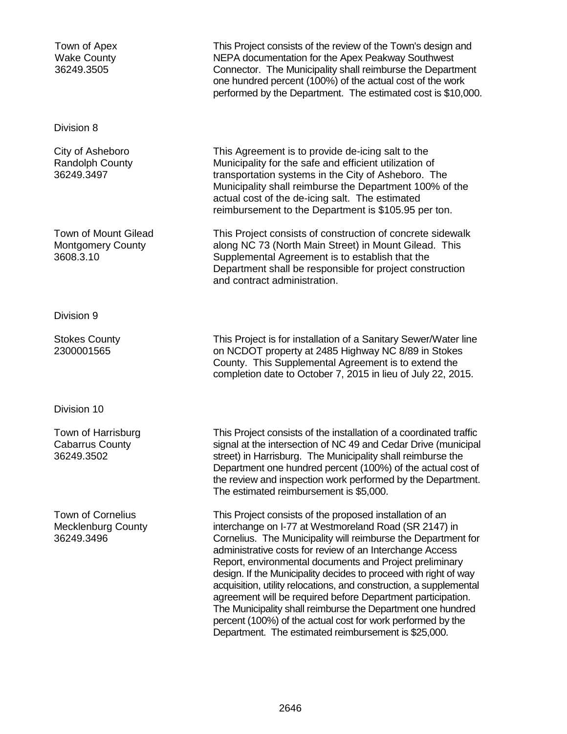Town of Apex
Wake County
36249.3505

This Project consists of the review of the Town's design and NEPA documentation for the Apex Peakway Southwest Connector. The Municipality shall reimburse the Department one hundred percent (100%) of the actual cost of the work performed by the Department. The estimated cost is $10,000.

Division 8

City of Asheboro
Randolph County
36249.3497

This Agreement is to provide de-icing salt to the Municipality for the safe and efficient utilization of transportation systems in the City of Asheboro. The Municipality shall reimburse the Department 100% of the actual cost of the de-icing salt. The estimated reimbursement to the Department is $105.95 per ton.

Town of Mount Gilead
Montgomery County
3608.3.10

This Project consists of construction of concrete sidewalk along NC 73 (North Main Street) in Mount Gilead. This Supplemental Agreement is to establish that the Department shall be responsible for project construction and contract administration.

Division 9

Stokes County
2300001565

This Project is for installation of a Sanitary Sewer/Water line on NCDOT property at 2485 Highway NC 8/89 in Stokes County. This Supplemental Agreement is to extend the completion date to October 7, 2015 in lieu of July 22, 2015.

Division 10

Town of Harrisburg
Cabarrus County
36249.3502

This Project consists of the installation of a coordinated traffic signal at the intersection of NC 49 and Cedar Drive (municipal street) in Harrisburg. The Municipality shall reimburse the Department one hundred percent (100%) of the actual cost of the review and inspection work performed by the Department. The estimated reimbursement is $5,000.

Town of Cornelius
Mecklenburg County
36249.3496

This Project consists of the proposed installation of an interchange on I-77 at Westmoreland Road (SR 2147) in Cornelius. The Municipality will reimburse the Department for administrative costs for review of an Interchange Access Report, environmental documents and Project preliminary design. If the Municipality decides to proceed with right of way acquisition, utility relocations, and construction, a supplemental agreement will be required before Department participation. The Municipality shall reimburse the Department one hundred percent (100%) of the actual cost for work performed by the Department. The estimated reimbursement is $25,000.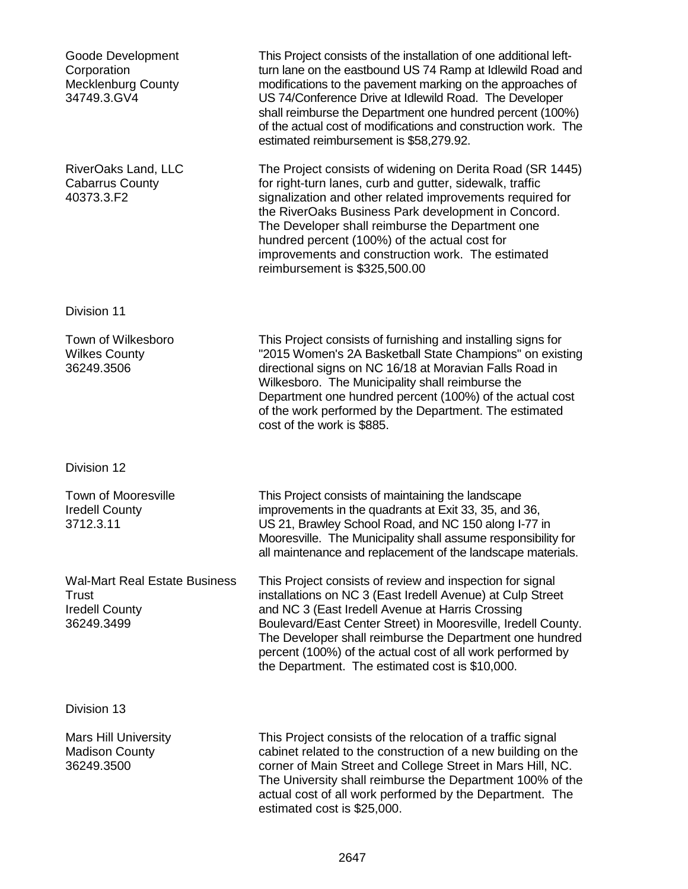| | |
|---|---|
| Goode Development Corporation<br>Mecklenburg County<br>34749.3.GV4 | This Project consists of the installation of one additional left-turn lane on the eastbound US 74 Ramp at Idlewild Road and modifications to the pavement marking on the approaches of US 74/Conference Drive at Idlewild Road. The Developer shall reimburse the Department one hundred percent (100%) of the actual cost of modifications and construction work. The estimated reimbursement is $58,279.92. |
| RiverOaks Land, LLC<br>Cabarrus County<br>40373.3.F2 | The Project consists of widening on Derita Road (SR 1445) for right-turn lanes, curb and gutter, sidewalk, traffic signalization and other related improvements required for the RiverOaks Business Park development in Concord. The Developer shall reimburse the Department one hundred percent (100%) of the actual cost for improvements and construction work. The estimated reimbursement is $325,500.00 |

Division 11

| | |
|---|---|
| Town of Wilkesboro<br>Wilkes County<br>36249.3506 | This Project consists of furnishing and installing signs for "2015 Women's 2A Basketball State Champions" on existing directional signs on NC 16/18 at Moravian Falls Road in Wilkesboro. The Municipality shall reimburse the Department one hundred percent (100%) of the actual cost of the work performed by the Department. The estimated cost of the work is $885. |

Division 12

| | |
|---|---|
| Town of Mooresville<br>Iredell County<br>3712.3.11 | This Project consists of maintaining the landscape improvements in the quadrants at Exit 33, 35, and 36, US 21, Brawley School Road, and NC 150 along I-77 in Mooresville. The Municipality shall assume responsibility for all maintenance and replacement of the landscape materials. |
| Wal-Mart Real Estate Business Trust<br>Iredell County<br>36249.3499 | This Project consists of review and inspection for signal installations on NC 3 (East Iredell Avenue) at Culp Street and NC 3 (East Iredell Avenue at Harris Crossing Boulevard/East Center Street) in Mooresville, Iredell County. The Developer shall reimburse the Department one hundred percent (100%) of the actual cost of all work performed by the Department. The estimated cost is $10,000. |

Division 13

| | |
|---|---|
| Mars Hill University<br>Madison County<br>36249.3500 | This Project consists of the relocation of a traffic signal cabinet related to the construction of a new building on the corner of Main Street and College Street in Mars Hill, NC. The University shall reimburse the Department 100% of the actual cost of all work performed by the Department. The estimated cost is $25,000. |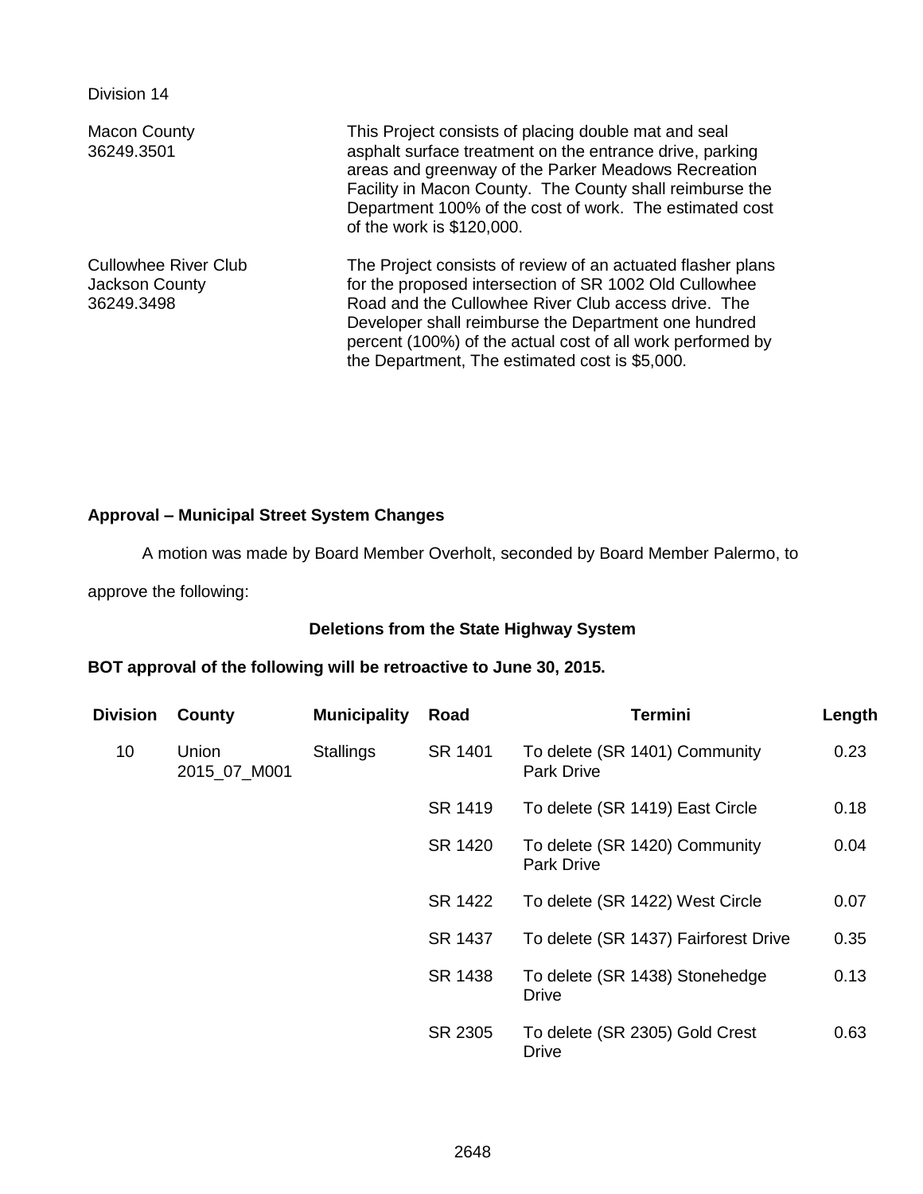Division 14

| | |
|---|---|
| Macon County<br>36249.3501 | This Project consists of placing double mat and seal asphalt surface treatment on the entrance drive, parking areas and greenway of the Parker Meadows Recreation Facility in Macon County. The County shall reimburse the Department 100% of the cost of work. The estimated cost of the work is $120,000. |
| Cullowhee River Club<br>Jackson County<br>36249.3498 | The Project consists of review of an actuated flasher plans for the proposed intersection of SR 1002 Old Cullowhee Road and the Cullowhee River Club access drive. The Developer shall reimburse the Department one hundred percent (100%) of the actual cost of all work performed by the Department, The estimated cost is $5,000. |

**Approval – Municipal Street System Changes**

A motion was made by Board Member Overholt, seconded by Board Member Palermo, to approve the following:

**Deletions from the State Highway System**

**BOT approval of the following will be retroactive to June 30, 2015.**

| Division | County | Municipality | Road | Termini | Length |
|---|---|---|---|---|---|
| 10 | Union<br>2015_07_M001 | Stallings | SR 1401 | To delete (SR 1401) Community Park Drive | 0.23 |
| | | | SR 1419 | To delete (SR 1419) East Circle | 0.18 |
| | | | SR 1420 | To delete (SR 1420) Community Park Drive | 0.04 |
| | | | SR 1422 | To delete (SR 1422) West Circle | 0.07 |
| | | | SR 1437 | To delete (SR 1437) Fairforest Drive | 0.35 |
| | | | SR 1438 | To delete (SR 1438) Stonehedge Drive | 0.13 |
| | | | SR 2305 | To delete (SR 2305) Gold Crest Drive | 0.63 |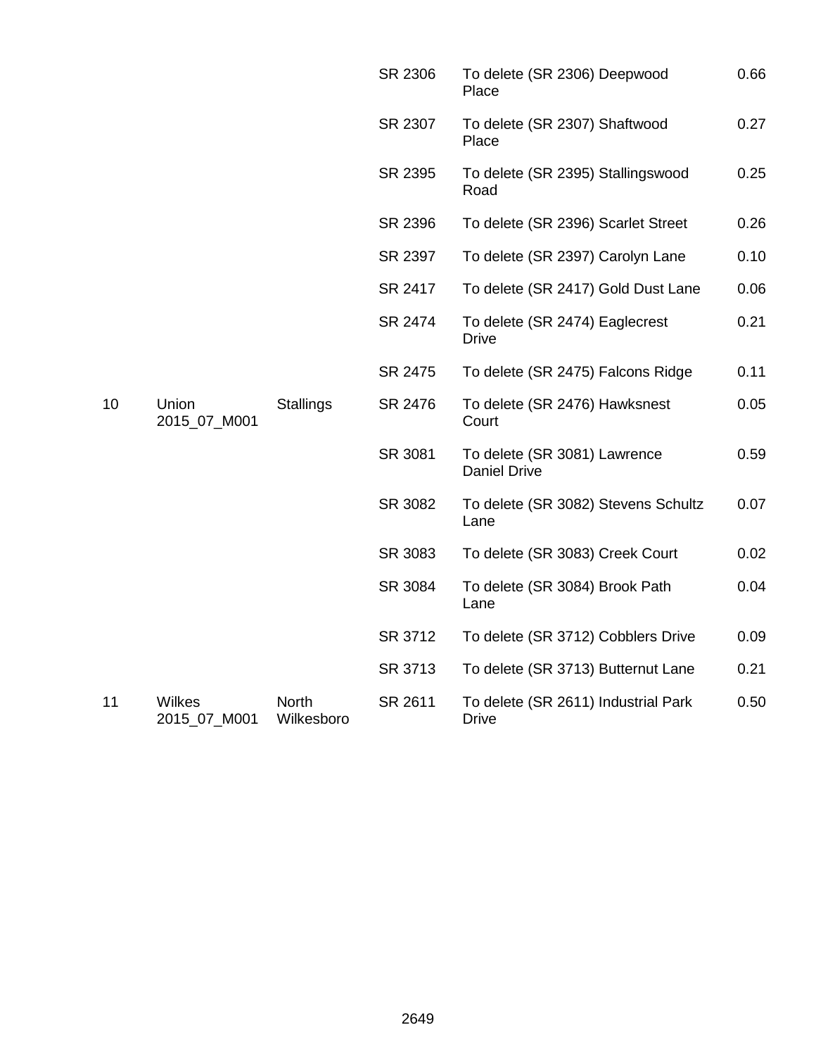| | | | | | |
|---|---|---|---|---|---|
| | | | SR 2306 | To delete (SR 2306) Deepwood Place | 0.66 |
| | | | SR 2307 | To delete (SR 2307) Shaftwood Place | 0.27 |
| | | | SR 2395 | To delete (SR 2395) Stallingswood Road | 0.25 |
| | | | SR 2396 | To delete (SR 2396) Scarlet Street | 0.26 |
| | | | SR 2397 | To delete (SR 2397) Carolyn Lane | 0.10 |
| | | | SR 2417 | To delete (SR 2417) Gold Dust Lane | 0.06 |
| | | | SR 2474 | To delete (SR 2474) Eaglecrest Drive | 0.21 |
| | | | SR 2475 | To delete (SR 2475) Falcons Ridge | 0.11 |
| 10 | Union 2015_07_M001 | Stallings | SR 2476 | To delete (SR 2476) Hawksnest Court | 0.05 |
| | | | SR 3081 | To delete (SR 3081) Lawrence Daniel Drive | 0.59 |
| | | | SR 3082 | To delete (SR 3082) Stevens Schultz Lane | 0.07 |
| | | | SR 3083 | To delete (SR 3083) Creek Court | 0.02 |
| | | | SR 3084 | To delete (SR 3084) Brook Path Lane | 0.04 |
| | | | SR 3712 | To delete (SR 3712) Cobblers Drive | 0.09 |
| | | | SR 3713 | To delete (SR 3713) Butternut Lane | 0.21 |
| 11 | Wilkes 2015_07_M001 | North Wilkesboro | SR 2611 | To delete (SR 2611) Industrial Park Drive | 0.50 |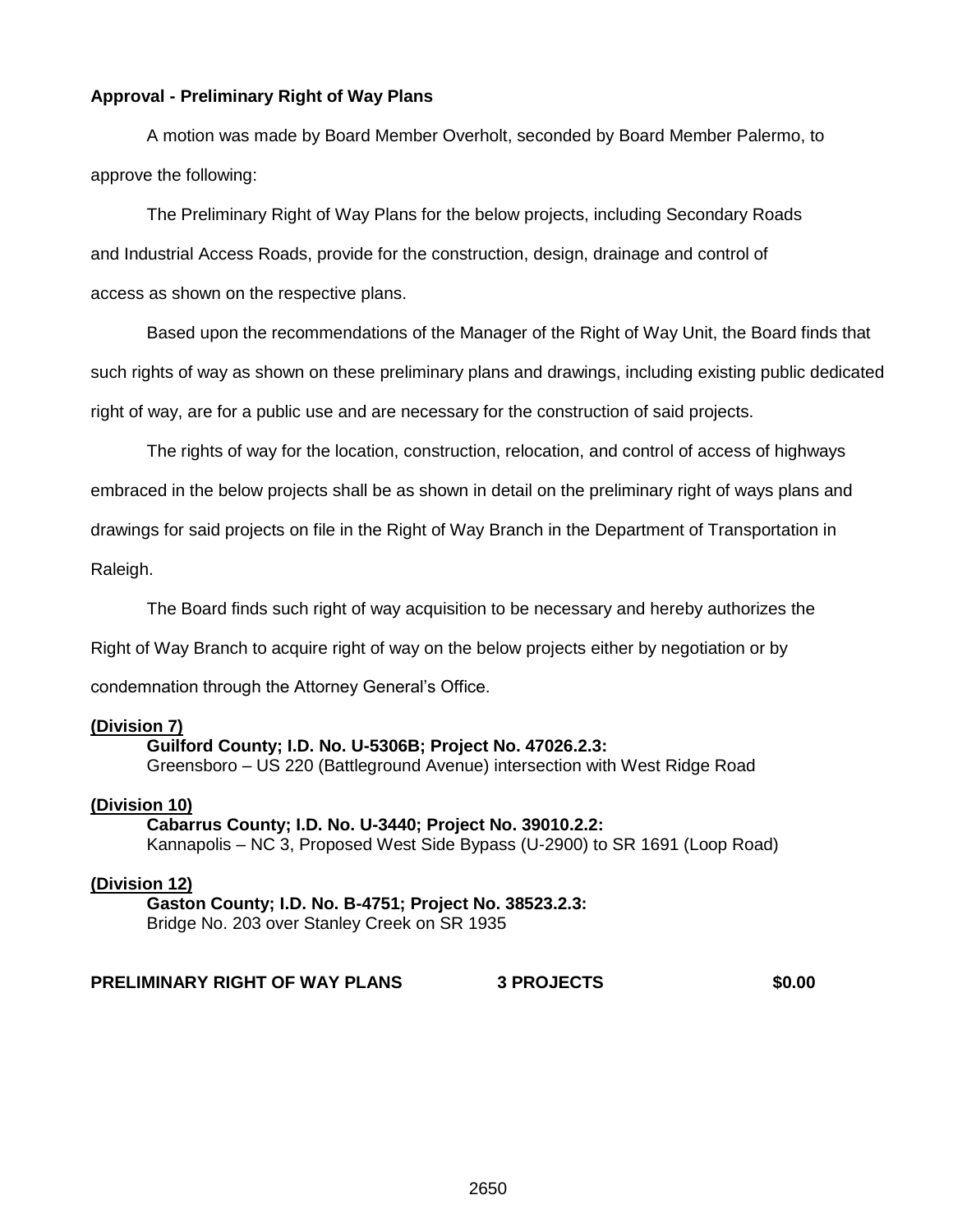**Approval - Preliminary Right of Way Plans**

A motion was made by Board Member Overholt, seconded by Board Member Palermo, to approve the following:

The Preliminary Right of Way Plans for the below projects, including Secondary Roads and Industrial Access Roads, provide for the construction, design, drainage and control of access as shown on the respective plans.

Based upon the recommendations of the Manager of the Right of Way Unit, the Board finds that such rights of way as shown on these preliminary plans and drawings, including existing public dedicated right of way, are for a public use and are necessary for the construction of said projects.

The rights of way for the location, construction, relocation, and control of access of highways embraced in the below projects shall be as shown in detail on the preliminary right of ways plans and drawings for said projects on file in the Right of Way Branch in the Department of Transportation in Raleigh.

The Board finds such right of way acquisition to be necessary and hereby authorizes the Right of Way Branch to acquire right of way on the below projects either by negotiation or by condemnation through the Attorney General's Office.

**(Division 7)**

**Guilford County; I.D. No. U-5306B; Project No. 47026.2.3:**
Greensboro – US 220 (Battleground Avenue) intersection with West Ridge Road

**(Division 10)**

**Cabarrus County; I.D. No. U-3440; Project No. 39010.2.2:**
Kannapolis – NC 3, Proposed West Side Bypass (U-2900) to SR 1691 (Loop Road)

**(Division 12)**

**Gaston County; I.D. No. B-4751; Project No. 38523.2.3:**
Bridge No. 203 over Stanley Creek on SR 1935

**PRELIMINARY RIGHT OF WAY PLANS 3 PROJECTS $0.00**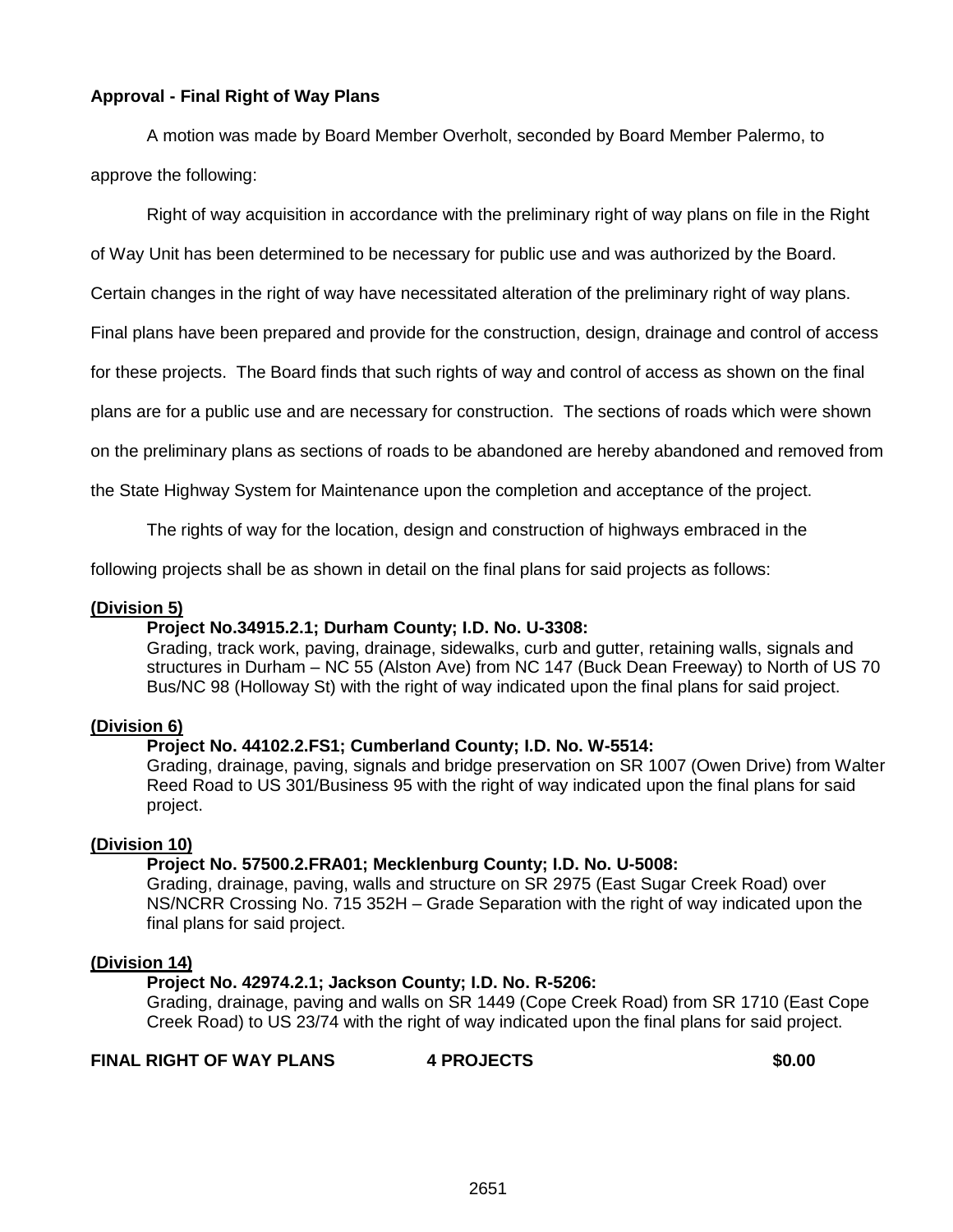**Approval - Final Right of Way Plans**

A motion was made by Board Member Overholt, seconded by Board Member Palermo, to approve the following:

Right of way acquisition in accordance with the preliminary right of way plans on file in the Right of Way Unit has been determined to be necessary for public use and was authorized by the Board. Certain changes in the right of way have necessitated alteration of the preliminary right of way plans. Final plans have been prepared and provide for the construction, design, drainage and control of access for these projects. The Board finds that such rights of way and control of access as shown on the final plans are for a public use and are necessary for construction. The sections of roads which were shown on the preliminary plans as sections of roads to be abandoned are hereby abandoned and removed from the State Highway System for Maintenance upon the completion and acceptance of the project.

The rights of way for the location, design and construction of highways embraced in the following projects shall be as shown in detail on the final plans for said projects as follows:

**(Division 5)**

**Project No.34915.2.1; Durham County; I.D. No. U-3308:**
Grading, track work, paving, drainage, sidewalks, curb and gutter, retaining walls, signals and structures in Durham – NC 55 (Alston Ave) from NC 147 (Buck Dean Freeway) to North of US 70 Bus/NC 98 (Holloway St) with the right of way indicated upon the final plans for said project.

**(Division 6)**

**Project No. 44102.2.FS1; Cumberland County; I.D. No. W-5514:**
Grading, drainage, paving, signals and bridge preservation on SR 1007 (Owen Drive) from Walter Reed Road to US 301/Business 95 with the right of way indicated upon the final plans for said project.

**(Division 10)**

**Project No. 57500.2.FRA01; Mecklenburg County; I.D. No. U-5008:**
Grading, drainage, paving, walls and structure on SR 2975 (East Sugar Creek Road) over NS/NCRR Crossing No. 715 352H – Grade Separation with the right of way indicated upon the final plans for said project.

**(Division 14)**

**Project No. 42974.2.1; Jackson County; I.D. No. R-5206:**
Grading, drainage, paving and walls on SR 1449 (Cope Creek Road) from SR 1710 (East Cope Creek Road) to US 23/74 with the right of way indicated upon the final plans for said project.

**FINAL RIGHT OF WAY PLANS 4 PROJECTS $0.00**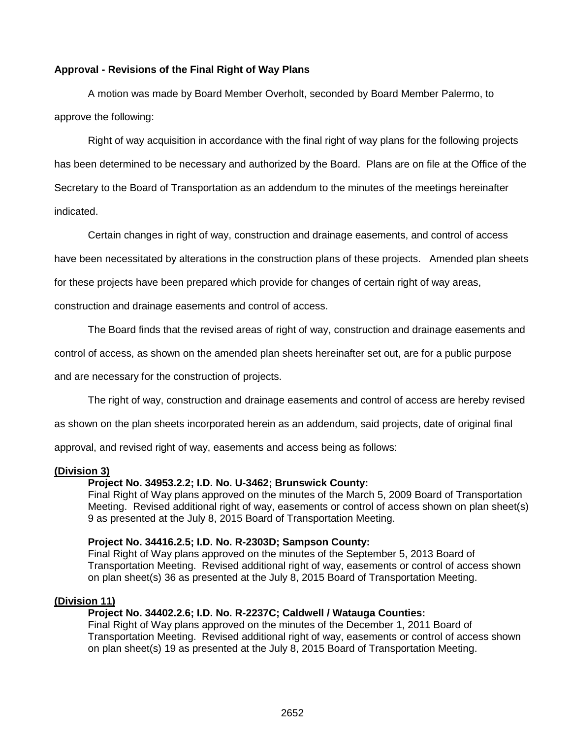**Approval - Revisions of the Final Right of Way Plans**

A motion was made by Board Member Overholt, seconded by Board Member Palermo, to approve the following:

Right of way acquisition in accordance with the final right of way plans for the following projects has been determined to be necessary and authorized by the Board. Plans are on file at the Office of the Secretary to the Board of Transportation as an addendum to the minutes of the meetings hereinafter indicated.

Certain changes in right of way, construction and drainage easements, and control of access have been necessitated by alterations in the construction plans of these projects. Amended plan sheets for these projects have been prepared which provide for changes of certain right of way areas, construction and drainage easements and control of access.

The Board finds that the revised areas of right of way, construction and drainage easements and control of access, as shown on the amended plan sheets hereinafter set out, are for a public purpose and are necessary for the construction of projects.

The right of way, construction and drainage easements and control of access are hereby revised as shown on the plan sheets incorporated herein as an addendum, said projects, date of original final approval, and revised right of way, easements and access being as follows:

**(Division 3)**

**Project No. 34953.2.2; I.D. No. U-3462; Brunswick County:**
Final Right of Way plans approved on the minutes of the March 5, 2009 Board of Transportation Meeting. Revised additional right of way, easements or control of access shown on plan sheet(s) 9 as presented at the July 8, 2015 Board of Transportation Meeting.

**Project No. 34416.2.5; I.D. No. R-2303D; Sampson County:**
Final Right of Way plans approved on the minutes of the September 5, 2013 Board of Transportation Meeting. Revised additional right of way, easements or control of access shown on plan sheet(s) 36 as presented at the July 8, 2015 Board of Transportation Meeting.

**(Division 11)**

**Project No. 34402.2.6; I.D. No. R-2237C; Caldwell / Watauga Counties:**
Final Right of Way plans approved on the minutes of the December 1, 2011 Board of Transportation Meeting. Revised additional right of way, easements or control of access shown on plan sheet(s) 19 as presented at the July 8, 2015 Board of Transportation Meeting.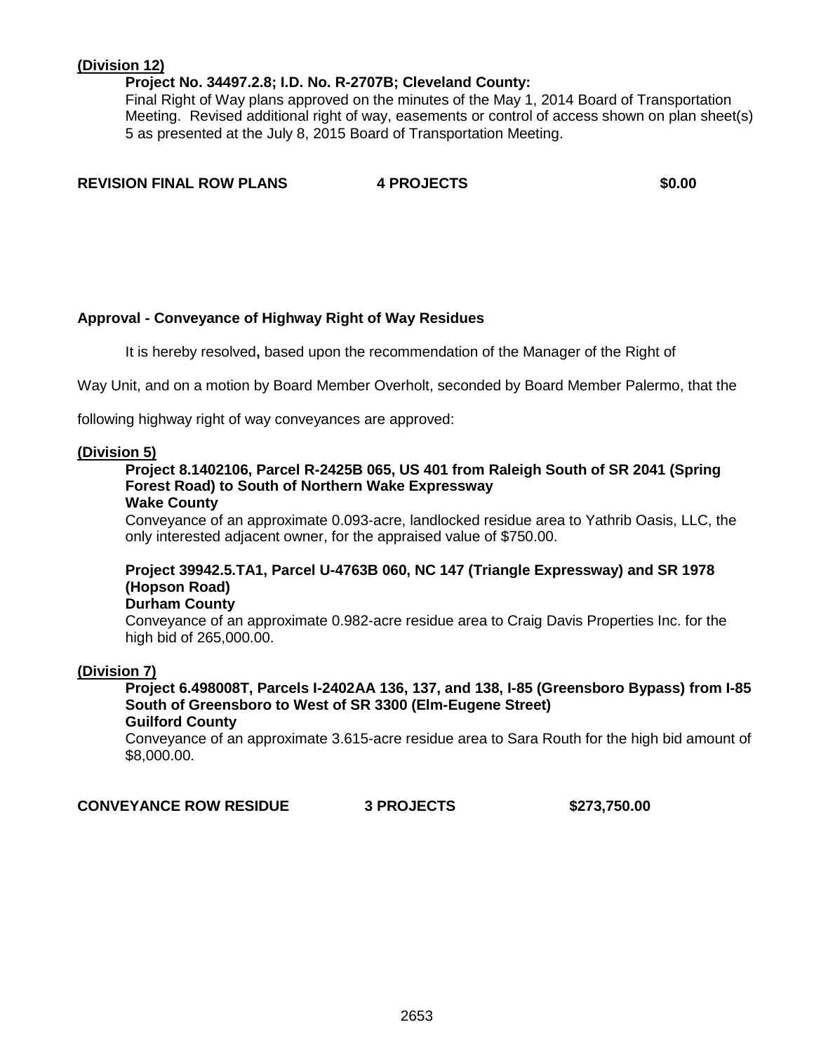**(Division 12)**

**Project No. 34497.2.8; I.D. No. R-2707B; Cleveland County:**

Final Right of Way plans approved on the minutes of the May 1, 2014 Board of Transportation Meeting. Revised additional right of way, easements or control of access shown on plan sheet(s) 5 as presented at the July 8, 2015 Board of Transportation Meeting.

**REVISION FINAL ROW PLANS 4 PROJECTS $0.00**

### Approval - Conveyance of Highway Right of Way Residues

It is hereby resolved**,** based upon the recommendation of the Manager of the Right of Way Unit, and on a motion by Board Member Overholt, seconded by Board Member Palermo, that the following highway right of way conveyances are approved:

**(Division 5)**

**Project 8.1402106, Parcel R-2425B 065, US 401 from Raleigh South of SR 2041 (Spring Forest Road) to South of Northern Wake Expressway**
**Wake County**

Conveyance of an approximate 0.093-acre, landlocked residue area to Yathrib Oasis, LLC, the only interested adjacent owner, for the appraised value of $750.00.

**Project 39942.5.TA1, Parcel U-4763B 060, NC 147 (Triangle Expressway) and SR 1978 (Hopson Road)**
**Durham County**

Conveyance of an approximate 0.982-acre residue area to Craig Davis Properties Inc. for the high bid of 265,000.00.

**(Division 7)**

**Project 6.498008T, Parcels I-2402AA 136, 137, and 138, I-85 (Greensboro Bypass) from I-85 South of Greensboro to West of SR 3300 (Elm-Eugene Street)**
**Guilford County**

Conveyance of an approximate 3.615-acre residue area to Sara Routh for the high bid amount of $8,000.00.

**CONVEYANCE ROW RESIDUE 3 PROJECTS $273,750.00**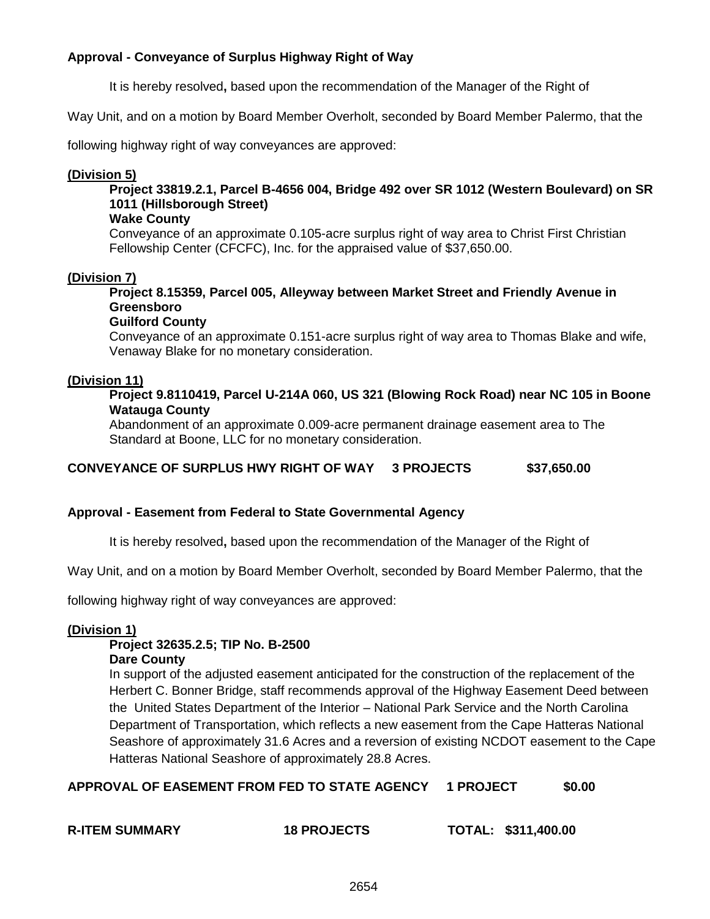**Approval - Conveyance of Surplus Highway Right of Way**

It is hereby resolved**,** based upon the recommendation of the Manager of the Right of Way Unit, and on a motion by Board Member Overholt, seconded by Board Member Palermo, that the following highway right of way conveyances are approved:

**(Division 5)**

**Project 33819.2.1, Parcel B-4656 004, Bridge 492 over SR 1012 (Western Boulevard) on SR 1011 (Hillsborough Street)**
**Wake County**
Conveyance of an approximate 0.105-acre surplus right of way area to Christ First Christian Fellowship Center (CFCFC), Inc. for the appraised value of $37,650.00.

**(Division 7)**

**Project 8.15359, Parcel 005, Alleyway between Market Street and Friendly Avenue in Greensboro**
**Guilford County**
Conveyance of an approximate 0.151-acre surplus right of way area to Thomas Blake and wife, Venaway Blake for no monetary consideration.

**(Division 11)**

**Project 9.8110419, Parcel U-214A 060, US 321 (Blowing Rock Road) near NC 105 in Boone**
**Watauga County**
Abandonment of an approximate 0.009-acre permanent drainage easement area to The Standard at Boone, LLC for no monetary consideration.

**CONVEYANCE OF SURPLUS HWY RIGHT OF WAY 3 PROJECTS $37,650.00**

**Approval - Easement from Federal to State Governmental Agency**

It is hereby resolved**,** based upon the recommendation of the Manager of the Right of Way Unit, and on a motion by Board Member Overholt, seconded by Board Member Palermo, that the following highway right of way conveyances are approved:

**(Division 1)**

**Project 32635.2.5; TIP No. B-2500**
**Dare County**
In support of the adjusted easement anticipated for the construction of the replacement of the Herbert C. Bonner Bridge, staff recommends approval of the Highway Easement Deed between the United States Department of the Interior – National Park Service and the North Carolina Department of Transportation, which reflects a new easement from the Cape Hatteras National Seashore of approximately 31.6 Acres and a reversion of existing NCDOT easement to the Cape Hatteras National Seashore of approximately 28.8 Acres.

**APPROVAL OF EASEMENT FROM FED TO STATE AGENCY 1 PROJECT $0.00**

**R-ITEM SUMMARY 18 PROJECTS TOTAL: $311,400.00**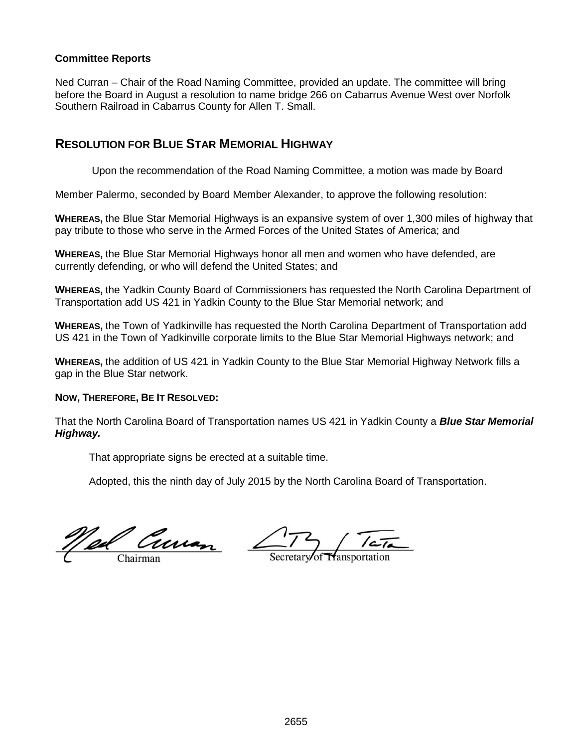**Committee Reports**

Ned Curran – Chair of the Road Naming Committee, provided an update. The committee will bring before the Board in August a resolution to name bridge 266 on Cabarrus Avenue West over Norfolk Southern Railroad in Cabarrus County for Allen T. Small.

## RESOLUTION FOR BLUE STAR MEMORIAL HIGHWAY

Upon the recommendation of the Road Naming Committee, a motion was made by Board Member Palermo, seconded by Board Member Alexander, to approve the following resolution:

**WHEREAS,** the Blue Star Memorial Highways is an expansive system of over 1,300 miles of highway that pay tribute to those who serve in the Armed Forces of the United States of America; and

**WHEREAS,** the Blue Star Memorial Highways honor all men and women who have defended, are currently defending, or who will defend the United States; and

**WHEREAS,** the Yadkin County Board of Commissioners has requested the North Carolina Department of Transportation add US 421 in Yadkin County to the Blue Star Memorial network; and

**WHEREAS,** the Town of Yadkinville has requested the North Carolina Department of Transportation add US 421 in the Town of Yadkinville corporate limits to the Blue Star Memorial Highways network; and

**WHEREAS,** the addition of US 421 in Yadkin County to the Blue Star Memorial Highway Network fills a gap in the Blue Star network.

**NOW, THEREFORE, BE IT RESOLVED:**

That the North Carolina Board of Transportation names US 421 in Yadkin County a ***Blue Star Memorial Highway.***

That appropriate signs be erected at a suitable time.

Adopted, this the ninth day of July 2015 by the North Carolina Board of Transportation.

Chairman

Secretary of Transportation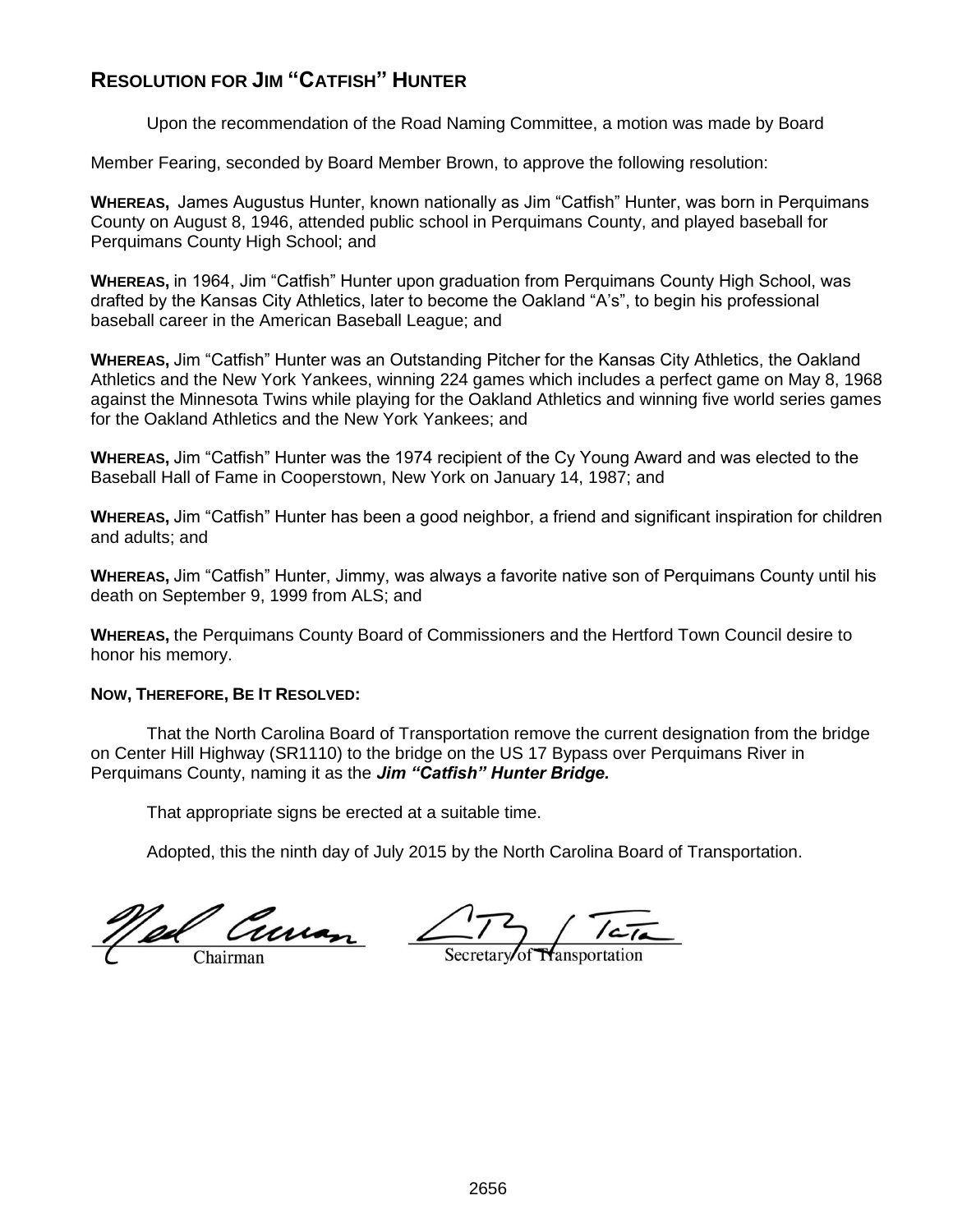## RESOLUTION FOR JIM "CATFISH" HUNTER

Upon the recommendation of the Road Naming Committee, a motion was made by Board Member Fearing, seconded by Board Member Brown, to approve the following resolution:

**WHEREAS,** James Augustus Hunter, known nationally as Jim "Catfish" Hunter, was born in Perquimans County on August 8, 1946, attended public school in Perquimans County, and played baseball for Perquimans County High School; and

**WHEREAS,** in 1964, Jim "Catfish" Hunter upon graduation from Perquimans County High School, was drafted by the Kansas City Athletics, later to become the Oakland "A's", to begin his professional baseball career in the American Baseball League; and

**WHEREAS,** Jim "Catfish" Hunter was an Outstanding Pitcher for the Kansas City Athletics, the Oakland Athletics and the New York Yankees, winning 224 games which includes a perfect game on May 8, 1968 against the Minnesota Twins while playing for the Oakland Athletics and winning five world series games for the Oakland Athletics and the New York Yankees; and

**WHEREAS,** Jim "Catfish" Hunter was the 1974 recipient of the Cy Young Award and was elected to the Baseball Hall of Fame in Cooperstown, New York on January 14, 1987; and

**WHEREAS,** Jim "Catfish" Hunter has been a good neighbor, a friend and significant inspiration for children and adults; and

**WHEREAS,** Jim "Catfish" Hunter, Jimmy, was always a favorite native son of Perquimans County until his death on September 9, 1999 from ALS; and

**WHEREAS,** the Perquimans County Board of Commissioners and the Hertford Town Council desire to honor his memory.

**NOW, THEREFORE, BE IT RESOLVED:**

That the North Carolina Board of Transportation remove the current designation from the bridge on Center Hill Highway (SR1110) to the bridge on the US 17 Bypass over Perquimans River in Perquimans County, naming it as the ***Jim "Catfish" Hunter Bridge.***

That appropriate signs be erected at a suitable time.

Adopted, this the ninth day of July 2015 by the North Carolina Board of Transportation.

Chairman

Secretary of Transportation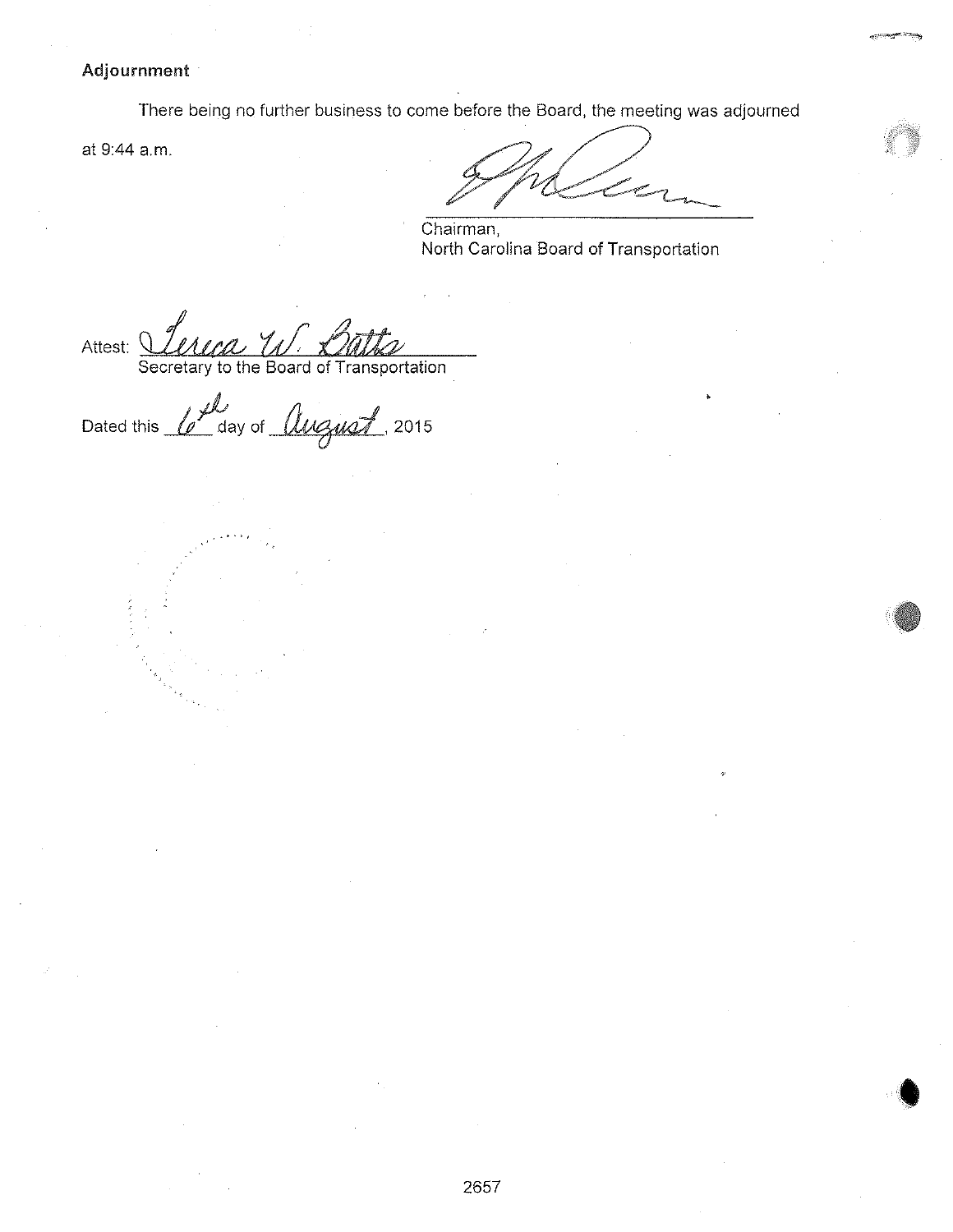**Adjournment**

There being no further business to come before the Board, the meeting was adjourned at 9:44 a.m.

Chairman,
North Carolina Board of Transportation

Attest: Teresa W. Batts
Secretary to the Board of Transportation

Dated this 6th day of August, 2015